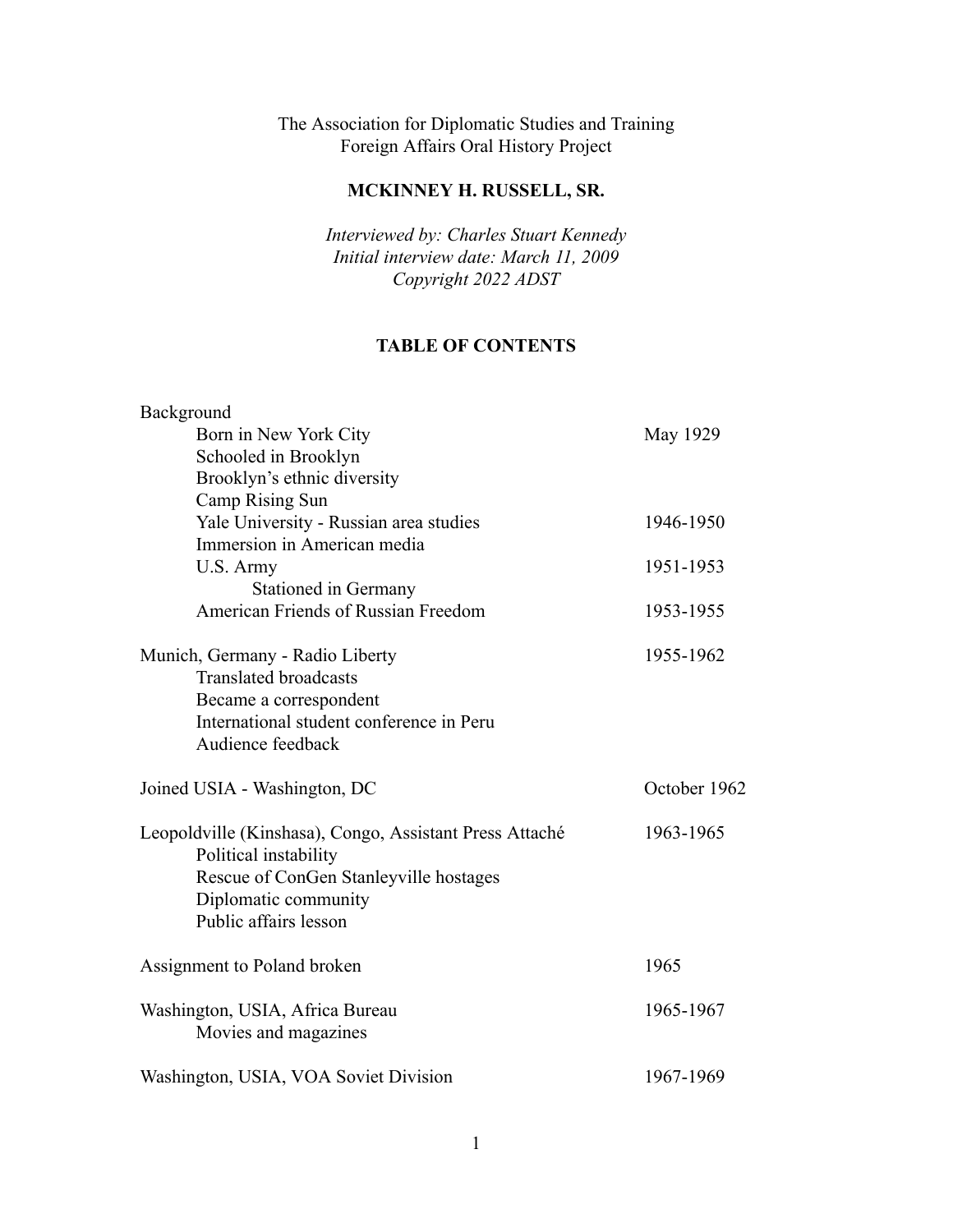The Association for Diplomatic Studies and Training
Foreign Affairs Oral History Project

# MCKINNEY H. RUSSELL, SR.

*Interviewed by: Charles Stuart Kennedy*
*Initial interview date: March 11, 2009*
*Copyright 2022 ADST*

## TABLE OF CONTENTS

| | |
|---|---|
| Background | |
| Born in New York City | May 1929 |
| Schooled in Brooklyn | |
| Brooklyn's ethnic diversity | |
| Camp Rising Sun | |
| Yale University - Russian area studies | 1946-1950 |
| Immersion in American media | |
| U.S. Army | 1951-1953 |
| Stationed in Germany | |
| American Friends of Russian Freedom | 1953-1955 |
| | |
| Munich, Germany - Radio Liberty | 1955-1962 |
| Translated broadcasts | |
| Became a correspondent | |
| International student conference in Peru | |
| Audience feedback | |
| | |
| Joined USIA - Washington, DC | October 1962 |
| | |
| Leopoldville (Kinshasa), Congo, Assistant Press Attaché | 1963-1965 |
| Political instability | |
| Rescue of ConGen Stanleyville hostages | |
| Diplomatic community | |
| Public affairs lesson | |
| | |
| Assignment to Poland broken | 1965 |
| | |
| Washington, USIA, Africa Bureau | 1965-1967 |
| Movies and magazines | |
| | |
| Washington, USIA, VOA Soviet Division | 1967-1969 |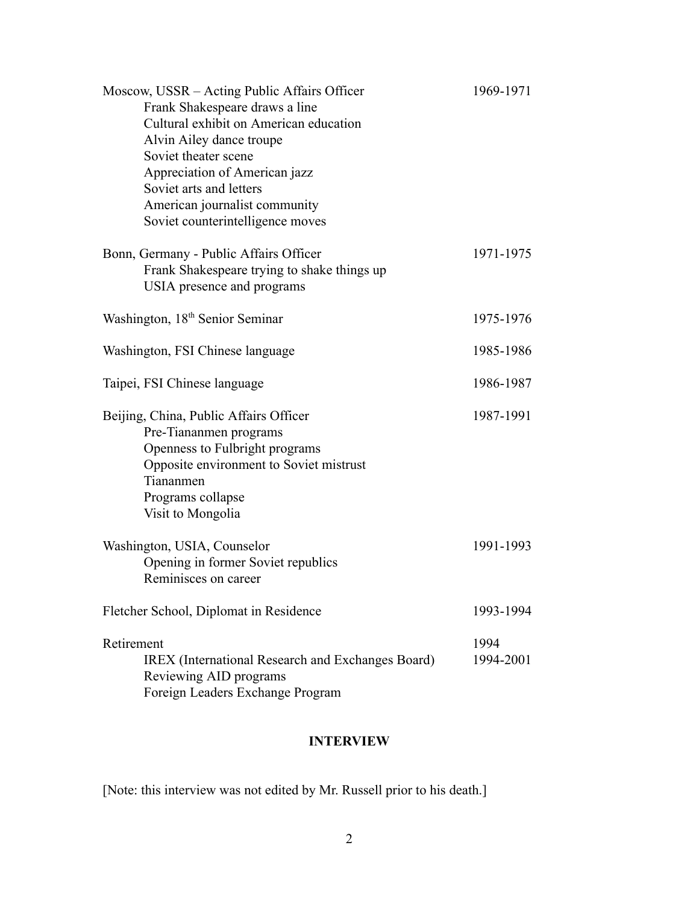Moscow, USSR – Acting Public Affairs Officer 1969-1971

- Frank Shakespeare draws a line
- Cultural exhibit on American education
- Alvin Ailey dance troupe
- Soviet theater scene
- Appreciation of American jazz
- Soviet arts and letters
- American journalist community
- Soviet counterintelligence moves

Bonn, Germany - Public Affairs Officer 1971-1975

- Frank Shakespeare trying to shake things up
- USIA presence and programs

Washington, 18th Senior Seminar 1975-1976

Washington, FSI Chinese language 1985-1986

Taipei, FSI Chinese language 1986-1987

Beijing, China, Public Affairs Officer 1987-1991

- Pre-Tiananmen programs
- Openness to Fulbright programs
- Opposite environment to Soviet mistrust
- Tiananmen
- Programs collapse
- Visit to Mongolia

Washington, USIA, Counselor 1991-1993

- Opening in former Soviet republics
- Reminisces on career

Fletcher School, Diplomat in Residence 1993-1994

Retirement 1994

- IREX (International Research and Exchanges Board) 1994-2001
- Reviewing AID programs
- Foreign Leaders Exchange Program

## INTERVIEW

[Note: this interview was not edited by Mr. Russell prior to his death.]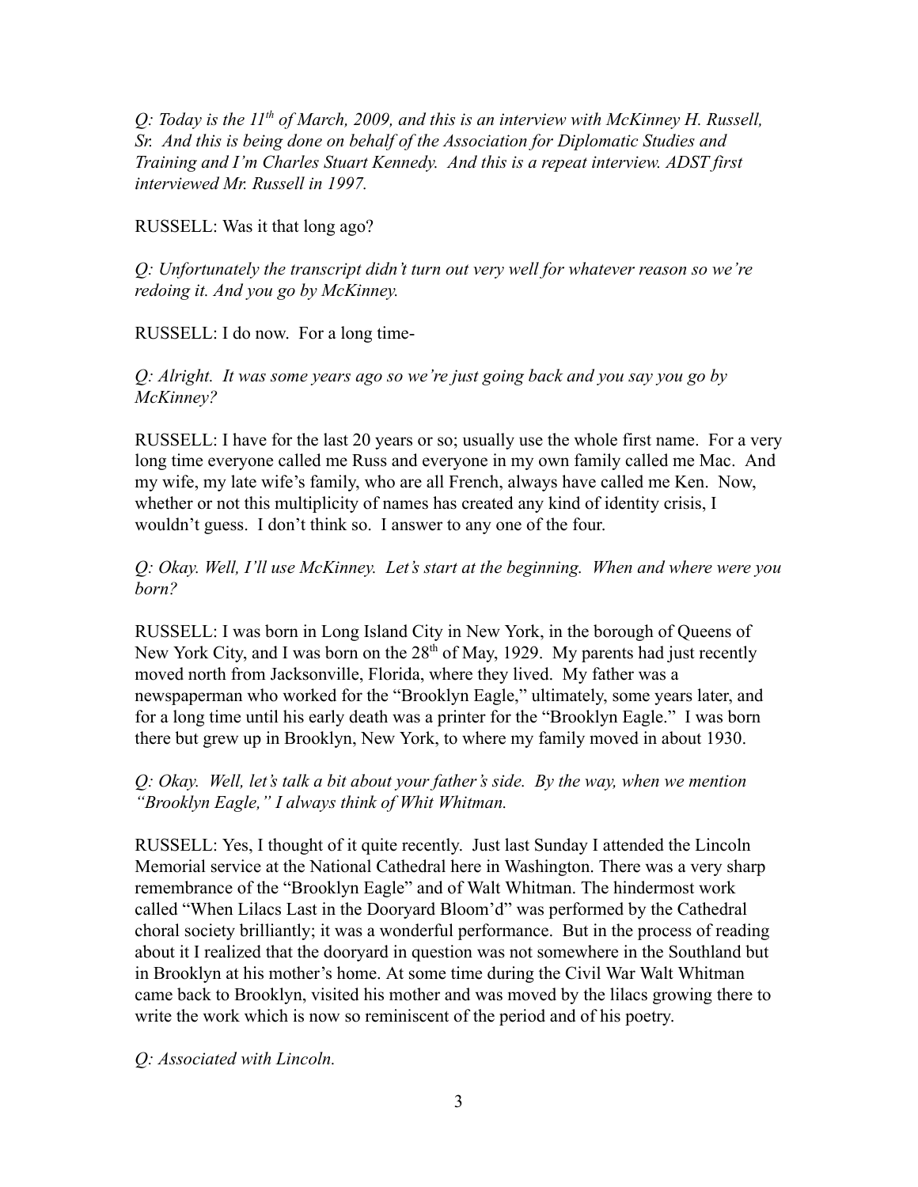*Q: Today is the 11th of March, 2009, and this is an interview with McKinney H. Russell, Sr. And this is being done on behalf of the Association for Diplomatic Studies and Training and I'm Charles Stuart Kennedy. And this is a repeat interview. ADST first interviewed Mr. Russell in 1997.*

RUSSELL: Was it that long ago?

*Q: Unfortunately the transcript didn't turn out very well for whatever reason so we're redoing it. And you go by McKinney.*

RUSSELL: I do now. For a long time-

*Q: Alright. It was some years ago so we're just going back and you say you go by McKinney?*

RUSSELL: I have for the last 20 years or so; usually use the whole first name. For a very long time everyone called me Russ and everyone in my own family called me Mac. And my wife, my late wife's family, who are all French, always have called me Ken. Now, whether or not this multiplicity of names has created any kind of identity crisis, I wouldn't guess. I don't think so. I answer to any one of the four.

*Q: Okay. Well, I'll use McKinney. Let's start at the beginning. When and where were you born?*

RUSSELL: I was born in Long Island City in New York, in the borough of Queens of New York City, and I was born on the 28th of May, 1929. My parents had just recently moved north from Jacksonville, Florida, where they lived. My father was a newspaperman who worked for the "Brooklyn Eagle," ultimately, some years later, and for a long time until his early death was a printer for the "Brooklyn Eagle." I was born there but grew up in Brooklyn, New York, to where my family moved in about 1930.

*Q: Okay. Well, let's talk a bit about your father's side. By the way, when we mention "Brooklyn Eagle," I always think of Whit Whitman.*

RUSSELL: Yes, I thought of it quite recently. Just last Sunday I attended the Lincoln Memorial service at the National Cathedral here in Washington. There was a very sharp remembrance of the "Brooklyn Eagle" and of Walt Whitman. The hindermost work called "When Lilacs Last in the Dooryard Bloom'd" was performed by the Cathedral choral society brilliantly; it was a wonderful performance. But in the process of reading about it I realized that the dooryard in question was not somewhere in the Southland but in Brooklyn at his mother's home. At some time during the Civil War Walt Whitman came back to Brooklyn, visited his mother and was moved by the lilacs growing there to write the work which is now so reminiscent of the period and of his poetry.

*Q: Associated with Lincoln.*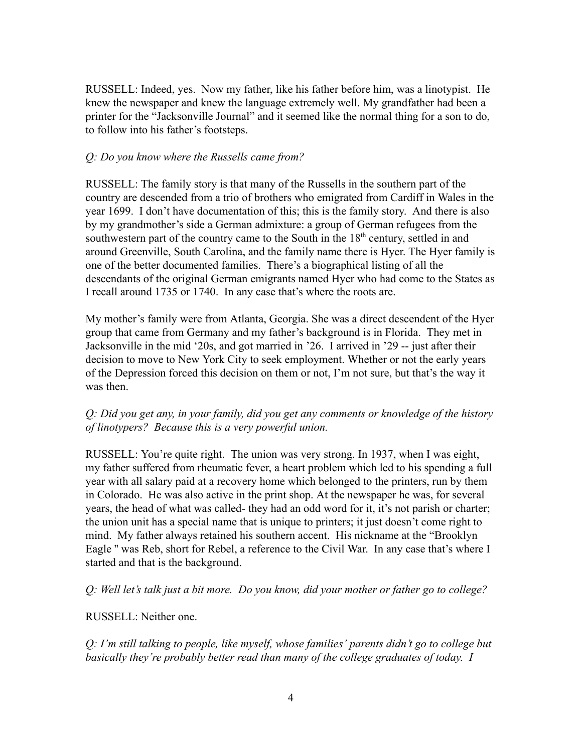RUSSELL: Indeed, yes. Now my father, like his father before him, was a linotypist. He knew the newspaper and knew the language extremely well. My grandfather had been a printer for the "Jacksonville Journal" and it seemed like the normal thing for a son to do, to follow into his father's footsteps.

*Q: Do you know where the Russells came from?*

RUSSELL: The family story is that many of the Russells in the southern part of the country are descended from a trio of brothers who emigrated from Cardiff in Wales in the year 1699. I don't have documentation of this; this is the family story. And there is also by my grandmother's side a German admixture: a group of German refugees from the southwestern part of the country came to the South in the 18th century, settled in and around Greenville, South Carolina, and the family name there is Hyer. The Hyer family is one of the better documented families. There's a biographical listing of all the descendants of the original German emigrants named Hyer who had come to the States as I recall around 1735 or 1740. In any case that's where the roots are.

My mother's family were from Atlanta, Georgia. She was a direct descendent of the Hyer group that came from Germany and my father's background is in Florida. They met in Jacksonville in the mid '20s, and got married in '26. I arrived in '29 -- just after their decision to move to New York City to seek employment. Whether or not the early years of the Depression forced this decision on them or not, I'm not sure, but that's the way it was then.

*Q: Did you get any, in your family, did you get any comments or knowledge of the history of linotypers? Because this is a very powerful union.*

RUSSELL: You're quite right. The union was very strong. In 1937, when I was eight, my father suffered from rheumatic fever, a heart problem which led to his spending a full year with all salary paid at a recovery home which belonged to the printers, run by them in Colorado. He was also active in the print shop. At the newspaper he was, for several years, the head of what was called- they had an odd word for it, it's not parish or charter; the union unit has a special name that is unique to printers; it just doesn't come right to mind. My father always retained his southern accent. His nickname at the "Brooklyn Eagle " was Reb, short for Rebel, a reference to the Civil War. In any case that's where I started and that is the background.

*Q: Well let's talk just a bit more. Do you know, did your mother or father go to college?*

RUSSELL: Neither one.

*Q: I'm still talking to people, like myself, whose families' parents didn't go to college but basically they're probably better read than many of the college graduates of today. I*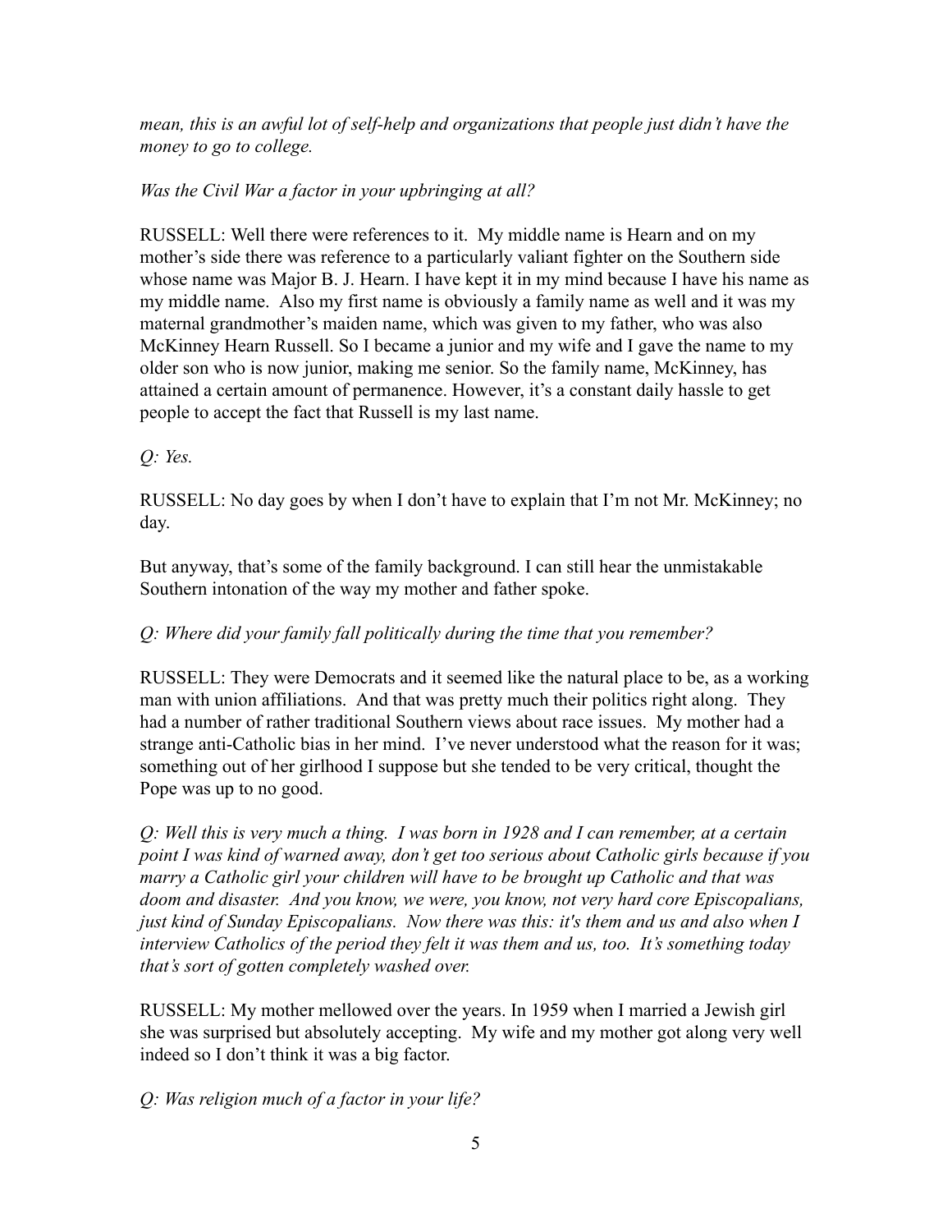*mean, this is an awful lot of self-help and organizations that people just didn't have the money to go to college.*

*Was the Civil War a factor in your upbringing at all?*

RUSSELL: Well there were references to it. My middle name is Hearn and on my mother's side there was reference to a particularly valiant fighter on the Southern side whose name was Major B. J. Hearn. I have kept it in my mind because I have his name as my middle name. Also my first name is obviously a family name as well and it was my maternal grandmother's maiden name, which was given to my father, who was also McKinney Hearn Russell. So I became a junior and my wife and I gave the name to my older son who is now junior, making me senior. So the family name, McKinney, has attained a certain amount of permanence. However, it's a constant daily hassle to get people to accept the fact that Russell is my last name.

*Q: Yes.*

RUSSELL: No day goes by when I don't have to explain that I'm not Mr. McKinney; no day.

But anyway, that's some of the family background. I can still hear the unmistakable Southern intonation of the way my mother and father spoke.

*Q: Where did your family fall politically during the time that you remember?*

RUSSELL: They were Democrats and it seemed like the natural place to be, as a working man with union affiliations. And that was pretty much their politics right along. They had a number of rather traditional Southern views about race issues. My mother had a strange anti-Catholic bias in her mind. I've never understood what the reason for it was; something out of her girlhood I suppose but she tended to be very critical, thought the Pope was up to no good.

*Q: Well this is very much a thing. I was born in 1928 and I can remember, at a certain point I was kind of warned away, don't get too serious about Catholic girls because if you marry a Catholic girl your children will have to be brought up Catholic and that was doom and disaster. And you know, we were, you know, not very hard core Episcopalians, just kind of Sunday Episcopalians. Now there was this: it's them and us and also when I interview Catholics of the period they felt it was them and us, too. It's something today that's sort of gotten completely washed over.*

RUSSELL: My mother mellowed over the years. In 1959 when I married a Jewish girl she was surprised but absolutely accepting. My wife and my mother got along very well indeed so I don't think it was a big factor.

*Q: Was religion much of a factor in your life?*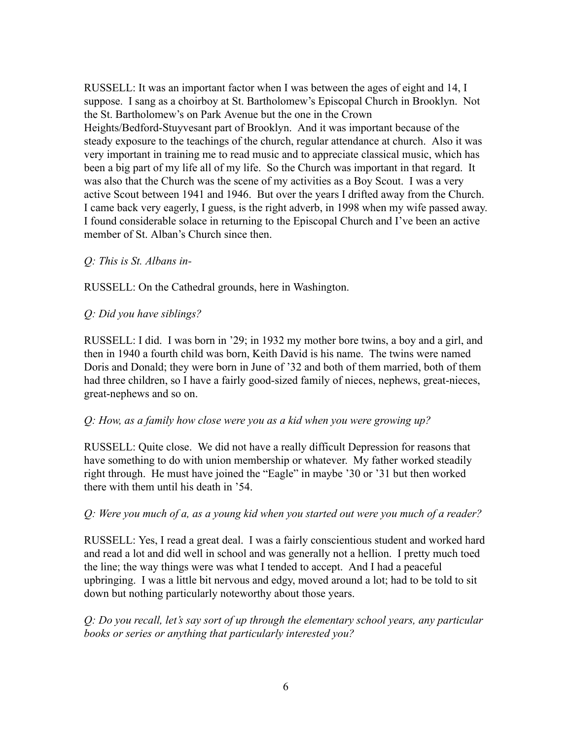RUSSELL: It was an important factor when I was between the ages of eight and 14, I suppose. I sang as a choirboy at St. Bartholomew's Episcopal Church in Brooklyn. Not the St. Bartholomew's on Park Avenue but the one in the Crown Heights/Bedford-Stuyvesant part of Brooklyn. And it was important because of the steady exposure to the teachings of the church, regular attendance at church. Also it was very important in training me to read music and to appreciate classical music, which has been a big part of my life all of my life. So the Church was important in that regard. It was also that the Church was the scene of my activities as a Boy Scout. I was a very active Scout between 1941 and 1946. But over the years I drifted away from the Church. I came back very eagerly, I guess, is the right adverb, in 1998 when my wife passed away. I found considerable solace in returning to the Episcopal Church and I've been an active member of St. Alban's Church since then.

*Q: This is St. Albans in-*

RUSSELL: On the Cathedral grounds, here in Washington.

*Q: Did you have siblings?*

RUSSELL: I did. I was born in '29; in 1932 my mother bore twins, a boy and a girl, and then in 1940 a fourth child was born, Keith David is his name. The twins were named Doris and Donald; they were born in June of '32 and both of them married, both of them had three children, so I have a fairly good-sized family of nieces, nephews, great-nieces, great-nephews and so on.

*Q: How, as a family how close were you as a kid when you were growing up?*

RUSSELL: Quite close. We did not have a really difficult Depression for reasons that have something to do with union membership or whatever. My father worked steadily right through. He must have joined the "Eagle" in maybe '30 or '31 but then worked there with them until his death in '54.

*Q: Were you much of a, as a young kid when you started out were you much of a reader?*

RUSSELL: Yes, I read a great deal. I was a fairly conscientious student and worked hard and read a lot and did well in school and was generally not a hellion. I pretty much toed the line; the way things were was what I tended to accept. And I had a peaceful upbringing. I was a little bit nervous and edgy, moved around a lot; had to be told to sit down but nothing particularly noteworthy about those years.

*Q: Do you recall, let's say sort of up through the elementary school years, any particular books or series or anything that particularly interested you?*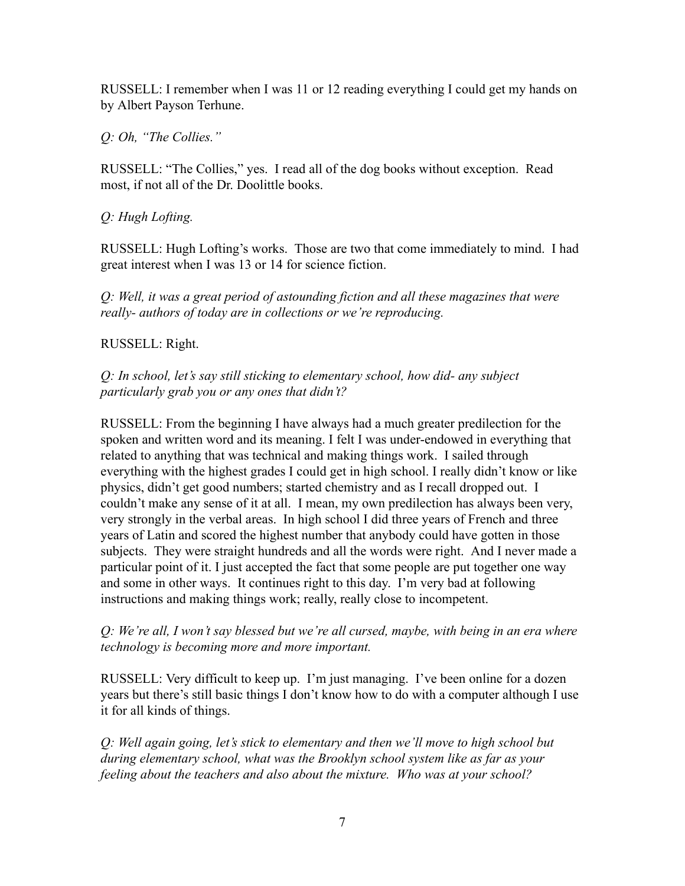RUSSELL: I remember when I was 11 or 12 reading everything I could get my hands on by Albert Payson Terhune.

*Q: Oh, "The Collies."*

RUSSELL: "The Collies," yes. I read all of the dog books without exception. Read most, if not all of the Dr. Doolittle books.

*Q: Hugh Lofting.*

RUSSELL: Hugh Lofting's works. Those are two that come immediately to mind. I had great interest when I was 13 or 14 for science fiction.

*Q: Well, it was a great period of astounding fiction and all these magazines that were really- authors of today are in collections or we're reproducing.*

RUSSELL: Right.

*Q: In school, let's say still sticking to elementary school, how did- any subject particularly grab you or any ones that didn't?*

RUSSELL: From the beginning I have always had a much greater predilection for the spoken and written word and its meaning. I felt I was under-endowed in everything that related to anything that was technical and making things work. I sailed through everything with the highest grades I could get in high school. I really didn't know or like physics, didn't get good numbers; started chemistry and as I recall dropped out. I couldn't make any sense of it at all. I mean, my own predilection has always been very, very strongly in the verbal areas. In high school I did three years of French and three years of Latin and scored the highest number that anybody could have gotten in those subjects. They were straight hundreds and all the words were right. And I never made a particular point of it. I just accepted the fact that some people are put together one way and some in other ways. It continues right to this day. I'm very bad at following instructions and making things work; really, really close to incompetent.

*Q: We're all, I won't say blessed but we're all cursed, maybe, with being in an era where technology is becoming more and more important.*

RUSSELL: Very difficult to keep up. I'm just managing. I've been online for a dozen years but there's still basic things I don't know how to do with a computer although I use it for all kinds of things.

*Q: Well again going, let's stick to elementary and then we'll move to high school but during elementary school, what was the Brooklyn school system like as far as your feeling about the teachers and also about the mixture. Who was at your school?*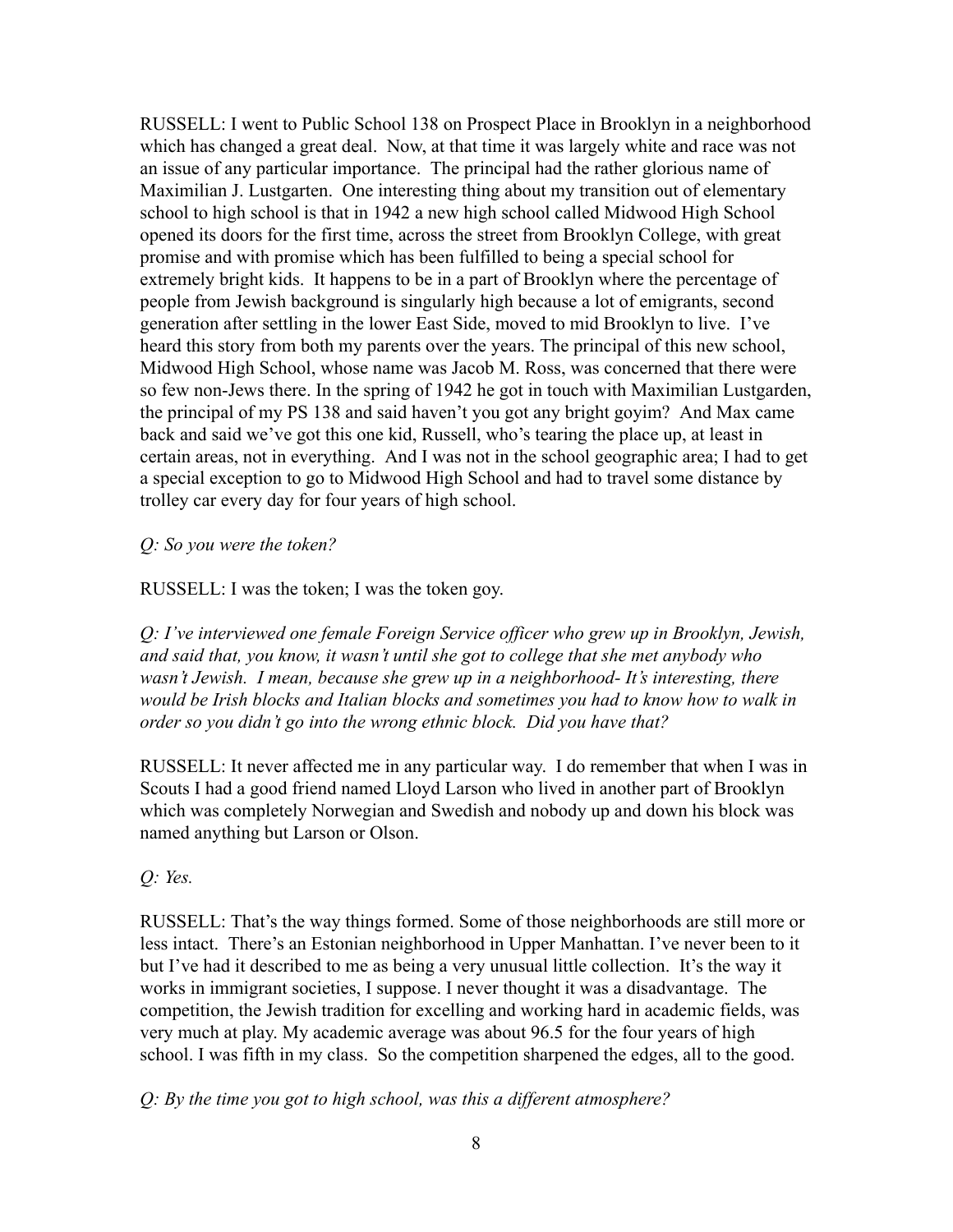RUSSELL: I went to Public School 138 on Prospect Place in Brooklyn in a neighborhood which has changed a great deal. Now, at that time it was largely white and race was not an issue of any particular importance. The principal had the rather glorious name of Maximilian J. Lustgarten. One interesting thing about my transition out of elementary school to high school is that in 1942 a new high school called Midwood High School opened its doors for the first time, across the street from Brooklyn College, with great promise and with promise which has been fulfilled to being a special school for extremely bright kids. It happens to be in a part of Brooklyn where the percentage of people from Jewish background is singularly high because a lot of emigrants, second generation after settling in the lower East Side, moved to mid Brooklyn to live. I've heard this story from both my parents over the years. The principal of this new school, Midwood High School, whose name was Jacob M. Ross, was concerned that there were so few non-Jews there. In the spring of 1942 he got in touch with Maximilian Lustgarden, the principal of my PS 138 and said haven't you got any bright goyim? And Max came back and said we've got this one kid, Russell, who's tearing the place up, at least in certain areas, not in everything. And I was not in the school geographic area; I had to get a special exception to go to Midwood High School and had to travel some distance by trolley car every day for four years of high school.

*Q: So you were the token?*

RUSSELL: I was the token; I was the token goy.

*Q: I've interviewed one female Foreign Service officer who grew up in Brooklyn, Jewish, and said that, you know, it wasn't until she got to college that she met anybody who wasn't Jewish. I mean, because she grew up in a neighborhood- It's interesting, there would be Irish blocks and Italian blocks and sometimes you had to know how to walk in order so you didn't go into the wrong ethnic block. Did you have that?*

RUSSELL: It never affected me in any particular way. I do remember that when I was in Scouts I had a good friend named Lloyd Larson who lived in another part of Brooklyn which was completely Norwegian and Swedish and nobody up and down his block was named anything but Larson or Olson.

*Q: Yes.*

RUSSELL: That's the way things formed. Some of those neighborhoods are still more or less intact. There's an Estonian neighborhood in Upper Manhattan. I've never been to it but I've had it described to me as being a very unusual little collection. It's the way it works in immigrant societies, I suppose. I never thought it was a disadvantage. The competition, the Jewish tradition for excelling and working hard in academic fields, was very much at play. My academic average was about 96.5 for the four years of high school. I was fifth in my class. So the competition sharpened the edges, all to the good.

*Q: By the time you got to high school, was this a different atmosphere?*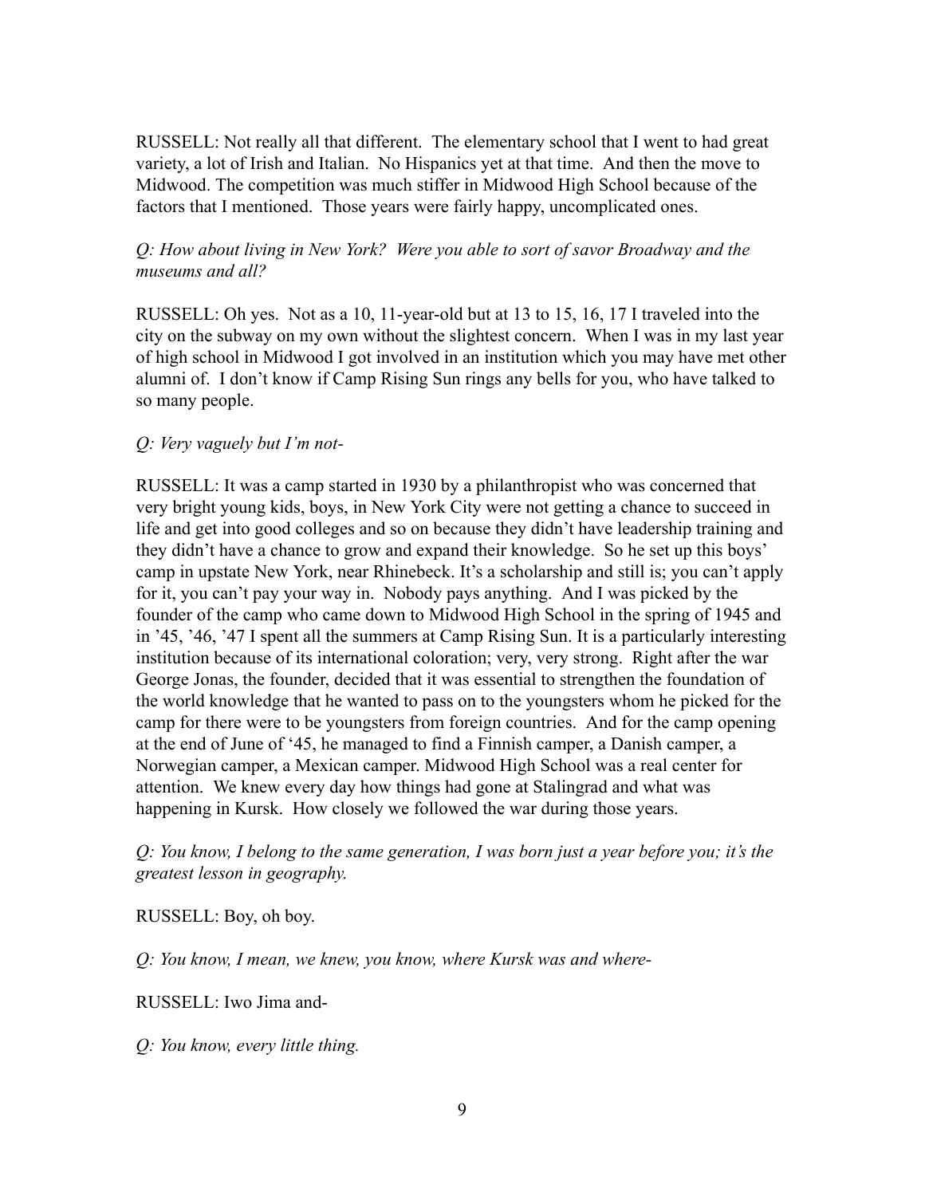RUSSELL: Not really all that different. The elementary school that I went to had great variety, a lot of Irish and Italian. No Hispanics yet at that time. And then the move to Midwood. The competition was much stiffer in Midwood High School because of the factors that I mentioned. Those years were fairly happy, uncomplicated ones.

*Q: How about living in New York? Were you able to sort of savor Broadway and the museums and all?*

RUSSELL: Oh yes. Not as a 10, 11-year-old but at 13 to 15, 16, 17 I traveled into the city on the subway on my own without the slightest concern. When I was in my last year of high school in Midwood I got involved in an institution which you may have met other alumni of. I don't know if Camp Rising Sun rings any bells for you, who have talked to so many people.

*Q: Very vaguely but I'm not-*

RUSSELL: It was a camp started in 1930 by a philanthropist who was concerned that very bright young kids, boys, in New York City were not getting a chance to succeed in life and get into good colleges and so on because they didn't have leadership training and they didn't have a chance to grow and expand their knowledge. So he set up this boys' camp in upstate New York, near Rhinebeck. It's a scholarship and still is; you can't apply for it, you can't pay your way in. Nobody pays anything. And I was picked by the founder of the camp who came down to Midwood High School in the spring of 1945 and in '45, '46, '47 I spent all the summers at Camp Rising Sun. It is a particularly interesting institution because of its international coloration; very, very strong. Right after the war George Jonas, the founder, decided that it was essential to strengthen the foundation of the world knowledge that he wanted to pass on to the youngsters whom he picked for the camp for there were to be youngsters from foreign countries. And for the camp opening at the end of June of '45, he managed to find a Finnish camper, a Danish camper, a Norwegian camper, a Mexican camper. Midwood High School was a real center for attention. We knew every day how things had gone at Stalingrad and what was happening in Kursk. How closely we followed the war during those years.

*Q: You know, I belong to the same generation, I was born just a year before you; it's the greatest lesson in geography.*

RUSSELL: Boy, oh boy.

*Q: You know, I mean, we knew, you know, where Kursk was and where-*

RUSSELL: Iwo Jima and-

*Q: You know, every little thing.*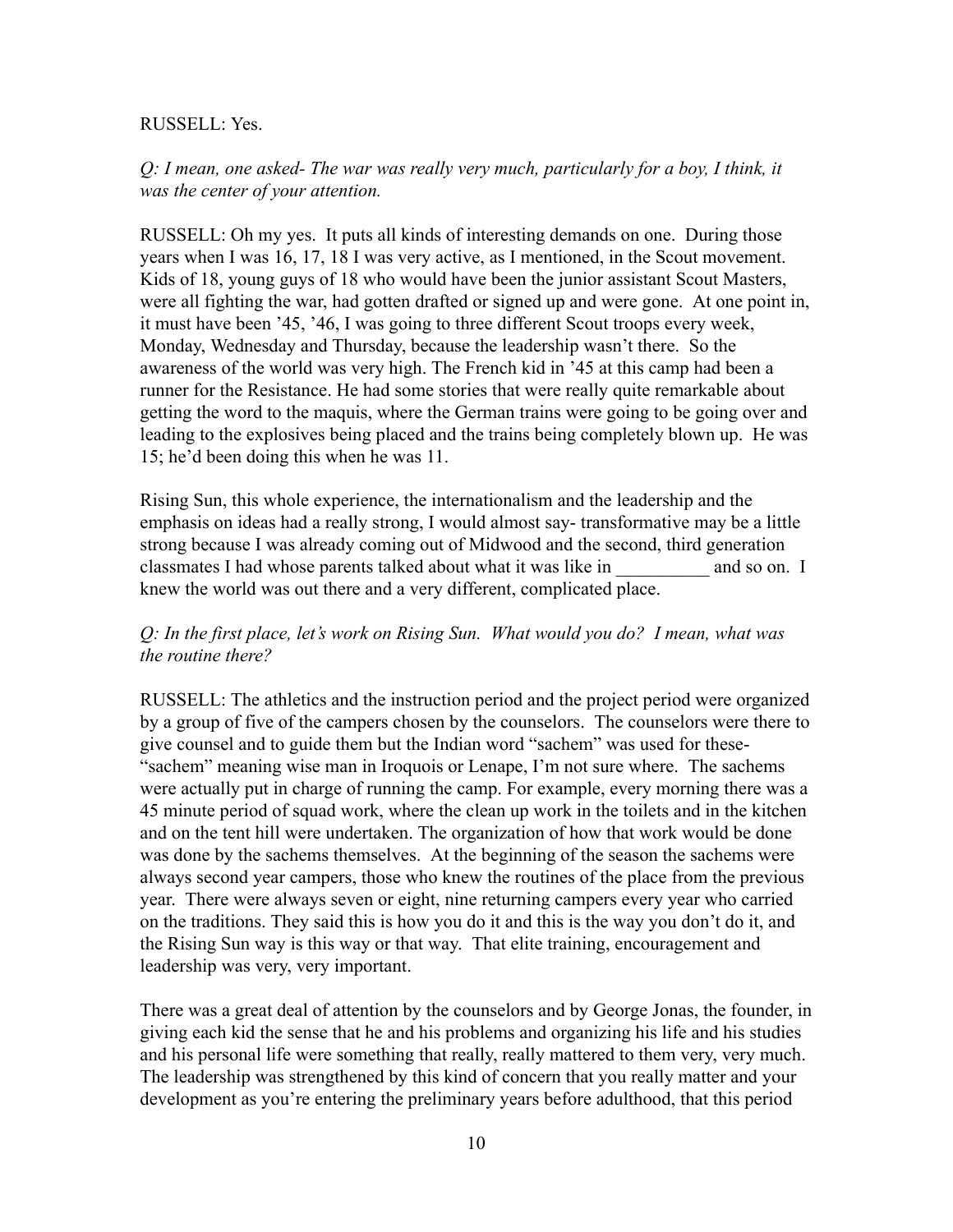RUSSELL: Yes.

*Q: I mean, one asked- The war was really very much, particularly for a boy, I think, it was the center of your attention.*

RUSSELL: Oh my yes. It puts all kinds of interesting demands on one. During those years when I was 16, 17, 18 I was very active, as I mentioned, in the Scout movement. Kids of 18, young guys of 18 who would have been the junior assistant Scout Masters, were all fighting the war, had gotten drafted or signed up and were gone. At one point in, it must have been '45, '46, I was going to three different Scout troops every week, Monday, Wednesday and Thursday, because the leadership wasn't there. So the awareness of the world was very high. The French kid in '45 at this camp had been a runner for the Resistance. He had some stories that were really quite remarkable about getting the word to the maquis, where the German trains were going to be going over and leading to the explosives being placed and the trains being completely blown up. He was 15; he'd been doing this when he was 11.

Rising Sun, this whole experience, the internationalism and the leadership and the emphasis on ideas had a really strong, I would almost say- transformative may be a little strong because I was already coming out of Midwood and the second, third generation classmates I had whose parents talked about what it was like in __________ and so on. I knew the world was out there and a very different, complicated place.

*Q: In the first place, let's work on Rising Sun. What would you do? I mean, what was the routine there?*

RUSSELL: The athletics and the instruction period and the project period were organized by a group of five of the campers chosen by the counselors. The counselors were there to give counsel and to guide them but the Indian word "sachem" was used for these- "sachem" meaning wise man in Iroquois or Lenape, I'm not sure where. The sachems were actually put in charge of running the camp. For example, every morning there was a 45 minute period of squad work, where the clean up work in the toilets and in the kitchen and on the tent hill were undertaken. The organization of how that work would be done was done by the sachems themselves. At the beginning of the season the sachems were always second year campers, those who knew the routines of the place from the previous year. There were always seven or eight, nine returning campers every year who carried on the traditions. They said this is how you do it and this is the way you don't do it, and the Rising Sun way is this way or that way. That elite training, encouragement and leadership was very, very important.

There was a great deal of attention by the counselors and by George Jonas, the founder, in giving each kid the sense that he and his problems and organizing his life and his studies and his personal life were something that really, really mattered to them very, very much. The leadership was strengthened by this kind of concern that you really matter and your development as you're entering the preliminary years before adulthood, that this period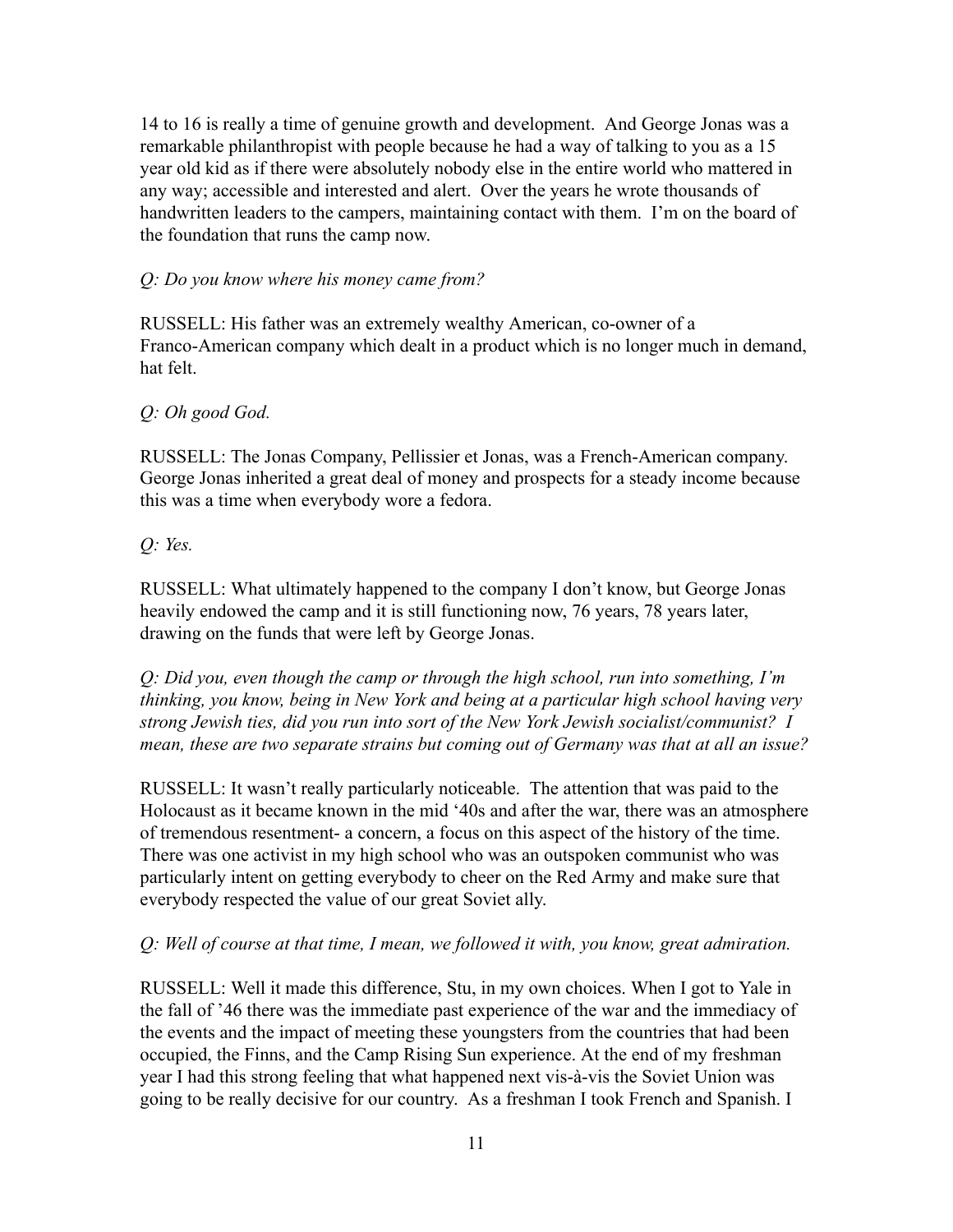14 to 16 is really a time of genuine growth and development. And George Jonas was a remarkable philanthropist with people because he had a way of talking to you as a 15 year old kid as if there were absolutely nobody else in the entire world who mattered in any way; accessible and interested and alert. Over the years he wrote thousands of handwritten leaders to the campers, maintaining contact with them. I'm on the board of the foundation that runs the camp now.

*Q: Do you know where his money came from?*

RUSSELL: His father was an extremely wealthy American, co-owner of a Franco-American company which dealt in a product which is no longer much in demand, hat felt.

*Q: Oh good God.*

RUSSELL: The Jonas Company, Pellissier et Jonas, was a French-American company. George Jonas inherited a great deal of money and prospects for a steady income because this was a time when everybody wore a fedora.

*Q: Yes.*

RUSSELL: What ultimately happened to the company I don't know, but George Jonas heavily endowed the camp and it is still functioning now, 76 years, 78 years later, drawing on the funds that were left by George Jonas.

*Q: Did you, even though the camp or through the high school, run into something, I'm thinking, you know, being in New York and being at a particular high school having very strong Jewish ties, did you run into sort of the New York Jewish socialist/communist? I mean, these are two separate strains but coming out of Germany was that at all an issue?*

RUSSELL: It wasn't really particularly noticeable. The attention that was paid to the Holocaust as it became known in the mid '40s and after the war, there was an atmosphere of tremendous resentment- a concern, a focus on this aspect of the history of the time. There was one activist in my high school who was an outspoken communist who was particularly intent on getting everybody to cheer on the Red Army and make sure that everybody respected the value of our great Soviet ally.

*Q: Well of course at that time, I mean, we followed it with, you know, great admiration.*

RUSSELL: Well it made this difference, Stu, in my own choices. When I got to Yale in the fall of '46 there was the immediate past experience of the war and the immediacy of the events and the impact of meeting these youngsters from the countries that had been occupied, the Finns, and the Camp Rising Sun experience. At the end of my freshman year I had this strong feeling that what happened next vis-à-vis the Soviet Union was going to be really decisive for our country. As a freshman I took French and Spanish. I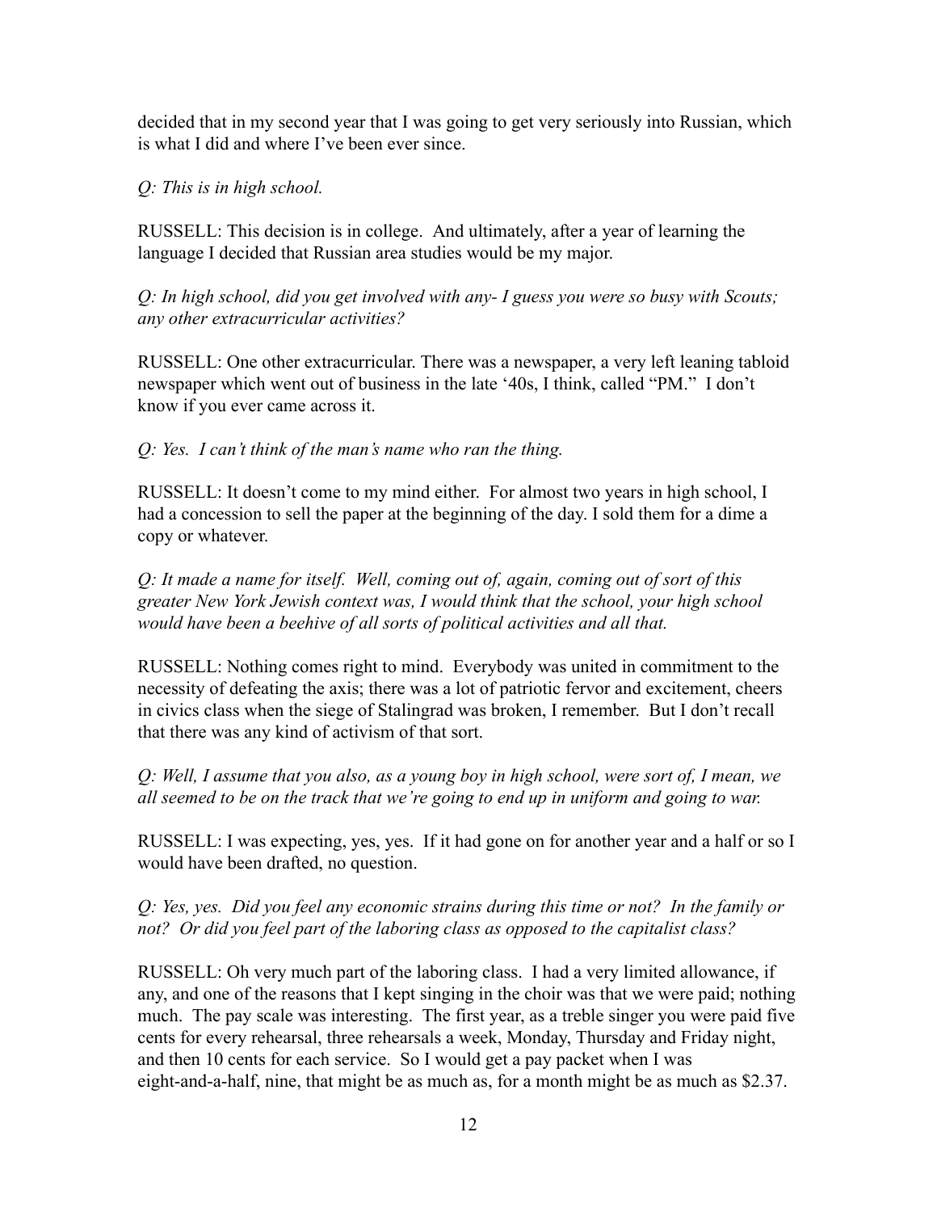decided that in my second year that I was going to get very seriously into Russian, which is what I did and where I've been ever since.

*Q: This is in high school.*

RUSSELL: This decision is in college. And ultimately, after a year of learning the language I decided that Russian area studies would be my major.

*Q: In high school, did you get involved with any- I guess you were so busy with Scouts; any other extracurricular activities?*

RUSSELL: One other extracurricular. There was a newspaper, a very left leaning tabloid newspaper which went out of business in the late '40s, I think, called "PM." I don't know if you ever came across it.

*Q: Yes. I can't think of the man's name who ran the thing.*

RUSSELL: It doesn't come to my mind either. For almost two years in high school, I had a concession to sell the paper at the beginning of the day. I sold them for a dime a copy or whatever.

*Q: It made a name for itself. Well, coming out of, again, coming out of sort of this greater New York Jewish context was, I would think that the school, your high school would have been a beehive of all sorts of political activities and all that.*

RUSSELL: Nothing comes right to mind. Everybody was united in commitment to the necessity of defeating the axis; there was a lot of patriotic fervor and excitement, cheers in civics class when the siege of Stalingrad was broken, I remember. But I don't recall that there was any kind of activism of that sort.

*Q: Well, I assume that you also, as a young boy in high school, were sort of, I mean, we all seemed to be on the track that we're going to end up in uniform and going to war.*

RUSSELL: I was expecting, yes, yes. If it had gone on for another year and a half or so I would have been drafted, no question.

*Q: Yes, yes. Did you feel any economic strains during this time or not? In the family or not? Or did you feel part of the laboring class as opposed to the capitalist class?*

RUSSELL: Oh very much part of the laboring class. I had a very limited allowance, if any, and one of the reasons that I kept singing in the choir was that we were paid; nothing much. The pay scale was interesting. The first year, as a treble singer you were paid five cents for every rehearsal, three rehearsals a week, Monday, Thursday and Friday night, and then 10 cents for each service. So I would get a pay packet when I was eight-and-a-half, nine, that might be as much as, for a month might be as much as $2.37.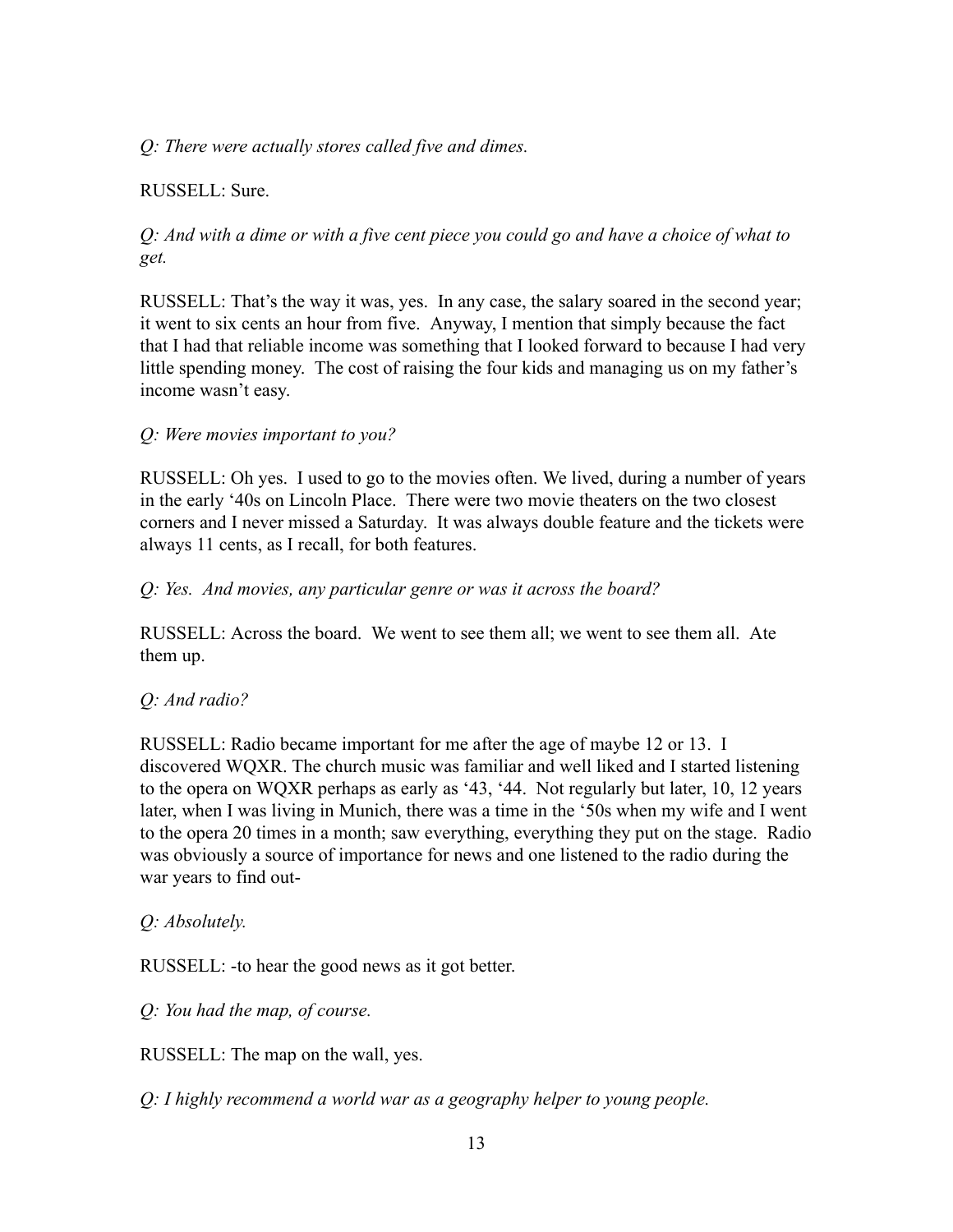*Q: There were actually stores called five and dimes.*

RUSSELL: Sure.

*Q: And with a dime or with a five cent piece you could go and have a choice of what to get.*

RUSSELL: That's the way it was, yes. In any case, the salary soared in the second year; it went to six cents an hour from five. Anyway, I mention that simply because the fact that I had that reliable income was something that I looked forward to because I had very little spending money. The cost of raising the four kids and managing us on my father's income wasn't easy.

*Q: Were movies important to you?*

RUSSELL: Oh yes. I used to go to the movies often. We lived, during a number of years in the early '40s on Lincoln Place. There were two movie theaters on the two closest corners and I never missed a Saturday. It was always double feature and the tickets were always 11 cents, as I recall, for both features.

*Q: Yes. And movies, any particular genre or was it across the board?*

RUSSELL: Across the board. We went to see them all; we went to see them all. Ate them up.

*Q: And radio?*

RUSSELL: Radio became important for me after the age of maybe 12 or 13. I discovered WQXR. The church music was familiar and well liked and I started listening to the opera on WQXR perhaps as early as '43, '44. Not regularly but later, 10, 12 years later, when I was living in Munich, there was a time in the '50s when my wife and I went to the opera 20 times in a month; saw everything, everything they put on the stage. Radio was obviously a source of importance for news and one listened to the radio during the war years to find out-

*Q: Absolutely.*

RUSSELL: -to hear the good news as it got better.

*Q: You had the map, of course.*

RUSSELL: The map on the wall, yes.

*Q: I highly recommend a world war as a geography helper to young people.*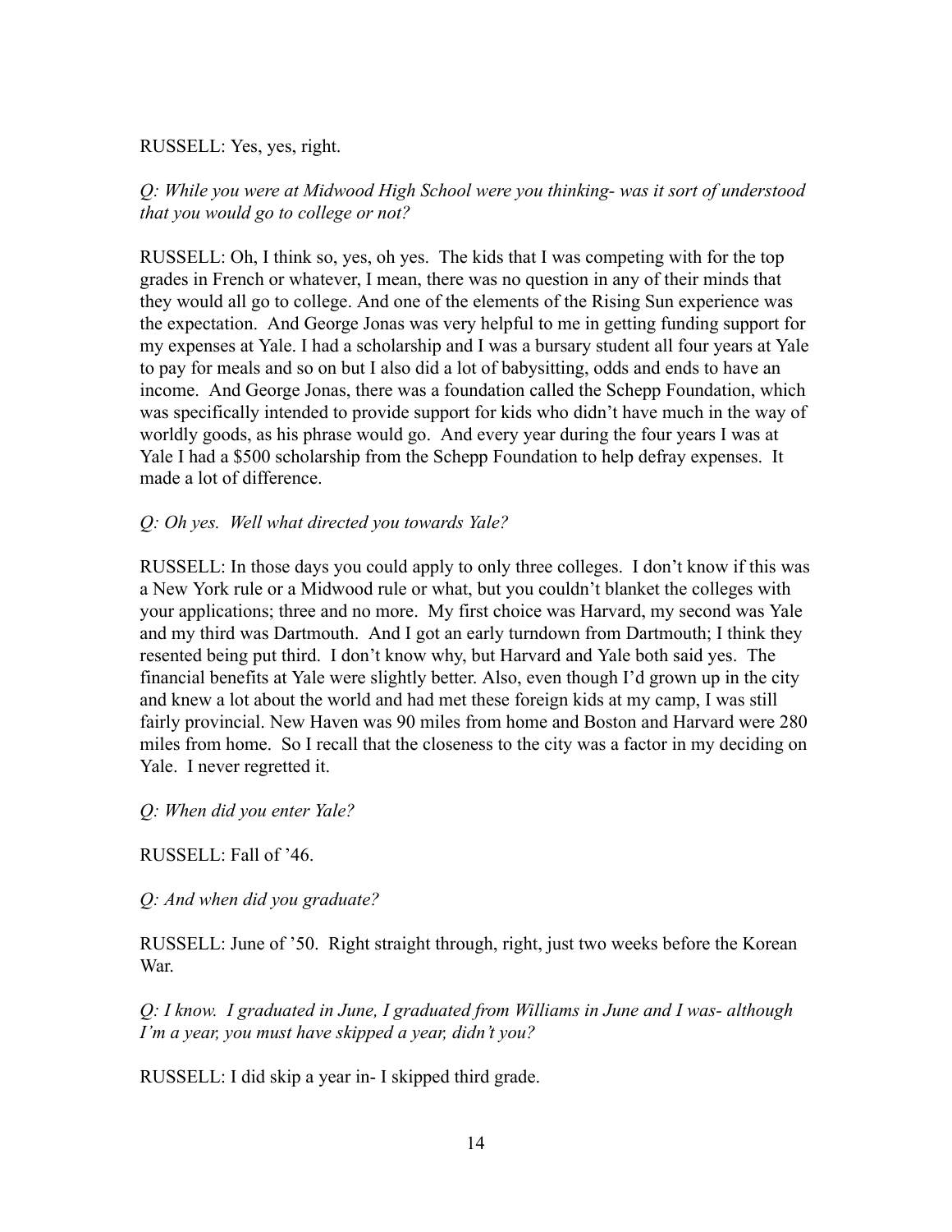RUSSELL: Yes, yes, right.

*Q: While you were at Midwood High School were you thinking- was it sort of understood that you would go to college or not?*

RUSSELL: Oh, I think so, yes, oh yes. The kids that I was competing with for the top grades in French or whatever, I mean, there was no question in any of their minds that they would all go to college. And one of the elements of the Rising Sun experience was the expectation. And George Jonas was very helpful to me in getting funding support for my expenses at Yale. I had a scholarship and I was a bursary student all four years at Yale to pay for meals and so on but I also did a lot of babysitting, odds and ends to have an income. And George Jonas, there was a foundation called the Schepp Foundation, which was specifically intended to provide support for kids who didn't have much in the way of worldly goods, as his phrase would go. And every year during the four years I was at Yale I had a $500 scholarship from the Schepp Foundation to help defray expenses. It made a lot of difference.

*Q: Oh yes. Well what directed you towards Yale?*

RUSSELL: In those days you could apply to only three colleges. I don't know if this was a New York rule or a Midwood rule or what, but you couldn't blanket the colleges with your applications; three and no more. My first choice was Harvard, my second was Yale and my third was Dartmouth. And I got an early turndown from Dartmouth; I think they resented being put third. I don't know why, but Harvard and Yale both said yes. The financial benefits at Yale were slightly better. Also, even though I'd grown up in the city and knew a lot about the world and had met these foreign kids at my camp, I was still fairly provincial. New Haven was 90 miles from home and Boston and Harvard were 280 miles from home. So I recall that the closeness to the city was a factor in my deciding on Yale. I never regretted it.

*Q: When did you enter Yale?*

RUSSELL: Fall of '46.

*Q: And when did you graduate?*

RUSSELL: June of '50. Right straight through, right, just two weeks before the Korean War.

*Q: I know. I graduated in June, I graduated from Williams in June and I was- although I'm a year, you must have skipped a year, didn't you?*

RUSSELL: I did skip a year in- I skipped third grade.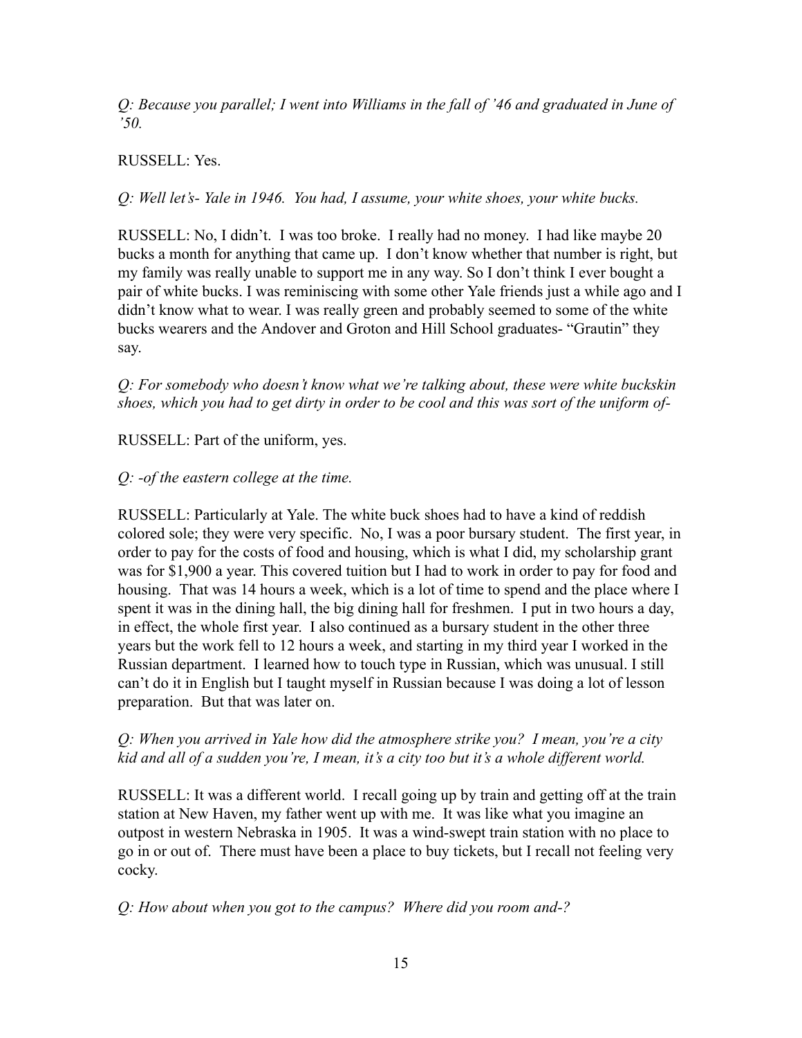*Q: Because you parallel; I went into Williams in the fall of '46 and graduated in June of '50.*

RUSSELL: Yes.

*Q: Well let's- Yale in 1946. You had, I assume, your white shoes, your white bucks.*

RUSSELL: No, I didn't. I was too broke. I really had no money. I had like maybe 20 bucks a month for anything that came up. I don't know whether that number is right, but my family was really unable to support me in any way. So I don't think I ever bought a pair of white bucks. I was reminiscing with some other Yale friends just a while ago and I didn't know what to wear. I was really green and probably seemed to some of the white bucks wearers and the Andover and Groton and Hill School graduates- "Grautin" they say.

*Q: For somebody who doesn't know what we're talking about, these were white buckskin shoes, which you had to get dirty in order to be cool and this was sort of the uniform of-*

RUSSELL: Part of the uniform, yes.

*Q: -of the eastern college at the time.*

RUSSELL: Particularly at Yale. The white buck shoes had to have a kind of reddish colored sole; they were very specific. No, I was a poor bursary student. The first year, in order to pay for the costs of food and housing, which is what I did, my scholarship grant was for $1,900 a year. This covered tuition but I had to work in order to pay for food and housing. That was 14 hours a week, which is a lot of time to spend and the place where I spent it was in the dining hall, the big dining hall for freshmen. I put in two hours a day, in effect, the whole first year. I also continued as a bursary student in the other three years but the work fell to 12 hours a week, and starting in my third year I worked in the Russian department. I learned how to touch type in Russian, which was unusual. I still can't do it in English but I taught myself in Russian because I was doing a lot of lesson preparation. But that was later on.

*Q: When you arrived in Yale how did the atmosphere strike you? I mean, you're a city kid and all of a sudden you're, I mean, it's a city too but it's a whole different world.*

RUSSELL: It was a different world. I recall going up by train and getting off at the train station at New Haven, my father went up with me. It was like what you imagine an outpost in western Nebraska in 1905. It was a wind-swept train station with no place to go in or out of. There must have been a place to buy tickets, but I recall not feeling very cocky.

*Q: How about when you got to the campus? Where did you room and-?*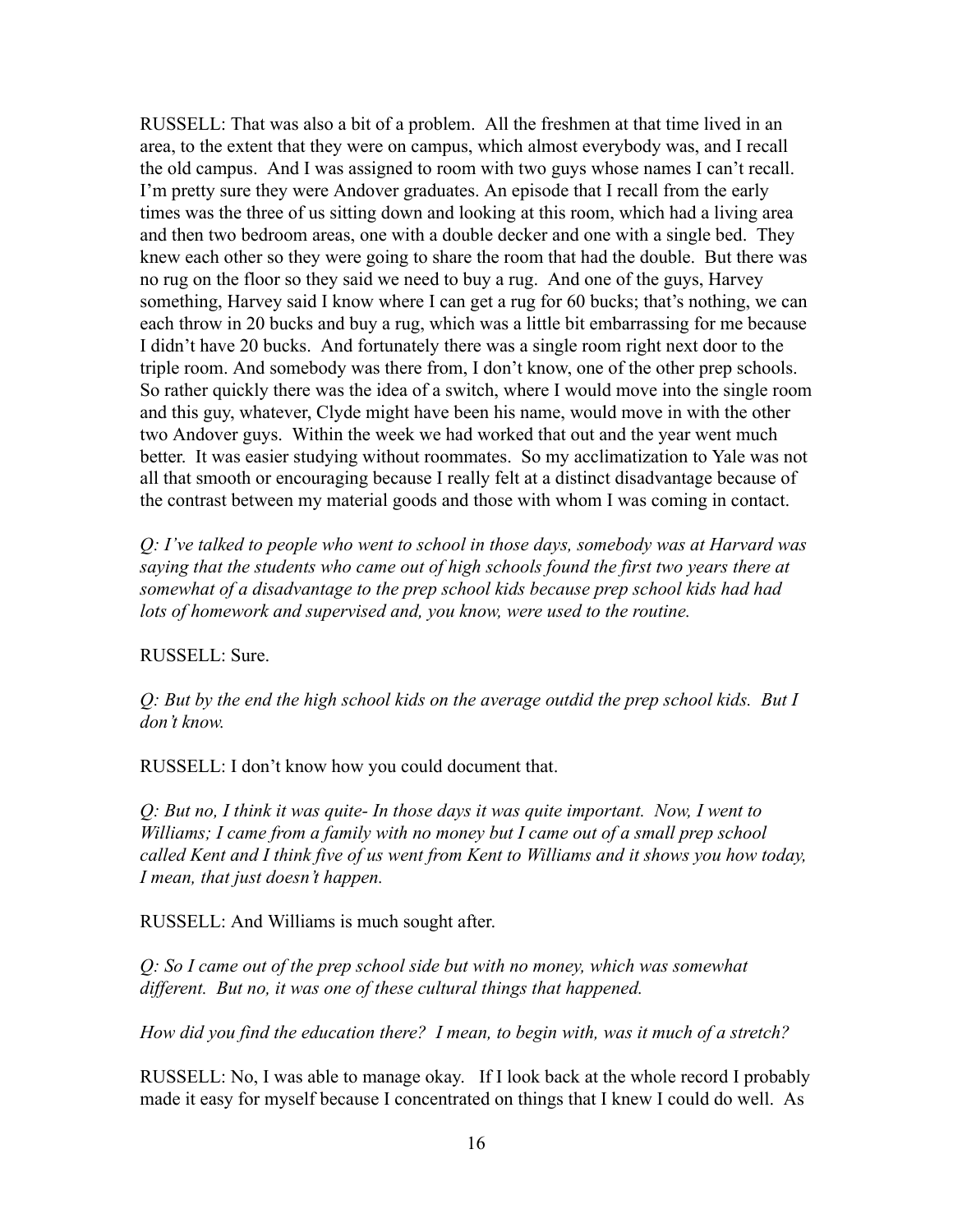RUSSELL: That was also a bit of a problem. All the freshmen at that time lived in an area, to the extent that they were on campus, which almost everybody was, and I recall the old campus. And I was assigned to room with two guys whose names I can't recall. I'm pretty sure they were Andover graduates. An episode that I recall from the early times was the three of us sitting down and looking at this room, which had a living area and then two bedroom areas, one with a double decker and one with a single bed. They knew each other so they were going to share the room that had the double. But there was no rug on the floor so they said we need to buy a rug. And one of the guys, Harvey something, Harvey said I know where I can get a rug for 60 bucks; that's nothing, we can each throw in 20 bucks and buy a rug, which was a little bit embarrassing for me because I didn't have 20 bucks. And fortunately there was a single room right next door to the triple room. And somebody was there from, I don't know, one of the other prep schools. So rather quickly there was the idea of a switch, where I would move into the single room and this guy, whatever, Clyde might have been his name, would move in with the other two Andover guys. Within the week we had worked that out and the year went much better. It was easier studying without roommates. So my acclimatization to Yale was not all that smooth or encouraging because I really felt at a distinct disadvantage because of the contrast between my material goods and those with whom I was coming in contact.

*Q: I've talked to people who went to school in those days, somebody was at Harvard was saying that the students who came out of high schools found the first two years there at somewhat of a disadvantage to the prep school kids because prep school kids had had lots of homework and supervised and, you know, were used to the routine.*

RUSSELL: Sure.

*Q: But by the end the high school kids on the average outdid the prep school kids. But I don't know.*

RUSSELL: I don't know how you could document that.

*Q: But no, I think it was quite- In those days it was quite important. Now, I went to Williams; I came from a family with no money but I came out of a small prep school called Kent and I think five of us went from Kent to Williams and it shows you how today, I mean, that just doesn't happen.*

RUSSELL: And Williams is much sought after.

*Q: So I came out of the prep school side but with no money, which was somewhat different. But no, it was one of these cultural things that happened.*

*How did you find the education there? I mean, to begin with, was it much of a stretch?*

RUSSELL: No, I was able to manage okay. If I look back at the whole record I probably made it easy for myself because I concentrated on things that I knew I could do well. As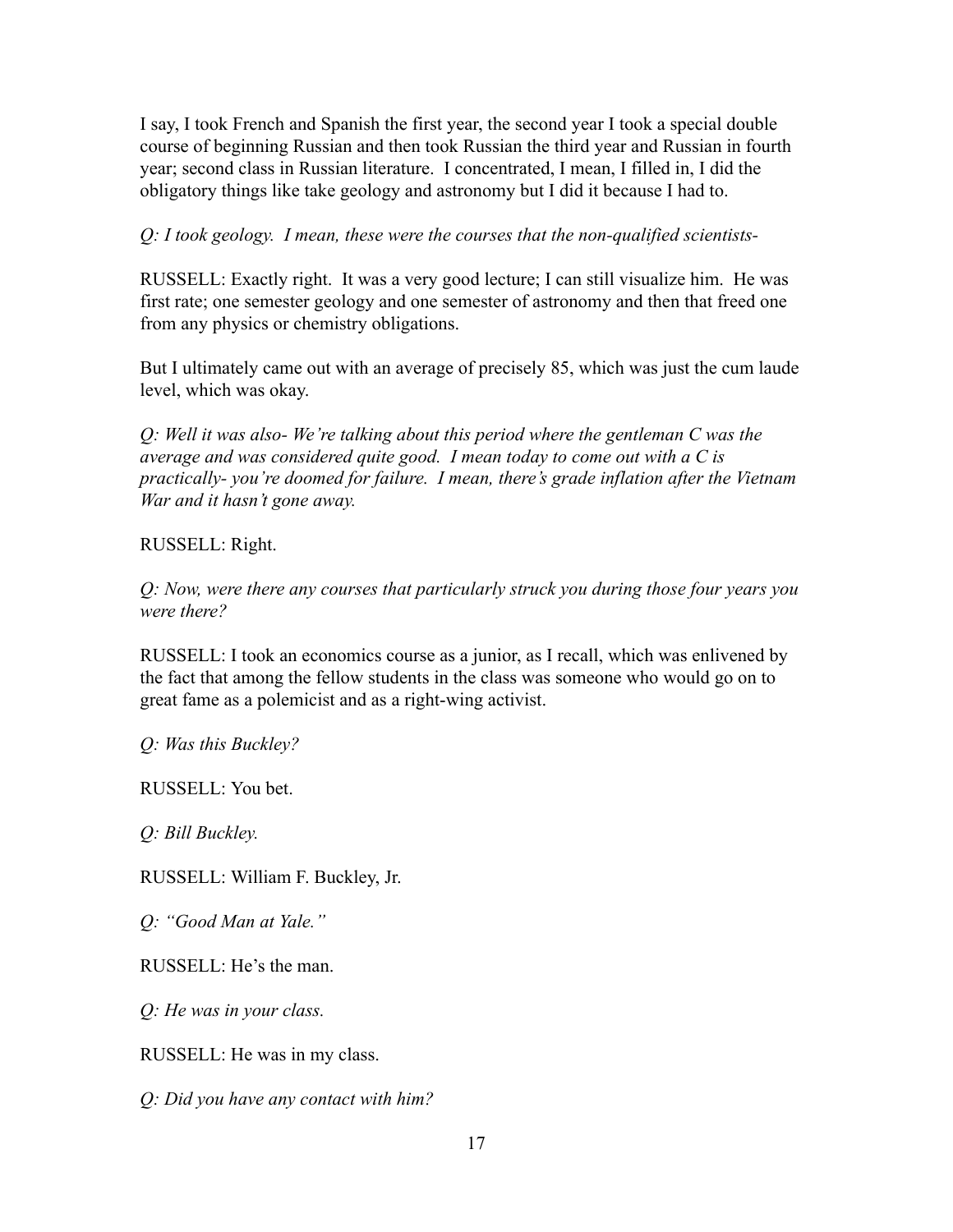I say, I took French and Spanish the first year, the second year I took a special double course of beginning Russian and then took Russian the third year and Russian in fourth year; second class in Russian literature. I concentrated, I mean, I filled in, I did the obligatory things like take geology and astronomy but I did it because I had to.

*Q: I took geology. I mean, these were the courses that the non-qualified scientists-*

RUSSELL: Exactly right. It was a very good lecture; I can still visualize him. He was first rate; one semester geology and one semester of astronomy and then that freed one from any physics or chemistry obligations.

But I ultimately came out with an average of precisely 85, which was just the cum laude level, which was okay.

*Q: Well it was also- We're talking about this period where the gentleman C was the average and was considered quite good. I mean today to come out with a C is practically- you're doomed for failure. I mean, there's grade inflation after the Vietnam War and it hasn't gone away.*

RUSSELL: Right.

*Q: Now, were there any courses that particularly struck you during those four years you were there?*

RUSSELL: I took an economics course as a junior, as I recall, which was enlivened by the fact that among the fellow students in the class was someone who would go on to great fame as a polemicist and as a right-wing activist.

*Q: Was this Buckley?*

RUSSELL: You bet.

*Q: Bill Buckley.*

RUSSELL: William F. Buckley, Jr.

*Q: "Good Man at Yale."*

RUSSELL: He's the man.

*Q: He was in your class.*

RUSSELL: He was in my class.

*Q: Did you have any contact with him?*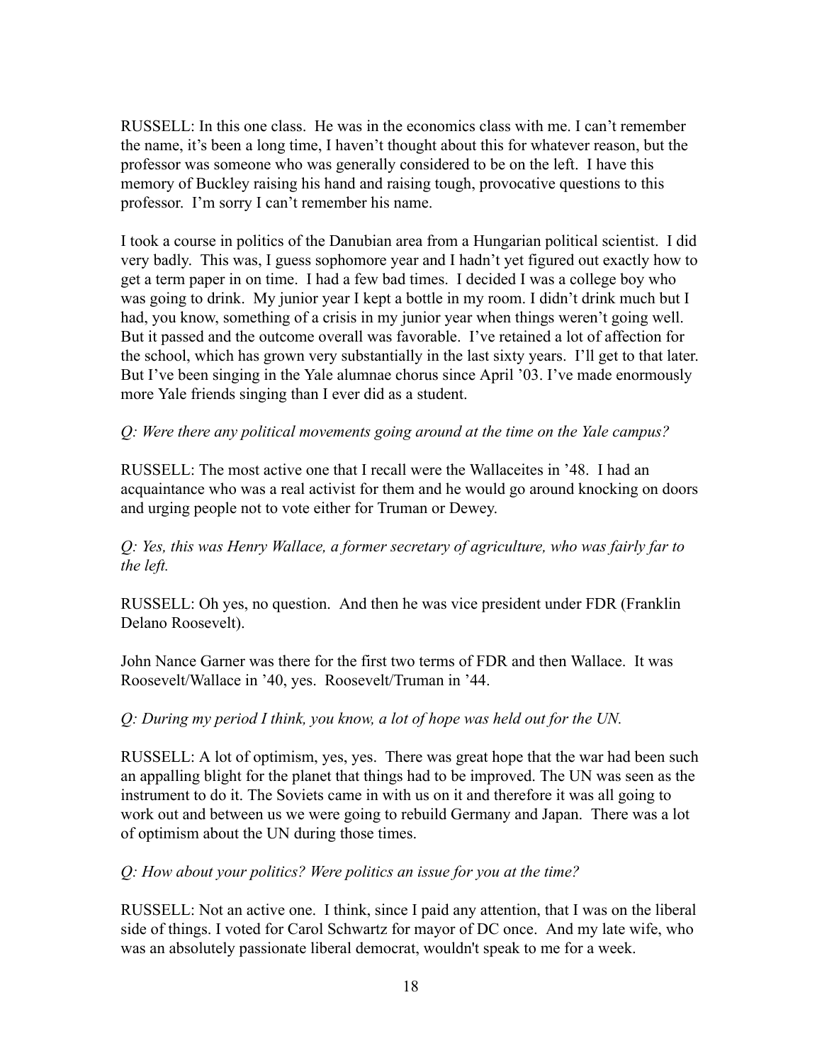RUSSELL: In this one class. He was in the economics class with me. I can't remember the name, it's been a long time, I haven't thought about this for whatever reason, but the professor was someone who was generally considered to be on the left. I have this memory of Buckley raising his hand and raising tough, provocative questions to this professor. I'm sorry I can't remember his name.

I took a course in politics of the Danubian area from a Hungarian political scientist. I did very badly. This was, I guess sophomore year and I hadn't yet figured out exactly how to get a term paper in on time. I had a few bad times. I decided I was a college boy who was going to drink. My junior year I kept a bottle in my room. I didn't drink much but I had, you know, something of a crisis in my junior year when things weren't going well. But it passed and the outcome overall was favorable. I've retained a lot of affection for the school, which has grown very substantially in the last sixty years. I'll get to that later. But I've been singing in the Yale alumnae chorus since April '03. I've made enormously more Yale friends singing than I ever did as a student.

*Q: Were there any political movements going around at the time on the Yale campus?*

RUSSELL: The most active one that I recall were the Wallaceites in '48. I had an acquaintance who was a real activist for them and he would go around knocking on doors and urging people not to vote either for Truman or Dewey.

*Q: Yes, this was Henry Wallace, a former secretary of agriculture, who was fairly far to the left.*

RUSSELL: Oh yes, no question. And then he was vice president under FDR (Franklin Delano Roosevelt).

John Nance Garner was there for the first two terms of FDR and then Wallace. It was Roosevelt/Wallace in '40, yes. Roosevelt/Truman in '44.

*Q: During my period I think, you know, a lot of hope was held out for the UN.*

RUSSELL: A lot of optimism, yes, yes. There was great hope that the war had been such an appalling blight for the planet that things had to be improved. The UN was seen as the instrument to do it. The Soviets came in with us on it and therefore it was all going to work out and between us we were going to rebuild Germany and Japan. There was a lot of optimism about the UN during those times.

*Q: How about your politics? Were politics an issue for you at the time?*

RUSSELL: Not an active one. I think, since I paid any attention, that I was on the liberal side of things. I voted for Carol Schwartz for mayor of DC once. And my late wife, who was an absolutely passionate liberal democrat, wouldn't speak to me for a week.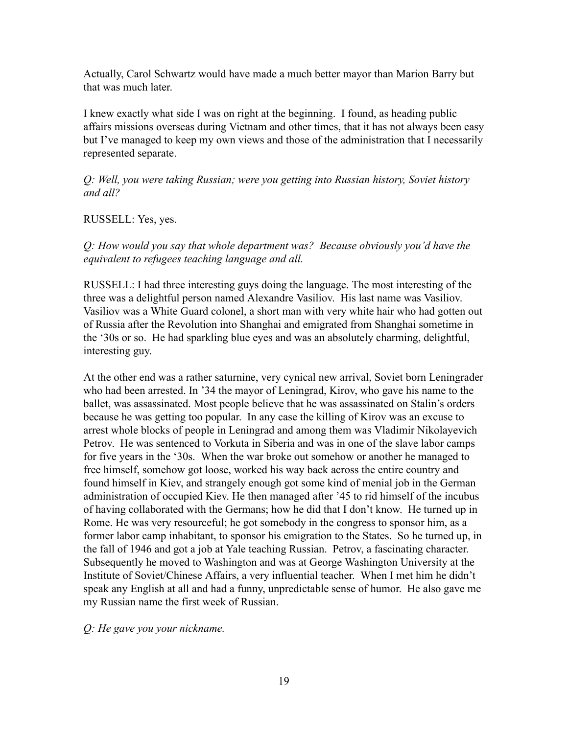Actually, Carol Schwartz would have made a much better mayor than Marion Barry but that was much later.

I knew exactly what side I was on right at the beginning. I found, as heading public affairs missions overseas during Vietnam and other times, that it has not always been easy but I've managed to keep my own views and those of the administration that I necessarily represented separate.

*Q: Well, you were taking Russian; were you getting into Russian history, Soviet history and all?*

RUSSELL: Yes, yes.

*Q: How would you say that whole department was? Because obviously you'd have the equivalent to refugees teaching language and all.*

RUSSELL: I had three interesting guys doing the language. The most interesting of the three was a delightful person named Alexandre Vasiliov. His last name was Vasiliov. Vasiliov was a White Guard colonel, a short man with very white hair who had gotten out of Russia after the Revolution into Shanghai and emigrated from Shanghai sometime in the '30s or so. He had sparkling blue eyes and was an absolutely charming, delightful, interesting guy.

At the other end was a rather saturnine, very cynical new arrival, Soviet born Leningrader who had been arrested. In '34 the mayor of Leningrad, Kirov, who gave his name to the ballet, was assassinated. Most people believe that he was assassinated on Stalin's orders because he was getting too popular. In any case the killing of Kirov was an excuse to arrest whole blocks of people in Leningrad and among them was Vladimir Nikolayevich Petrov. He was sentenced to Vorkuta in Siberia and was in one of the slave labor camps for five years in the '30s. When the war broke out somehow or another he managed to free himself, somehow got loose, worked his way back across the entire country and found himself in Kiev, and strangely enough got some kind of menial job in the German administration of occupied Kiev. He then managed after '45 to rid himself of the incubus of having collaborated with the Germans; how he did that I don't know. He turned up in Rome. He was very resourceful; he got somebody in the congress to sponsor him, as a former labor camp inhabitant, to sponsor his emigration to the States. So he turned up, in the fall of 1946 and got a job at Yale teaching Russian. Petrov, a fascinating character. Subsequently he moved to Washington and was at George Washington University at the Institute of Soviet/Chinese Affairs, a very influential teacher. When I met him he didn't speak any English at all and had a funny, unpredictable sense of humor. He also gave me my Russian name the first week of Russian.

*Q: He gave you your nickname.*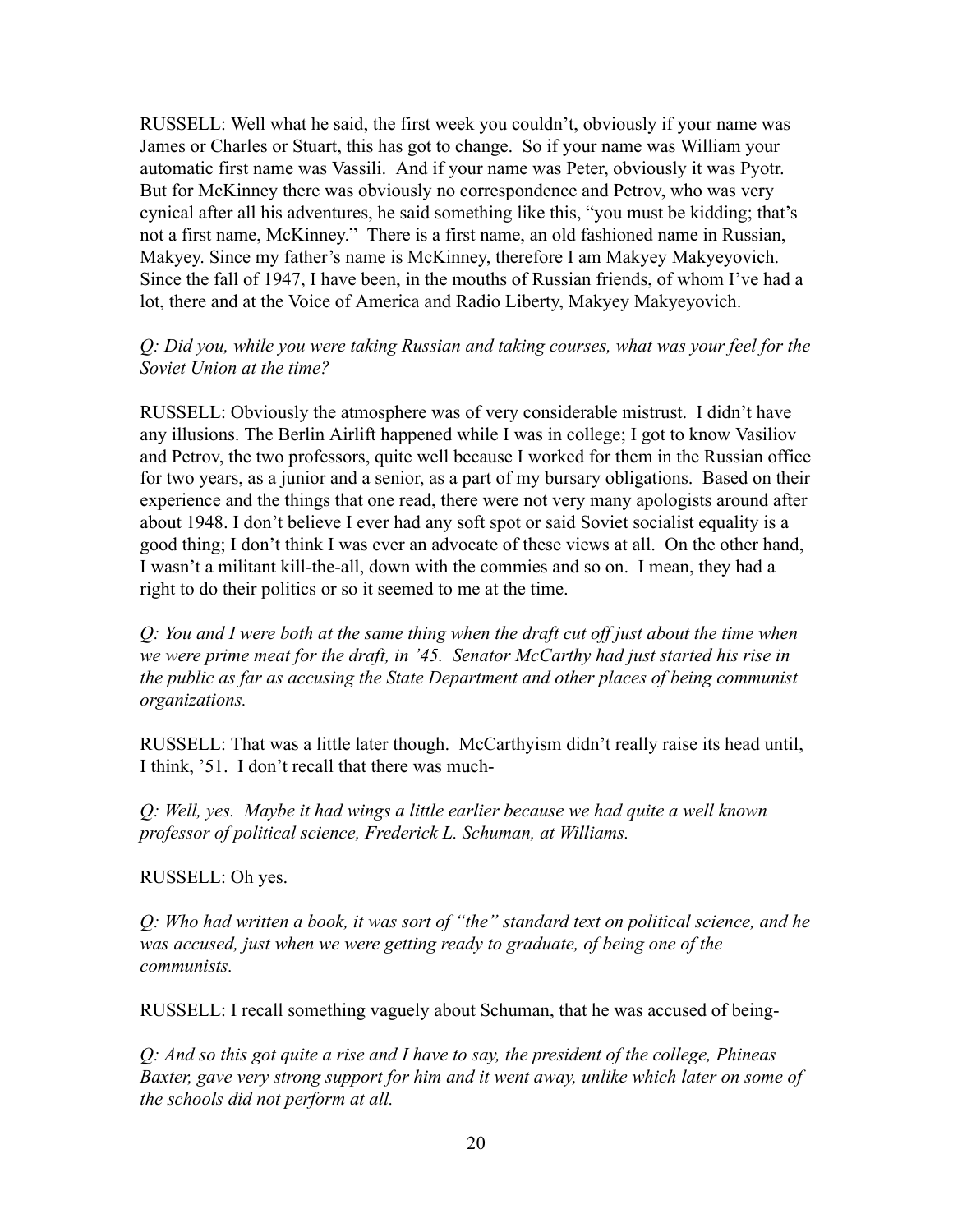RUSSELL: Well what he said, the first week you couldn't, obviously if your name was James or Charles or Stuart, this has got to change. So if your name was William your automatic first name was Vassili. And if your name was Peter, obviously it was Pyotr. But for McKinney there was obviously no correspondence and Petrov, who was very cynical after all his adventures, he said something like this, "you must be kidding; that's not a first name, McKinney." There is a first name, an old fashioned name in Russian, Makyey. Since my father's name is McKinney, therefore I am Makyey Makyeyovich. Since the fall of 1947, I have been, in the mouths of Russian friends, of whom I've had a lot, there and at the Voice of America and Radio Liberty, Makyey Makyeyovich.

*Q: Did you, while you were taking Russian and taking courses, what was your feel for the Soviet Union at the time?*

RUSSELL: Obviously the atmosphere was of very considerable mistrust. I didn't have any illusions. The Berlin Airlift happened while I was in college; I got to know Vasiliov and Petrov, the two professors, quite well because I worked for them in the Russian office for two years, as a junior and a senior, as a part of my bursary obligations. Based on their experience and the things that one read, there were not very many apologists around after about 1948. I don't believe I ever had any soft spot or said Soviet socialist equality is a good thing; I don't think I was ever an advocate of these views at all. On the other hand, I wasn't a militant kill-the-all, down with the commies and so on. I mean, they had a right to do their politics or so it seemed to me at the time.

*Q: You and I were both at the same thing when the draft cut off just about the time when we were prime meat for the draft, in '45. Senator McCarthy had just started his rise in the public as far as accusing the State Department and other places of being communist organizations.*

RUSSELL: That was a little later though. McCarthyism didn't really raise its head until, I think, '51. I don't recall that there was much-

*Q: Well, yes. Maybe it had wings a little earlier because we had quite a well known professor of political science, Frederick L. Schuman, at Williams.*

RUSSELL: Oh yes.

*Q: Who had written a book, it was sort of "the" standard text on political science, and he was accused, just when we were getting ready to graduate, of being one of the communists.*

RUSSELL: I recall something vaguely about Schuman, that he was accused of being-

*Q: And so this got quite a rise and I have to say, the president of the college, Phineas Baxter, gave very strong support for him and it went away, unlike which later on some of the schools did not perform at all.*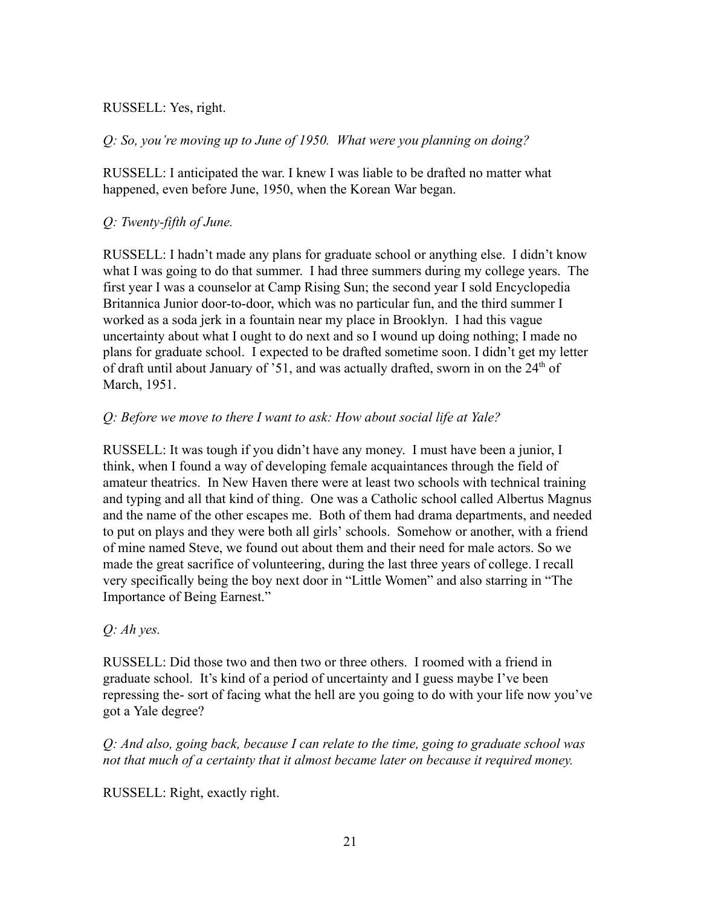RUSSELL: Yes, right.

*Q: So, you're moving up to June of 1950. What were you planning on doing?*

RUSSELL: I anticipated the war. I knew I was liable to be drafted no matter what happened, even before June, 1950, when the Korean War began.

*Q: Twenty-fifth of June.*

RUSSELL: I hadn't made any plans for graduate school or anything else. I didn't know what I was going to do that summer. I had three summers during my college years. The first year I was a counselor at Camp Rising Sun; the second year I sold Encyclopedia Britannica Junior door-to-door, which was no particular fun, and the third summer I worked as a soda jerk in a fountain near my place in Brooklyn. I had this vague uncertainty about what I ought to do next and so I wound up doing nothing; I made no plans for graduate school. I expected to be drafted sometime soon. I didn't get my letter of draft until about January of '51, and was actually drafted, sworn in on the 24th of March, 1951.

*Q: Before we move to there I want to ask: How about social life at Yale?*

RUSSELL: It was tough if you didn't have any money. I must have been a junior, I think, when I found a way of developing female acquaintances through the field of amateur theatrics. In New Haven there were at least two schools with technical training and typing and all that kind of thing. One was a Catholic school called Albertus Magnus and the name of the other escapes me. Both of them had drama departments, and needed to put on plays and they were both all girls' schools. Somehow or another, with a friend of mine named Steve, we found out about them and their need for male actors. So we made the great sacrifice of volunteering, during the last three years of college. I recall very specifically being the boy next door in "Little Women" and also starring in "The Importance of Being Earnest."

*Q: Ah yes.*

RUSSELL: Did those two and then two or three others. I roomed with a friend in graduate school. It's kind of a period of uncertainty and I guess maybe I've been repressing the- sort of facing what the hell are you going to do with your life now you've got a Yale degree?

*Q: And also, going back, because I can relate to the time, going to graduate school was not that much of a certainty that it almost became later on because it required money.*

RUSSELL: Right, exactly right.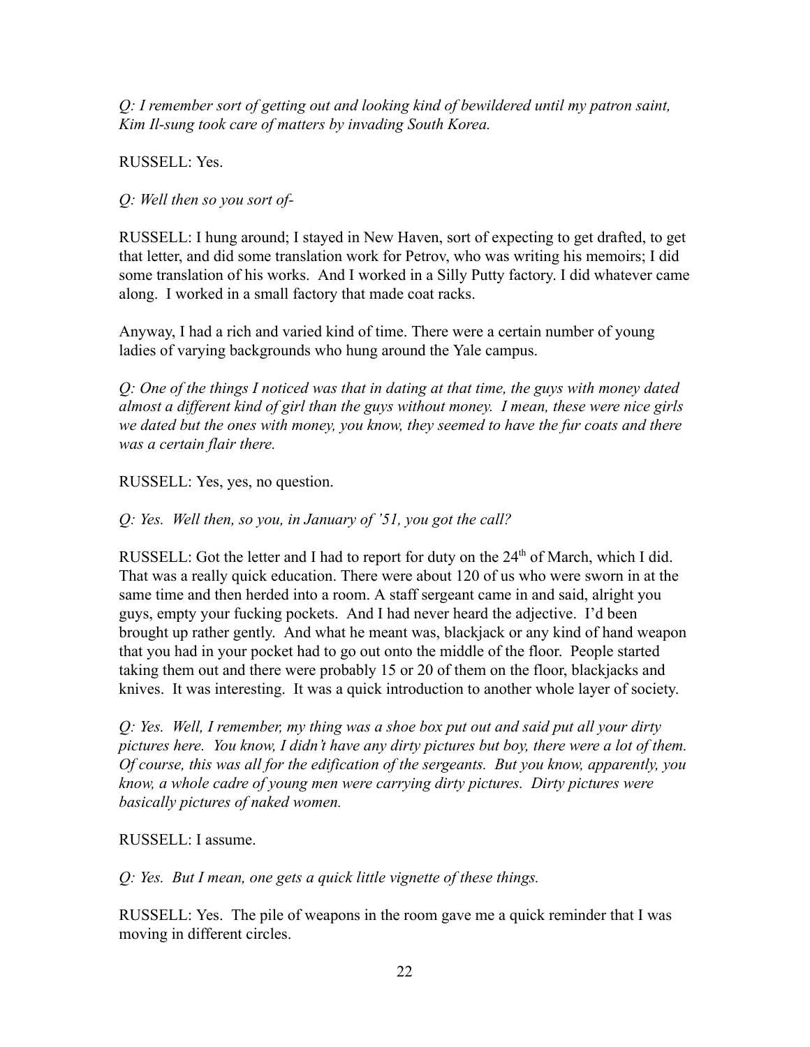*Q: I remember sort of getting out and looking kind of bewildered until my patron saint, Kim Il-sung took care of matters by invading South Korea.*

RUSSELL: Yes.

*Q: Well then so you sort of-*

RUSSELL: I hung around; I stayed in New Haven, sort of expecting to get drafted, to get that letter, and did some translation work for Petrov, who was writing his memoirs; I did some translation of his works. And I worked in a Silly Putty factory. I did whatever came along. I worked in a small factory that made coat racks.

Anyway, I had a rich and varied kind of time. There were a certain number of young ladies of varying backgrounds who hung around the Yale campus.

*Q: One of the things I noticed was that in dating at that time, the guys with money dated almost a different kind of girl than the guys without money. I mean, these were nice girls we dated but the ones with money, you know, they seemed to have the fur coats and there was a certain flair there.*

RUSSELL: Yes, yes, no question.

*Q: Yes. Well then, so you, in January of '51, you got the call?*

RUSSELL: Got the letter and I had to report for duty on the 24th of March, which I did. That was a really quick education. There were about 120 of us who were sworn in at the same time and then herded into a room. A staff sergeant came in and said, alright you guys, empty your fucking pockets. And I had never heard the adjective. I'd been brought up rather gently. And what he meant was, blackjack or any kind of hand weapon that you had in your pocket had to go out onto the middle of the floor. People started taking them out and there were probably 15 or 20 of them on the floor, blackjacks and knives. It was interesting. It was a quick introduction to another whole layer of society.

*Q: Yes. Well, I remember, my thing was a shoe box put out and said put all your dirty pictures here. You know, I didn't have any dirty pictures but boy, there were a lot of them. Of course, this was all for the edification of the sergeants. But you know, apparently, you know, a whole cadre of young men were carrying dirty pictures. Dirty pictures were basically pictures of naked women.*

RUSSELL: I assume.

*Q: Yes. But I mean, one gets a quick little vignette of these things.*

RUSSELL: Yes. The pile of weapons in the room gave me a quick reminder that I was moving in different circles.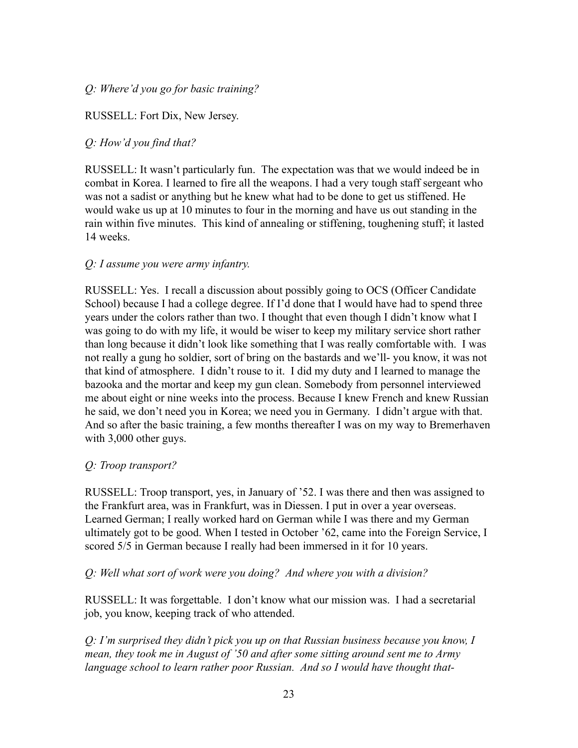*Q: Where'd you go for basic training?*

RUSSELL: Fort Dix, New Jersey.

*Q: How'd you find that?*

RUSSELL: It wasn't particularly fun. The expectation was that we would indeed be in combat in Korea. I learned to fire all the weapons. I had a very tough staff sergeant who was not a sadist or anything but he knew what had to be done to get us stiffened. He would wake us up at 10 minutes to four in the morning and have us out standing in the rain within five minutes. This kind of annealing or stiffening, toughening stuff; it lasted 14 weeks.

*Q: I assume you were army infantry.*

RUSSELL: Yes. I recall a discussion about possibly going to OCS (Officer Candidate School) because I had a college degree. If I'd done that I would have had to spend three years under the colors rather than two. I thought that even though I didn't know what I was going to do with my life, it would be wiser to keep my military service short rather than long because it didn't look like something that I was really comfortable with. I was not really a gung ho soldier, sort of bring on the bastards and we'll- you know, it was not that kind of atmosphere. I didn't rouse to it. I did my duty and I learned to manage the bazooka and the mortar and keep my gun clean. Somebody from personnel interviewed me about eight or nine weeks into the process. Because I knew French and knew Russian he said, we don't need you in Korea; we need you in Germany. I didn't argue with that. And so after the basic training, a few months thereafter I was on my way to Bremerhaven with 3,000 other guys.

*Q: Troop transport?*

RUSSELL: Troop transport, yes, in January of '52. I was there and then was assigned to the Frankfurt area, was in Frankfurt, was in Diessen. I put in over a year overseas. Learned German; I really worked hard on German while I was there and my German ultimately got to be good. When I tested in October '62, came into the Foreign Service, I scored 5/5 in German because I really had been immersed in it for 10 years.

*Q: Well what sort of work were you doing? And where you with a division?*

RUSSELL: It was forgettable. I don't know what our mission was. I had a secretarial job, you know, keeping track of who attended.

*Q: I'm surprised they didn't pick you up on that Russian business because you know, I mean, they took me in August of '50 and after some sitting around sent me to Army language school to learn rather poor Russian. And so I would have thought that-*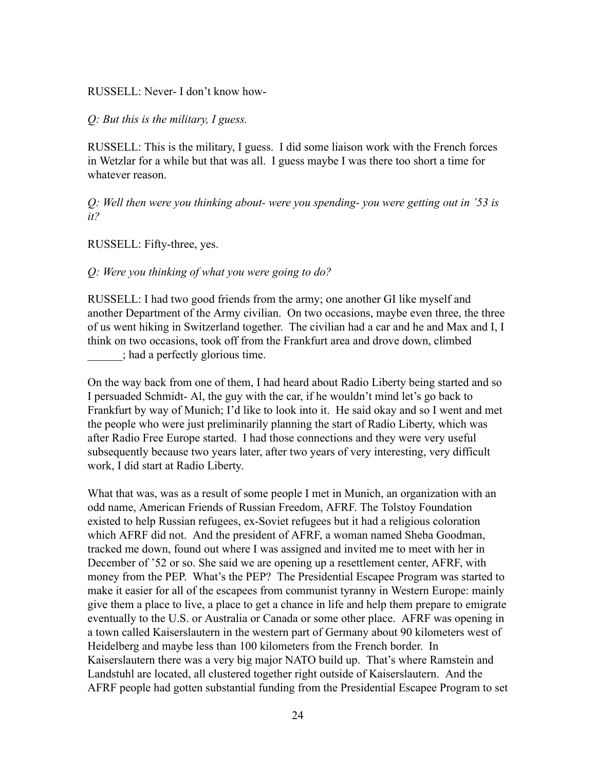RUSSELL: Never- I don't know how-

*Q: But this is the military, I guess.*

RUSSELL: This is the military, I guess. I did some liaison work with the French forces in Wetzlar for a while but that was all. I guess maybe I was there too short a time for whatever reason.

*Q: Well then were you thinking about- were you spending- you were getting out in '53 is it?*

RUSSELL: Fifty-three, yes.

*Q: Were you thinking of what you were going to do?*

RUSSELL: I had two good friends from the army; one another GI like myself and another Department of the Army civilian. On two occasions, maybe even three, the three of us went hiking in Switzerland together. The civilian had a car and he and Max and I, I think on two occasions, took off from the Frankfurt area and drove down, climbed ______; had a perfectly glorious time.

On the way back from one of them, I had heard about Radio Liberty being started and so I persuaded Schmidt- Al, the guy with the car, if he wouldn't mind let's go back to Frankfurt by way of Munich; I'd like to look into it. He said okay and so I went and met the people who were just preliminarily planning the start of Radio Liberty, which was after Radio Free Europe started. I had those connections and they were very useful subsequently because two years later, after two years of very interesting, very difficult work, I did start at Radio Liberty.

What that was, was as a result of some people I met in Munich, an organization with an odd name, American Friends of Russian Freedom, AFRF. The Tolstoy Foundation existed to help Russian refugees, ex-Soviet refugees but it had a religious coloration which AFRF did not. And the president of AFRF, a woman named Sheba Goodman, tracked me down, found out where I was assigned and invited me to meet with her in December of '52 or so. She said we are opening up a resettlement center, AFRF, with money from the PEP. What's the PEP? The Presidential Escapee Program was started to make it easier for all of the escapees from communist tyranny in Western Europe: mainly give them a place to live, a place to get a chance in life and help them prepare to emigrate eventually to the U.S. or Australia or Canada or some other place. AFRF was opening in a town called Kaiserslautern in the western part of Germany about 90 kilometers west of Heidelberg and maybe less than 100 kilometers from the French border. In Kaiserslautern there was a very big major NATO build up. That's where Ramstein and Landstuhl are located, all clustered together right outside of Kaiserslautern. And the AFRF people had gotten substantial funding from the Presidential Escapee Program to set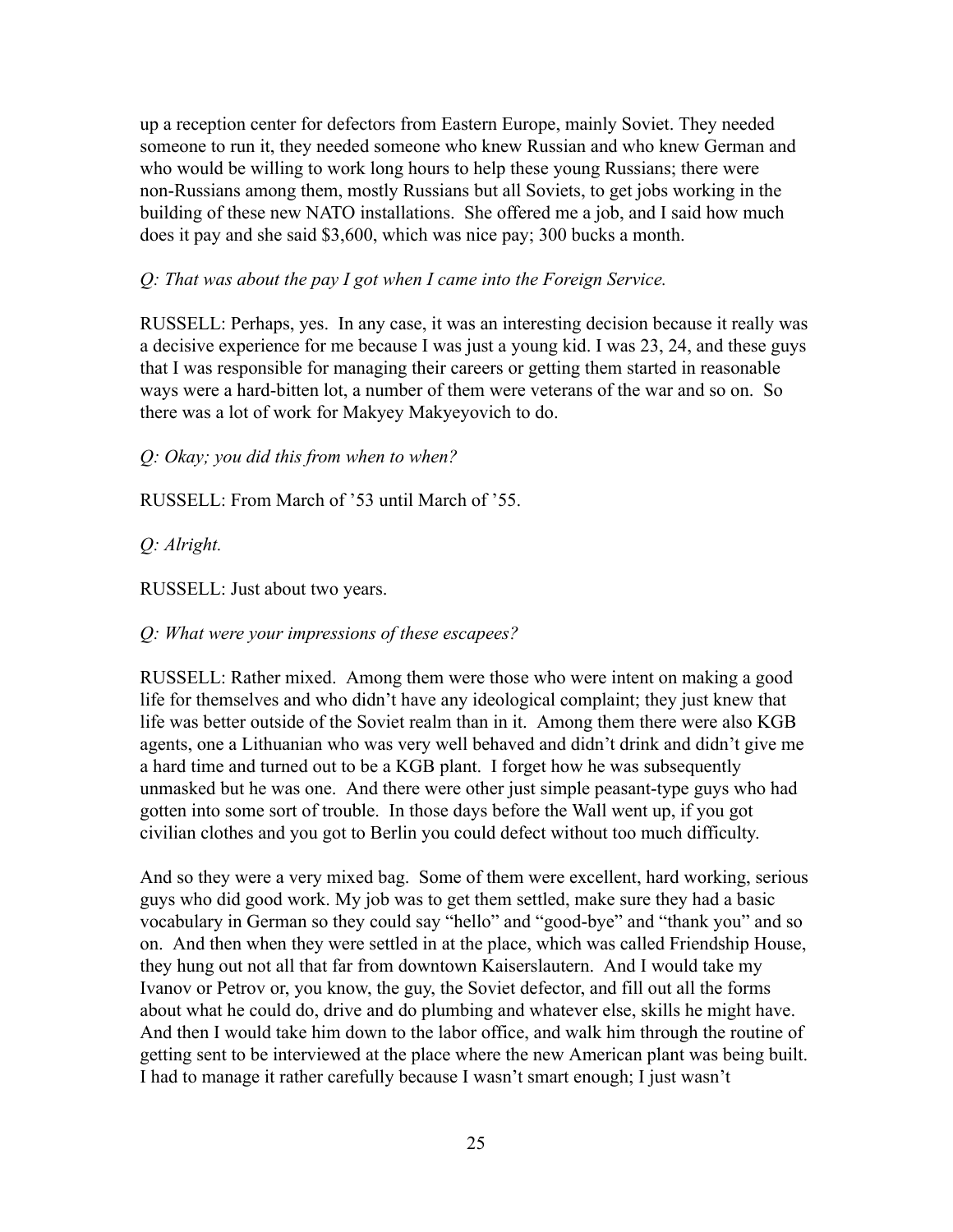up a reception center for defectors from Eastern Europe, mainly Soviet. They needed someone to run it, they needed someone who knew Russian and who knew German and who would be willing to work long hours to help these young Russians; there were non-Russians among them, mostly Russians but all Soviets, to get jobs working in the building of these new NATO installations. She offered me a job, and I said how much does it pay and she said $3,600, which was nice pay; 300 bucks a month.

*Q: That was about the pay I got when I came into the Foreign Service.*

RUSSELL: Perhaps, yes. In any case, it was an interesting decision because it really was a decisive experience for me because I was just a young kid. I was 23, 24, and these guys that I was responsible for managing their careers or getting them started in reasonable ways were a hard-bitten lot, a number of them were veterans of the war and so on. So there was a lot of work for Makyey Makyeyovich to do.

*Q: Okay; you did this from when to when?*

RUSSELL: From March of '53 until March of '55.

*Q: Alright.*

RUSSELL: Just about two years.

*Q: What were your impressions of these escapees?*

RUSSELL: Rather mixed. Among them were those who were intent on making a good life for themselves and who didn't have any ideological complaint; they just knew that life was better outside of the Soviet realm than in it. Among them there were also KGB agents, one a Lithuanian who was very well behaved and didn't drink and didn't give me a hard time and turned out to be a KGB plant. I forget how he was subsequently unmasked but he was one. And there were other just simple peasant-type guys who had gotten into some sort of trouble. In those days before the Wall went up, if you got civilian clothes and you got to Berlin you could defect without too much difficulty.

And so they were a very mixed bag. Some of them were excellent, hard working, serious guys who did good work. My job was to get them settled, make sure they had a basic vocabulary in German so they could say "hello" and "good-bye" and "thank you" and so on. And then when they were settled in at the place, which was called Friendship House, they hung out not all that far from downtown Kaiserslautern. And I would take my Ivanov or Petrov or, you know, the guy, the Soviet defector, and fill out all the forms about what he could do, drive and do plumbing and whatever else, skills he might have. And then I would take him down to the labor office, and walk him through the routine of getting sent to be interviewed at the place where the new American plant was being built. I had to manage it rather carefully because I wasn't smart enough; I just wasn't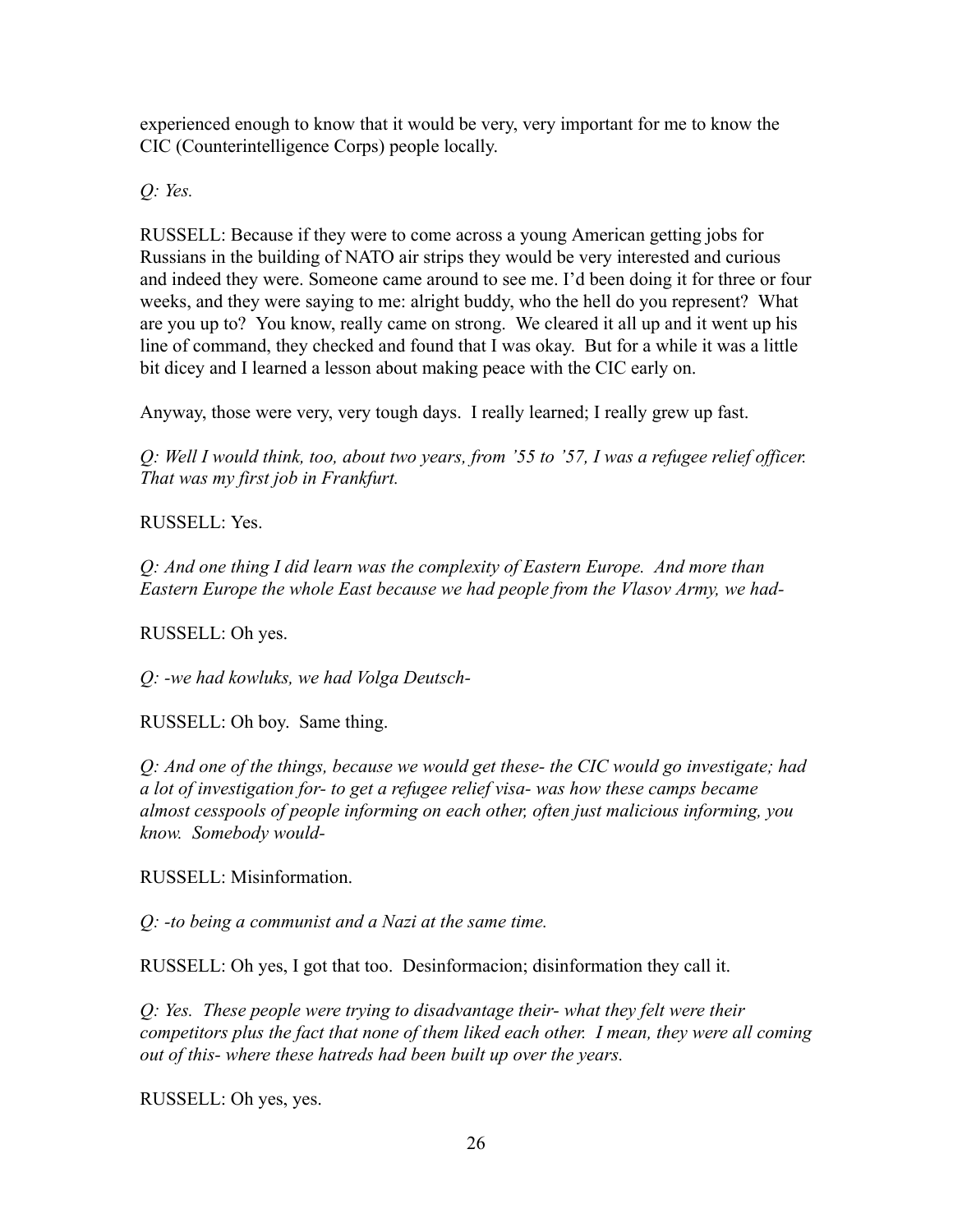experienced enough to know that it would be very, very important for me to know the CIC (Counterintelligence Corps) people locally.

*Q: Yes.*

RUSSELL: Because if they were to come across a young American getting jobs for Russians in the building of NATO air strips they would be very interested and curious and indeed they were. Someone came around to see me. I'd been doing it for three or four weeks, and they were saying to me: alright buddy, who the hell do you represent? What are you up to? You know, really came on strong. We cleared it all up and it went up his line of command, they checked and found that I was okay. But for a while it was a little bit dicey and I learned a lesson about making peace with the CIC early on.

Anyway, those were very, very tough days. I really learned; I really grew up fast.

*Q: Well I would think, too, about two years, from '55 to '57, I was a refugee relief officer. That was my first job in Frankfurt.*

RUSSELL: Yes.

*Q: And one thing I did learn was the complexity of Eastern Europe. And more than Eastern Europe the whole East because we had people from the Vlasov Army, we had-*

RUSSELL: Oh yes.

*Q: -we had kowluks, we had Volga Deutsch-*

RUSSELL: Oh boy. Same thing.

*Q: And one of the things, because we would get these- the CIC would go investigate; had a lot of investigation for- to get a refugee relief visa- was how these camps became almost cesspools of people informing on each other, often just malicious informing, you know. Somebody would-*

RUSSELL: Misinformation.

*Q: -to being a communist and a Nazi at the same time.*

RUSSELL: Oh yes, I got that too. Desinformacion; disinformation they call it.

*Q: Yes. These people were trying to disadvantage their- what they felt were their competitors plus the fact that none of them liked each other. I mean, they were all coming out of this- where these hatreds had been built up over the years.*

RUSSELL: Oh yes, yes.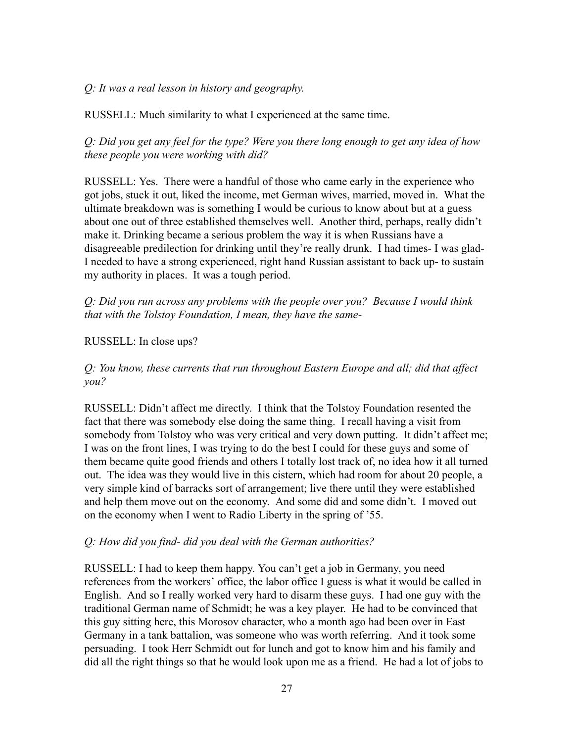*Q: It was a real lesson in history and geography.*

RUSSELL: Much similarity to what I experienced at the same time.

*Q: Did you get any feel for the type? Were you there long enough to get any idea of how these people you were working with did?*

RUSSELL: Yes. There were a handful of those who came early in the experience who got jobs, stuck it out, liked the income, met German wives, married, moved in. What the ultimate breakdown was is something I would be curious to know about but at a guess about one out of three established themselves well. Another third, perhaps, really didn't make it. Drinking became a serious problem the way it is when Russians have a disagreeable predilection for drinking until they're really drunk. I had times- I was glad- I needed to have a strong experienced, right hand Russian assistant to back up- to sustain my authority in places. It was a tough period.

*Q: Did you run across any problems with the people over you? Because I would think that with the Tolstoy Foundation, I mean, they have the same-*

RUSSELL: In close ups?

*Q: You know, these currents that run throughout Eastern Europe and all; did that affect you?*

RUSSELL: Didn't affect me directly. I think that the Tolstoy Foundation resented the fact that there was somebody else doing the same thing. I recall having a visit from somebody from Tolstoy who was very critical and very down putting. It didn't affect me; I was on the front lines, I was trying to do the best I could for these guys and some of them became quite good friends and others I totally lost track of, no idea how it all turned out. The idea was they would live in this cistern, which had room for about 20 people, a very simple kind of barracks sort of arrangement; live there until they were established and help them move out on the economy. And some did and some didn't. I moved out on the economy when I went to Radio Liberty in the spring of '55.

*Q: How did you find- did you deal with the German authorities?*

RUSSELL: I had to keep them happy. You can't get a job in Germany, you need references from the workers' office, the labor office I guess is what it would be called in English. And so I really worked very hard to disarm these guys. I had one guy with the traditional German name of Schmidt; he was a key player. He had to be convinced that this guy sitting here, this Morosov character, who a month ago had been over in East Germany in a tank battalion, was someone who was worth referring. And it took some persuading. I took Herr Schmidt out for lunch and got to know him and his family and did all the right things so that he would look upon me as a friend. He had a lot of jobs to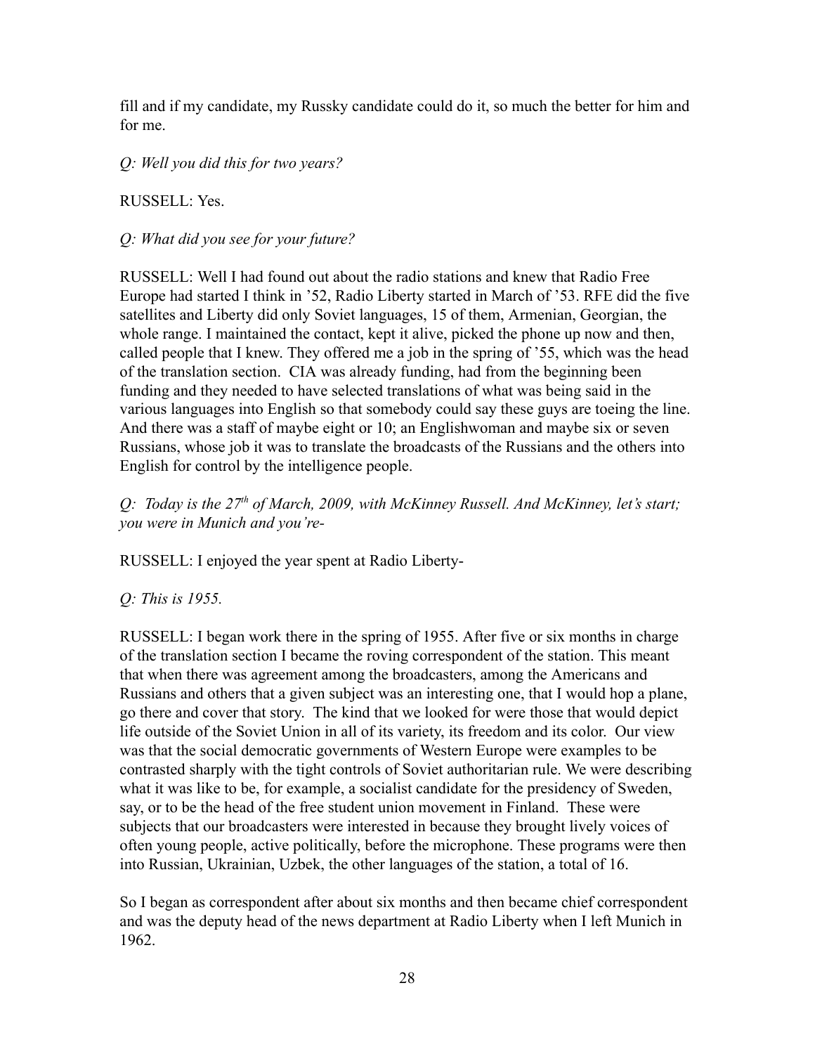fill and if my candidate, my Russky candidate could do it, so much the better for him and for me.

*Q: Well you did this for two years?*

RUSSELL: Yes.

*Q: What did you see for your future?*

RUSSELL: Well I had found out about the radio stations and knew that Radio Free Europe had started I think in '52, Radio Liberty started in March of '53. RFE did the five satellites and Liberty did only Soviet languages, 15 of them, Armenian, Georgian, the whole range. I maintained the contact, kept it alive, picked the phone up now and then, called people that I knew. They offered me a job in the spring of '55, which was the head of the translation section. CIA was already funding, had from the beginning been funding and they needed to have selected translations of what was being said in the various languages into English so that somebody could say these guys are toeing the line. And there was a staff of maybe eight or 10; an Englishwoman and maybe six or seven Russians, whose job it was to translate the broadcasts of the Russians and the others into English for control by the intelligence people.

*Q: Today is the 27th of March, 2009, with McKinney Russell. And McKinney, let's start; you were in Munich and you're-*

RUSSELL: I enjoyed the year spent at Radio Liberty-

*Q: This is 1955.*

RUSSELL: I began work there in the spring of 1955. After five or six months in charge of the translation section I became the roving correspondent of the station. This meant that when there was agreement among the broadcasters, among the Americans and Russians and others that a given subject was an interesting one, that I would hop a plane, go there and cover that story. The kind that we looked for were those that would depict life outside of the Soviet Union in all of its variety, its freedom and its color. Our view was that the social democratic governments of Western Europe were examples to be contrasted sharply with the tight controls of Soviet authoritarian rule. We were describing what it was like to be, for example, a socialist candidate for the presidency of Sweden, say, or to be the head of the free student union movement in Finland. These were subjects that our broadcasters were interested in because they brought lively voices of often young people, active politically, before the microphone. These programs were then into Russian, Ukrainian, Uzbek, the other languages of the station, a total of 16.

So I began as correspondent after about six months and then became chief correspondent and was the deputy head of the news department at Radio Liberty when I left Munich in 1962.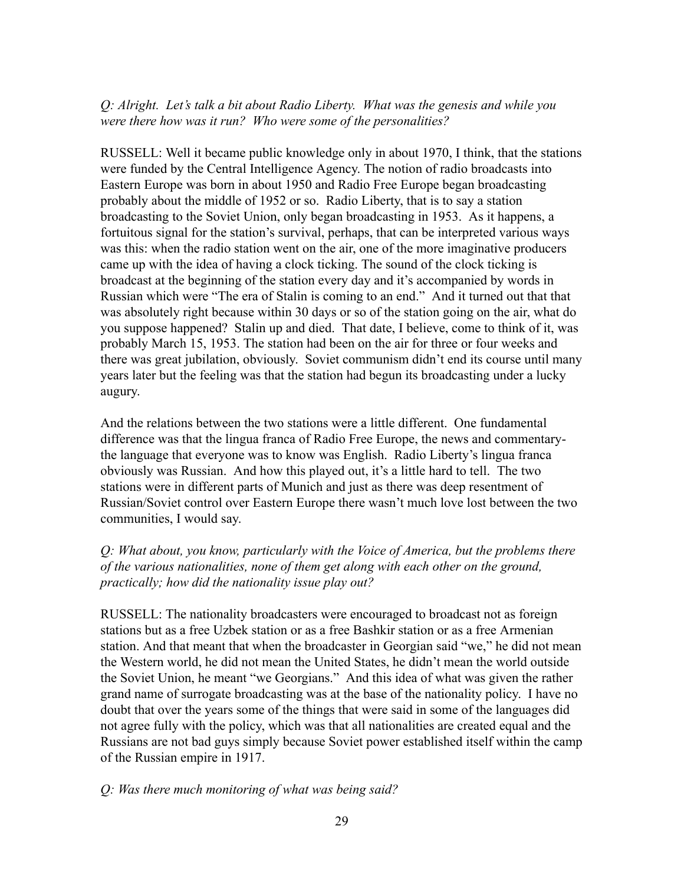*Q: Alright. Let's talk a bit about Radio Liberty. What was the genesis and while you were there how was it run? Who were some of the personalities?*

RUSSELL: Well it became public knowledge only in about 1970, I think, that the stations were funded by the Central Intelligence Agency. The notion of radio broadcasts into Eastern Europe was born in about 1950 and Radio Free Europe began broadcasting probably about the middle of 1952 or so. Radio Liberty, that is to say a station broadcasting to the Soviet Union, only began broadcasting in 1953. As it happens, a fortuitous signal for the station's survival, perhaps, that can be interpreted various ways was this: when the radio station went on the air, one of the more imaginative producers came up with the idea of having a clock ticking. The sound of the clock ticking is broadcast at the beginning of the station every day and it's accompanied by words in Russian which were "The era of Stalin is coming to an end." And it turned out that that was absolutely right because within 30 days or so of the station going on the air, what do you suppose happened? Stalin up and died. That date, I believe, come to think of it, was probably March 15, 1953. The station had been on the air for three or four weeks and there was great jubilation, obviously. Soviet communism didn't end its course until many years later but the feeling was that the station had begun its broadcasting under a lucky augury.

And the relations between the two stations were a little different. One fundamental difference was that the lingua franca of Radio Free Europe, the news and commentary- the language that everyone was to know was English. Radio Liberty's lingua franca obviously was Russian. And how this played out, it's a little hard to tell. The two stations were in different parts of Munich and just as there was deep resentment of Russian/Soviet control over Eastern Europe there wasn't much love lost between the two communities, I would say.

*Q: What about, you know, particularly with the Voice of America, but the problems there of the various nationalities, none of them get along with each other on the ground, practically; how did the nationality issue play out?*

RUSSELL: The nationality broadcasters were encouraged to broadcast not as foreign stations but as a free Uzbek station or as a free Bashkir station or as a free Armenian station. And that meant that when the broadcaster in Georgian said "we," he did not mean the Western world, he did not mean the United States, he didn't mean the world outside the Soviet Union, he meant "we Georgians." And this idea of what was given the rather grand name of surrogate broadcasting was at the base of the nationality policy. I have no doubt that over the years some of the things that were said in some of the languages did not agree fully with the policy, which was that all nationalities are created equal and the Russians are not bad guys simply because Soviet power established itself within the camp of the Russian empire in 1917.

*Q: Was there much monitoring of what was being said?*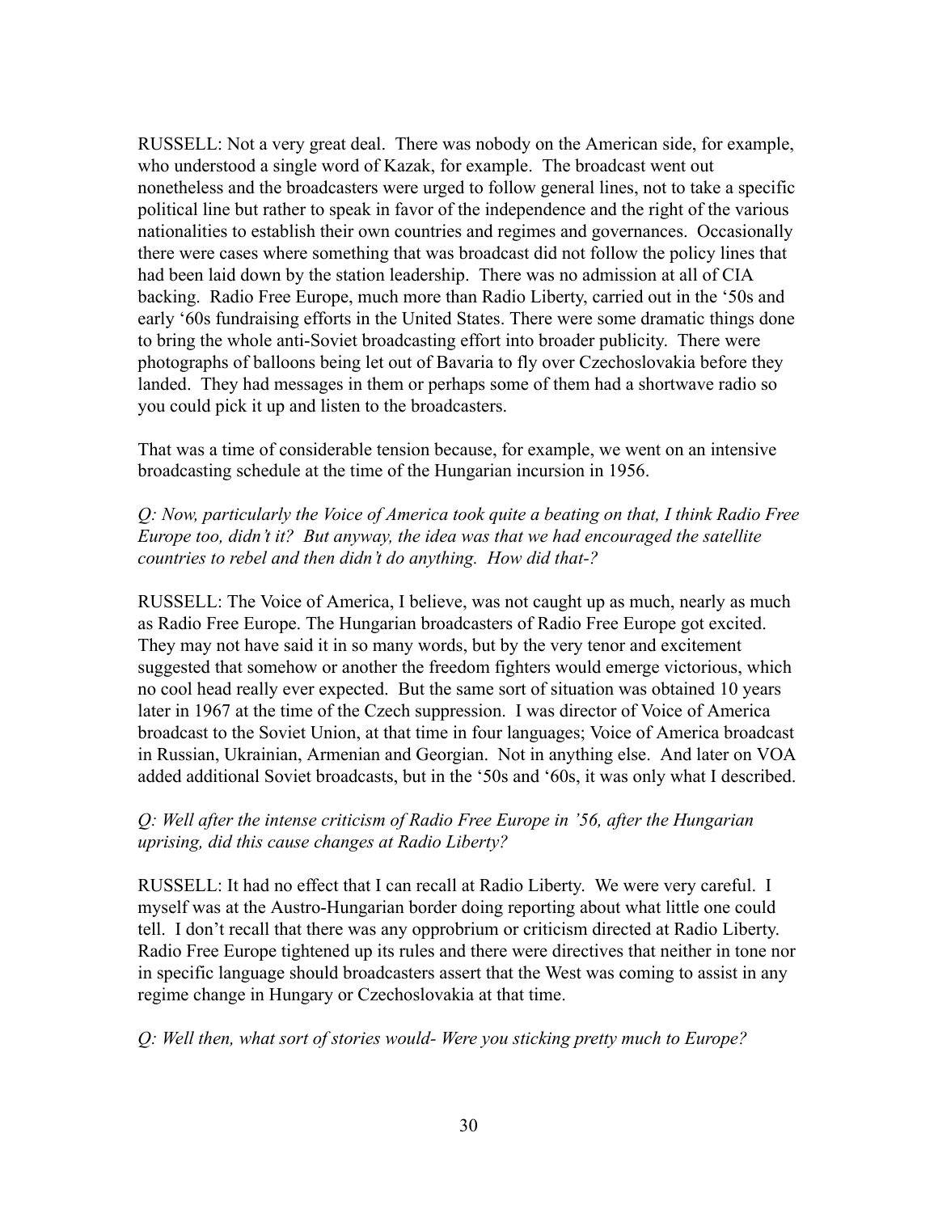RUSSELL: Not a very great deal. There was nobody on the American side, for example, who understood a single word of Kazak, for example. The broadcast went out nonetheless and the broadcasters were urged to follow general lines, not to take a specific political line but rather to speak in favor of the independence and the right of the various nationalities to establish their own countries and regimes and governances. Occasionally there were cases where something that was broadcast did not follow the policy lines that had been laid down by the station leadership. There was no admission at all of CIA backing. Radio Free Europe, much more than Radio Liberty, carried out in the '50s and early '60s fundraising efforts in the United States. There were some dramatic things done to bring the whole anti-Soviet broadcasting effort into broader publicity. There were photographs of balloons being let out of Bavaria to fly over Czechoslovakia before they landed. They had messages in them or perhaps some of them had a shortwave radio so you could pick it up and listen to the broadcasters.

That was a time of considerable tension because, for example, we went on an intensive broadcasting schedule at the time of the Hungarian incursion in 1956.

*Q: Now, particularly the Voice of America took quite a beating on that, I think Radio Free Europe too, didn't it? But anyway, the idea was that we had encouraged the satellite countries to rebel and then didn't do anything. How did that-?*

RUSSELL: The Voice of America, I believe, was not caught up as much, nearly as much as Radio Free Europe. The Hungarian broadcasters of Radio Free Europe got excited. They may not have said it in so many words, but by the very tenor and excitement suggested that somehow or another the freedom fighters would emerge victorious, which no cool head really ever expected. But the same sort of situation was obtained 10 years later in 1967 at the time of the Czech suppression. I was director of Voice of America broadcast to the Soviet Union, at that time in four languages; Voice of America broadcast in Russian, Ukrainian, Armenian and Georgian. Not in anything else. And later on VOA added additional Soviet broadcasts, but in the '50s and '60s, it was only what I described.

*Q: Well after the intense criticism of Radio Free Europe in '56, after the Hungarian uprising, did this cause changes at Radio Liberty?*

RUSSELL: It had no effect that I can recall at Radio Liberty. We were very careful. I myself was at the Austro-Hungarian border doing reporting about what little one could tell. I don't recall that there was any opprobrium or criticism directed at Radio Liberty. Radio Free Europe tightened up its rules and there were directives that neither in tone nor in specific language should broadcasters assert that the West was coming to assist in any regime change in Hungary or Czechoslovakia at that time.

*Q: Well then, what sort of stories would- Were you sticking pretty much to Europe?*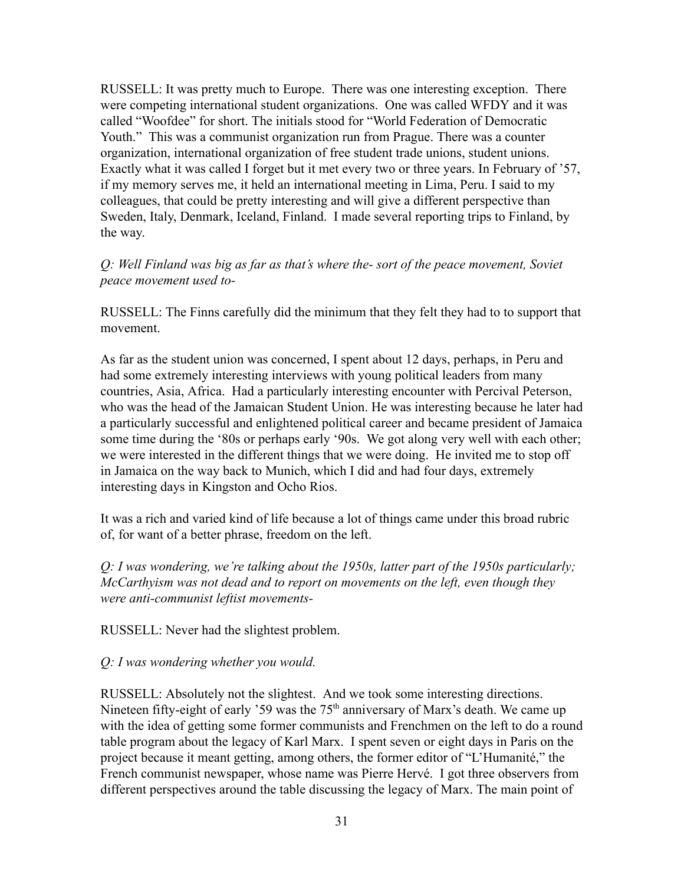RUSSELL: It was pretty much to Europe. There was one interesting exception. There were competing international student organizations. One was called WFDY and it was called "Woofdee" for short. The initials stood for "World Federation of Democratic Youth." This was a communist organization run from Prague. There was a counter organization, international organization of free student trade unions, student unions. Exactly what it was called I forget but it met every two or three years. In February of '57, if my memory serves me, it held an international meeting in Lima, Peru. I said to my colleagues, that could be pretty interesting and will give a different perspective than Sweden, Italy, Denmark, Iceland, Finland. I made several reporting trips to Finland, by the way.

*Q: Well Finland was big as far as that's where the- sort of the peace movement, Soviet peace movement used to-*

RUSSELL: The Finns carefully did the minimum that they felt they had to to support that movement.

As far as the student union was concerned, I spent about 12 days, perhaps, in Peru and had some extremely interesting interviews with young political leaders from many countries, Asia, Africa. Had a particularly interesting encounter with Percival Peterson, who was the head of the Jamaican Student Union. He was interesting because he later had a particularly successful and enlightened political career and became president of Jamaica some time during the '80s or perhaps early '90s. We got along very well with each other; we were interested in the different things that we were doing. He invited me to stop off in Jamaica on the way back to Munich, which I did and had four days, extremely interesting days in Kingston and Ocho Rios.

It was a rich and varied kind of life because a lot of things came under this broad rubric of, for want of a better phrase, freedom on the left.

*Q: I was wondering, we're talking about the 1950s, latter part of the 1950s particularly; McCarthyism was not dead and to report on movements on the left, even though they were anti-communist leftist movements-*

RUSSELL: Never had the slightest problem.

*Q: I was wondering whether you would.*

RUSSELL: Absolutely not the slightest. And we took some interesting directions. Nineteen fifty-eight of early '59 was the 75th anniversary of Marx's death. We came up with the idea of getting some former communists and Frenchmen on the left to do a round table program about the legacy of Karl Marx. I spent seven or eight days in Paris on the project because it meant getting, among others, the former editor of "L'Humanité," the French communist newspaper, whose name was Pierre Hervé. I got three observers from different perspectives around the table discussing the legacy of Marx. The main point of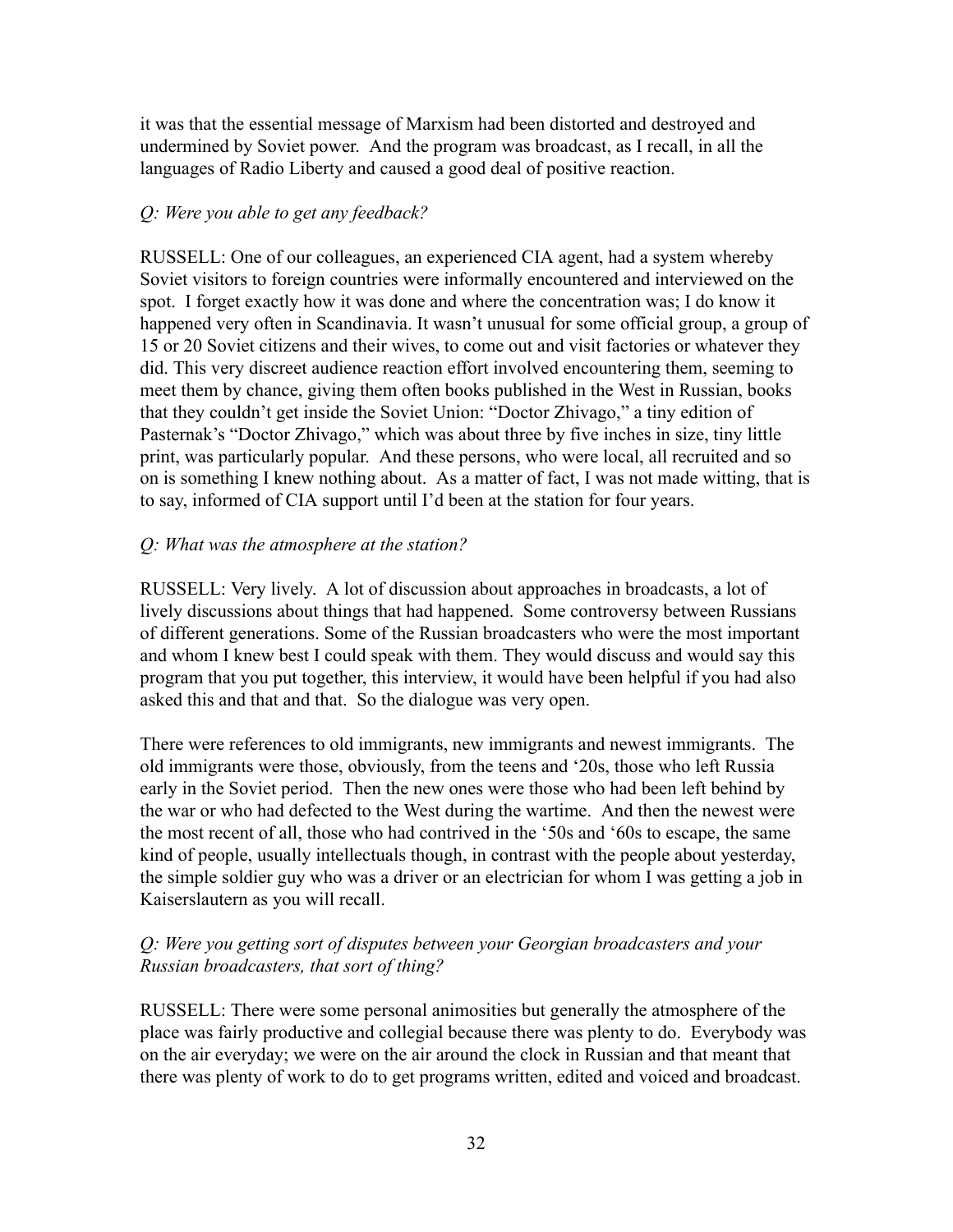it was that the essential message of Marxism had been distorted and destroyed and undermined by Soviet power. And the program was broadcast, as I recall, in all the languages of Radio Liberty and caused a good deal of positive reaction.

*Q: Were you able to get any feedback?*

RUSSELL: One of our colleagues, an experienced CIA agent, had a system whereby Soviet visitors to foreign countries were informally encountered and interviewed on the spot. I forget exactly how it was done and where the concentration was; I do know it happened very often in Scandinavia. It wasn't unusual for some official group, a group of 15 or 20 Soviet citizens and their wives, to come out and visit factories or whatever they did. This very discreet audience reaction effort involved encountering them, seeming to meet them by chance, giving them often books published in the West in Russian, books that they couldn't get inside the Soviet Union: "Doctor Zhivago," a tiny edition of Pasternak's "Doctor Zhivago," which was about three by five inches in size, tiny little print, was particularly popular. And these persons, who were local, all recruited and so on is something I knew nothing about. As a matter of fact, I was not made witting, that is to say, informed of CIA support until I'd been at the station for four years.

*Q: What was the atmosphere at the station?*

RUSSELL: Very lively. A lot of discussion about approaches in broadcasts, a lot of lively discussions about things that had happened. Some controversy between Russians of different generations. Some of the Russian broadcasters who were the most important and whom I knew best I could speak with them. They would discuss and would say this program that you put together, this interview, it would have been helpful if you had also asked this and that and that. So the dialogue was very open.

There were references to old immigrants, new immigrants and newest immigrants. The old immigrants were those, obviously, from the teens and '20s, those who left Russia early in the Soviet period. Then the new ones were those who had been left behind by the war or who had defected to the West during the wartime. And then the newest were the most recent of all, those who had contrived in the '50s and '60s to escape, the same kind of people, usually intellectuals though, in contrast with the people about yesterday, the simple soldier guy who was a driver or an electrician for whom I was getting a job in Kaiserslautern as you will recall.

*Q: Were you getting sort of disputes between your Georgian broadcasters and your Russian broadcasters, that sort of thing?*

RUSSELL: There were some personal animosities but generally the atmosphere of the place was fairly productive and collegial because there was plenty to do. Everybody was on the air everyday; we were on the air around the clock in Russian and that meant that there was plenty of work to do to get programs written, edited and voiced and broadcast.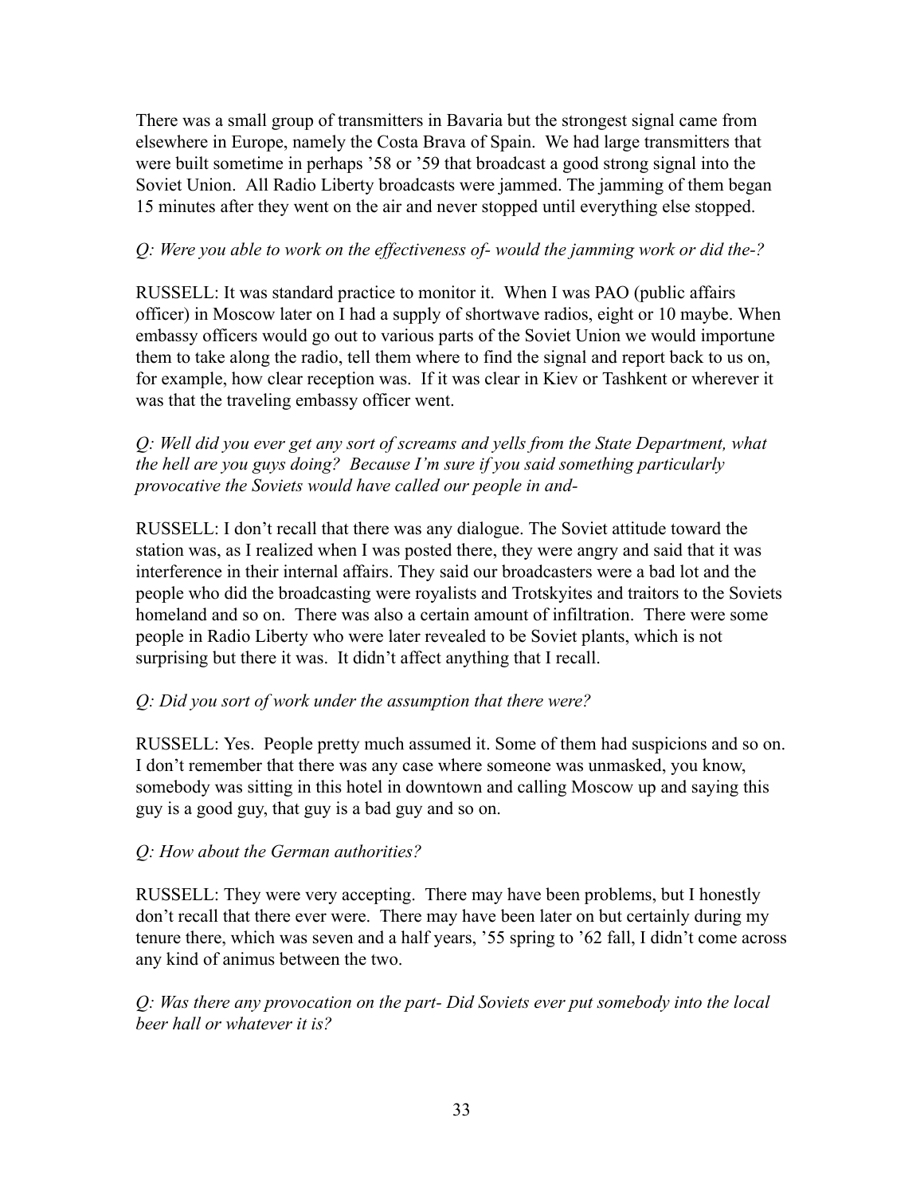There was a small group of transmitters in Bavaria but the strongest signal came from elsewhere in Europe, namely the Costa Brava of Spain. We had large transmitters that were built sometime in perhaps '58 or '59 that broadcast a good strong signal into the Soviet Union. All Radio Liberty broadcasts were jammed. The jamming of them began 15 minutes after they went on the air and never stopped until everything else stopped.

*Q: Were you able to work on the effectiveness of- would the jamming work or did the-?*

RUSSELL: It was standard practice to monitor it. When I was PAO (public affairs officer) in Moscow later on I had a supply of shortwave radios, eight or 10 maybe. When embassy officers would go out to various parts of the Soviet Union we would importune them to take along the radio, tell them where to find the signal and report back to us on, for example, how clear reception was. If it was clear in Kiev or Tashkent or wherever it was that the traveling embassy officer went.

*Q: Well did you ever get any sort of screams and yells from the State Department, what the hell are you guys doing? Because I'm sure if you said something particularly provocative the Soviets would have called our people in and-*

RUSSELL: I don't recall that there was any dialogue. The Soviet attitude toward the station was, as I realized when I was posted there, they were angry and said that it was interference in their internal affairs. They said our broadcasters were a bad lot and the people who did the broadcasting were royalists and Trotskyites and traitors to the Soviets homeland and so on. There was also a certain amount of infiltration. There were some people in Radio Liberty who were later revealed to be Soviet plants, which is not surprising but there it was. It didn't affect anything that I recall.

*Q: Did you sort of work under the assumption that there were?*

RUSSELL: Yes. People pretty much assumed it. Some of them had suspicions and so on. I don't remember that there was any case where someone was unmasked, you know, somebody was sitting in this hotel in downtown and calling Moscow up and saying this guy is a good guy, that guy is a bad guy and so on.

*Q: How about the German authorities?*

RUSSELL: They were very accepting. There may have been problems, but I honestly don't recall that there ever were. There may have been later on but certainly during my tenure there, which was seven and a half years, '55 spring to '62 fall, I didn't come across any kind of animus between the two.

*Q: Was there any provocation on the part- Did Soviets ever put somebody into the local beer hall or whatever it is?*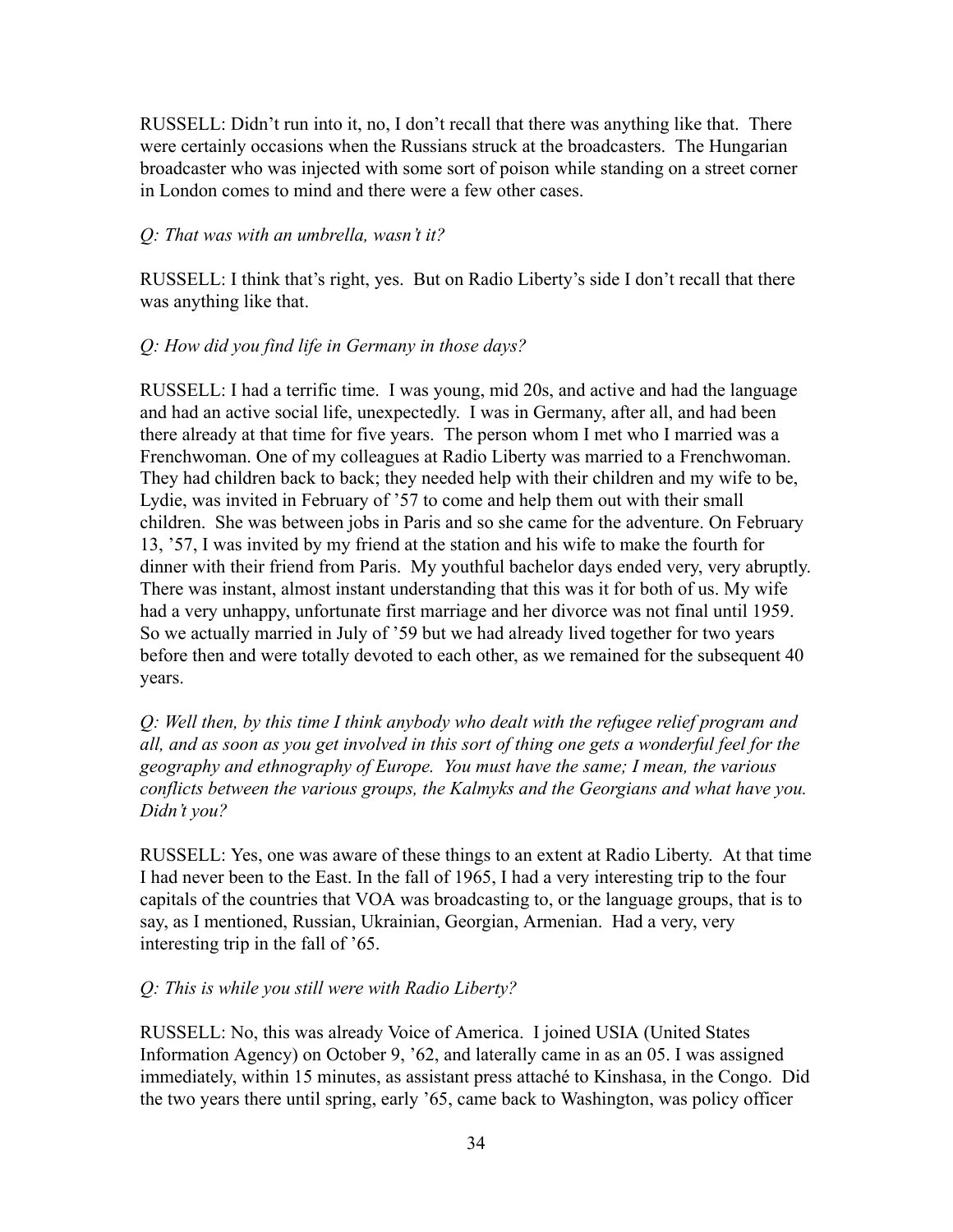RUSSELL: Didn't run into it, no, I don't recall that there was anything like that. There were certainly occasions when the Russians struck at the broadcasters. The Hungarian broadcaster who was injected with some sort of poison while standing on a street corner in London comes to mind and there were a few other cases.

*Q: That was with an umbrella, wasn't it?*

RUSSELL: I think that's right, yes. But on Radio Liberty's side I don't recall that there was anything like that.

*Q: How did you find life in Germany in those days?*

RUSSELL: I had a terrific time. I was young, mid 20s, and active and had the language and had an active social life, unexpectedly. I was in Germany, after all, and had been there already at that time for five years. The person whom I met who I married was a Frenchwoman. One of my colleagues at Radio Liberty was married to a Frenchwoman. They had children back to back; they needed help with their children and my wife to be, Lydie, was invited in February of '57 to come and help them out with their small children. She was between jobs in Paris and so she came for the adventure. On February 13, '57, I was invited by my friend at the station and his wife to make the fourth for dinner with their friend from Paris. My youthful bachelor days ended very, very abruptly. There was instant, almost instant understanding that this was it for both of us. My wife had a very unhappy, unfortunate first marriage and her divorce was not final until 1959. So we actually married in July of '59 but we had already lived together for two years before then and were totally devoted to each other, as we remained for the subsequent 40 years.

*Q: Well then, by this time I think anybody who dealt with the refugee relief program and all, and as soon as you get involved in this sort of thing one gets a wonderful feel for the geography and ethnography of Europe. You must have the same; I mean, the various conflicts between the various groups, the Kalmyks and the Georgians and what have you. Didn't you?*

RUSSELL: Yes, one was aware of these things to an extent at Radio Liberty. At that time I had never been to the East. In the fall of 1965, I had a very interesting trip to the four capitals of the countries that VOA was broadcasting to, or the language groups, that is to say, as I mentioned, Russian, Ukrainian, Georgian, Armenian. Had a very, very interesting trip in the fall of '65.

*Q: This is while you still were with Radio Liberty?*

RUSSELL: No, this was already Voice of America. I joined USIA (United States Information Agency) on October 9, '62, and laterally came in as an 05. I was assigned immediately, within 15 minutes, as assistant press attaché to Kinshasa, in the Congo. Did the two years there until spring, early '65, came back to Washington, was policy officer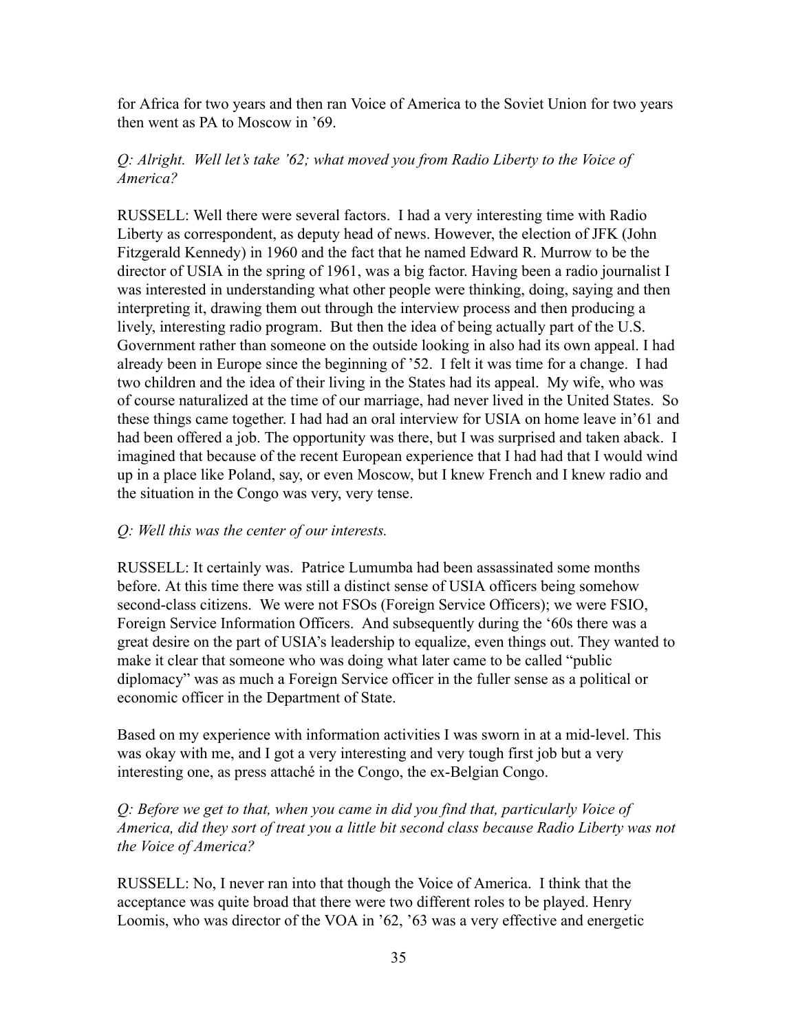for Africa for two years and then ran Voice of America to the Soviet Union for two years then went as PA to Moscow in '69.

*Q: Alright. Well let's take '62; what moved you from Radio Liberty to the Voice of America?*

RUSSELL: Well there were several factors. I had a very interesting time with Radio Liberty as correspondent, as deputy head of news. However, the election of JFK (John Fitzgerald Kennedy) in 1960 and the fact that he named Edward R. Murrow to be the director of USIA in the spring of 1961, was a big factor. Having been a radio journalist I was interested in understanding what other people were thinking, doing, saying and then interpreting it, drawing them out through the interview process and then producing a lively, interesting radio program. But then the idea of being actually part of the U.S. Government rather than someone on the outside looking in also had its own appeal. I had already been in Europe since the beginning of '52. I felt it was time for a change. I had two children and the idea of their living in the States had its appeal. My wife, who was of course naturalized at the time of our marriage, had never lived in the United States. So these things came together. I had had an oral interview for USIA on home leave in'61 and had been offered a job. The opportunity was there, but I was surprised and taken aback. I imagined that because of the recent European experience that I had had that I would wind up in a place like Poland, say, or even Moscow, but I knew French and I knew radio and the situation in the Congo was very, very tense.

*Q: Well this was the center of our interests.*

RUSSELL: It certainly was. Patrice Lumumba had been assassinated some months before. At this time there was still a distinct sense of USIA officers being somehow second-class citizens. We were not FSOs (Foreign Service Officers); we were FSIO, Foreign Service Information Officers. And subsequently during the '60s there was a great desire on the part of USIA's leadership to equalize, even things out. They wanted to make it clear that someone who was doing what later came to be called "public diplomacy" was as much a Foreign Service officer in the fuller sense as a political or economic officer in the Department of State.

Based on my experience with information activities I was sworn in at a mid-level. This was okay with me, and I got a very interesting and very tough first job but a very interesting one, as press attaché in the Congo, the ex-Belgian Congo.

*Q: Before we get to that, when you came in did you find that, particularly Voice of America, did they sort of treat you a little bit second class because Radio Liberty was not the Voice of America?*

RUSSELL: No, I never ran into that though the Voice of America. I think that the acceptance was quite broad that there were two different roles to be played. Henry Loomis, who was director of the VOA in '62, '63 was a very effective and energetic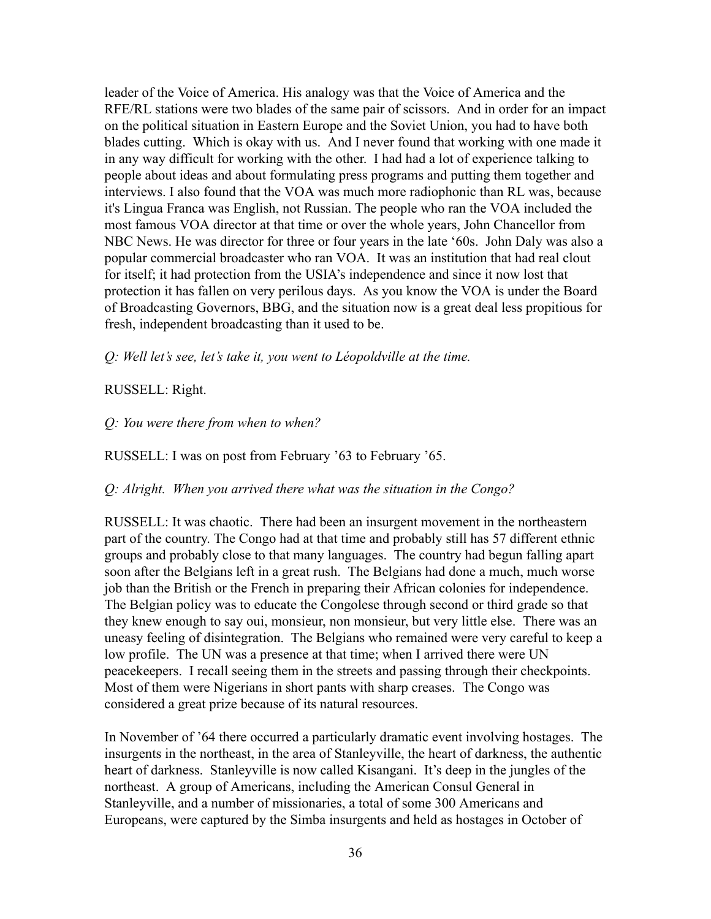leader of the Voice of America. His analogy was that the Voice of America and the RFE/RL stations were two blades of the same pair of scissors. And in order for an impact on the political situation in Eastern Europe and the Soviet Union, you had to have both blades cutting. Which is okay with us. And I never found that working with one made it in any way difficult for working with the other. I had had a lot of experience talking to people about ideas and about formulating press programs and putting them together and interviews. I also found that the VOA was much more radiophonic than RL was, because it's Lingua Franca was English, not Russian. The people who ran the VOA included the most famous VOA director at that time or over the whole years, John Chancellor from NBC News. He was director for three or four years in the late '60s. John Daly was also a popular commercial broadcaster who ran VOA. It was an institution that had real clout for itself; it had protection from the USIA's independence and since it now lost that protection it has fallen on very perilous days. As you know the VOA is under the Board of Broadcasting Governors, BBG, and the situation now is a great deal less propitious for fresh, independent broadcasting than it used to be.

*Q: Well let's see, let's take it, you went to Léopoldville at the time.*

RUSSELL: Right.

*Q: You were there from when to when?*

RUSSELL: I was on post from February '63 to February '65.

*Q: Alright. When you arrived there what was the situation in the Congo?*

RUSSELL: It was chaotic. There had been an insurgent movement in the northeastern part of the country. The Congo had at that time and probably still has 57 different ethnic groups and probably close to that many languages. The country had begun falling apart soon after the Belgians left in a great rush. The Belgians had done a much, much worse job than the British or the French in preparing their African colonies for independence. The Belgian policy was to educate the Congolese through second or third grade so that they knew enough to say oui, monsieur, non monsieur, but very little else. There was an uneasy feeling of disintegration. The Belgians who remained were very careful to keep a low profile. The UN was a presence at that time; when I arrived there were UN peacekeepers. I recall seeing them in the streets and passing through their checkpoints. Most of them were Nigerians in short pants with sharp creases. The Congo was considered a great prize because of its natural resources.

In November of '64 there occurred a particularly dramatic event involving hostages. The insurgents in the northeast, in the area of Stanleyville, the heart of darkness, the authentic heart of darkness. Stanleyville is now called Kisangani. It's deep in the jungles of the northeast. A group of Americans, including the American Consul General in Stanleyville, and a number of missionaries, a total of some 300 Americans and Europeans, were captured by the Simba insurgents and held as hostages in October of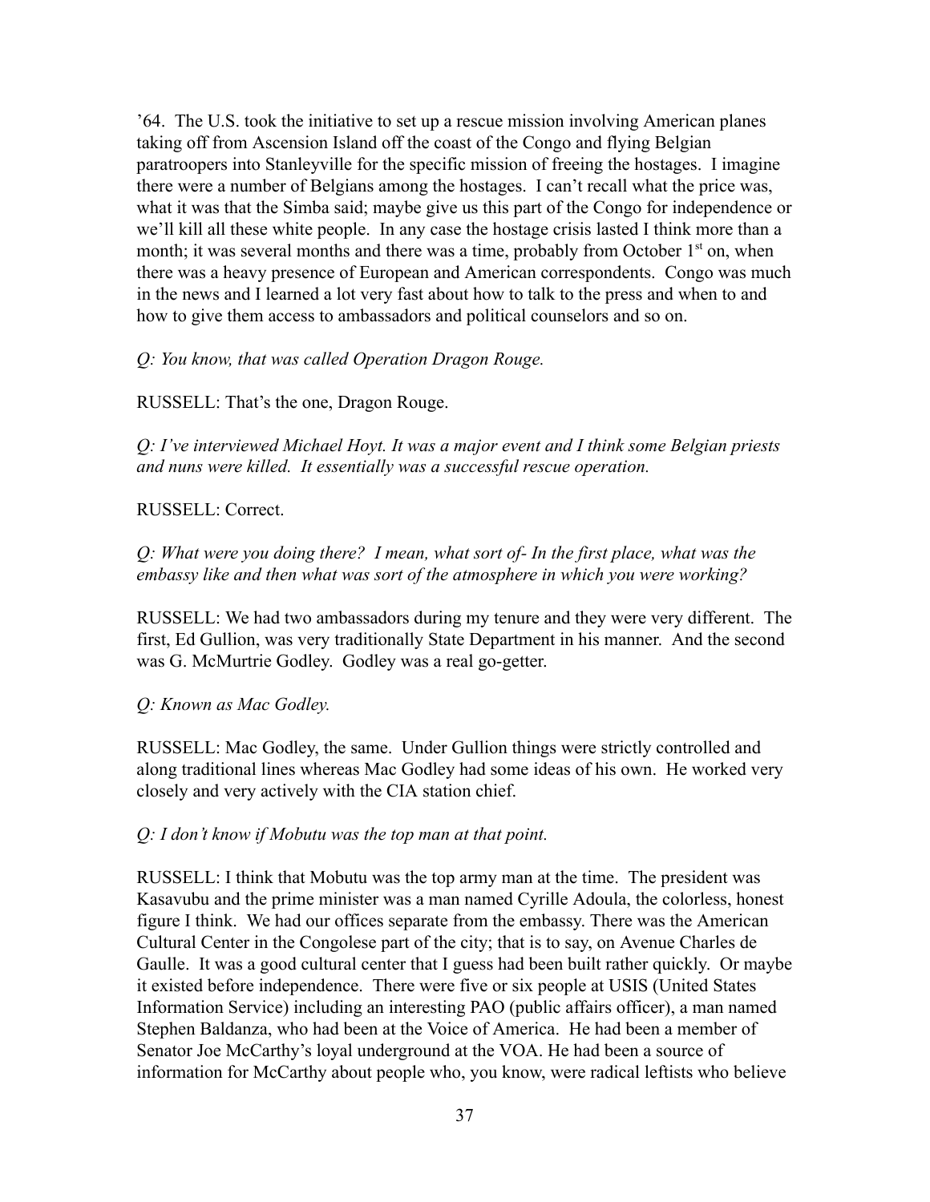’64. The U.S. took the initiative to set up a rescue mission involving American planes taking off from Ascension Island off the coast of the Congo and flying Belgian paratroopers into Stanleyville for the specific mission of freeing the hostages. I imagine there were a number of Belgians among the hostages. I can’t recall what the price was, what it was that the Simba said; maybe give us this part of the Congo for independence or we’ll kill all these white people. In any case the hostage crisis lasted I think more than a month; it was several months and there was a time, probably from October 1st on, when there was a heavy presence of European and American correspondents. Congo was much in the news and I learned a lot very fast about how to talk to the press and when to and how to give them access to ambassadors and political counselors and so on.

*Q: You know, that was called Operation Dragon Rouge.*

RUSSELL: That’s the one, Dragon Rouge.

*Q: I’ve interviewed Michael Hoyt. It was a major event and I think some Belgian priests and nuns were killed. It essentially was a successful rescue operation.*

RUSSELL: Correct.

*Q: What were you doing there? I mean, what sort of- In the first place, what was the embassy like and then what was sort of the atmosphere in which you were working?*

RUSSELL: We had two ambassadors during my tenure and they were very different. The first, Ed Gullion, was very traditionally State Department in his manner. And the second was G. McMurtrie Godley. Godley was a real go-getter.

*Q: Known as Mac Godley.*

RUSSELL: Mac Godley, the same. Under Gullion things were strictly controlled and along traditional lines whereas Mac Godley had some ideas of his own. He worked very closely and very actively with the CIA station chief.

*Q: I don’t know if Mobutu was the top man at that point.*

RUSSELL: I think that Mobutu was the top army man at the time. The president was Kasavubu and the prime minister was a man named Cyrille Adoula, the colorless, honest figure I think. We had our offices separate from the embassy. There was the American Cultural Center in the Congolese part of the city; that is to say, on Avenue Charles de Gaulle. It was a good cultural center that I guess had been built rather quickly. Or maybe it existed before independence. There were five or six people at USIS (United States Information Service) including an interesting PAO (public affairs officer), a man named Stephen Baldanza, who had been at the Voice of America. He had been a member of Senator Joe McCarthy’s loyal underground at the VOA. He had been a source of information for McCarthy about people who, you know, were radical leftists who believe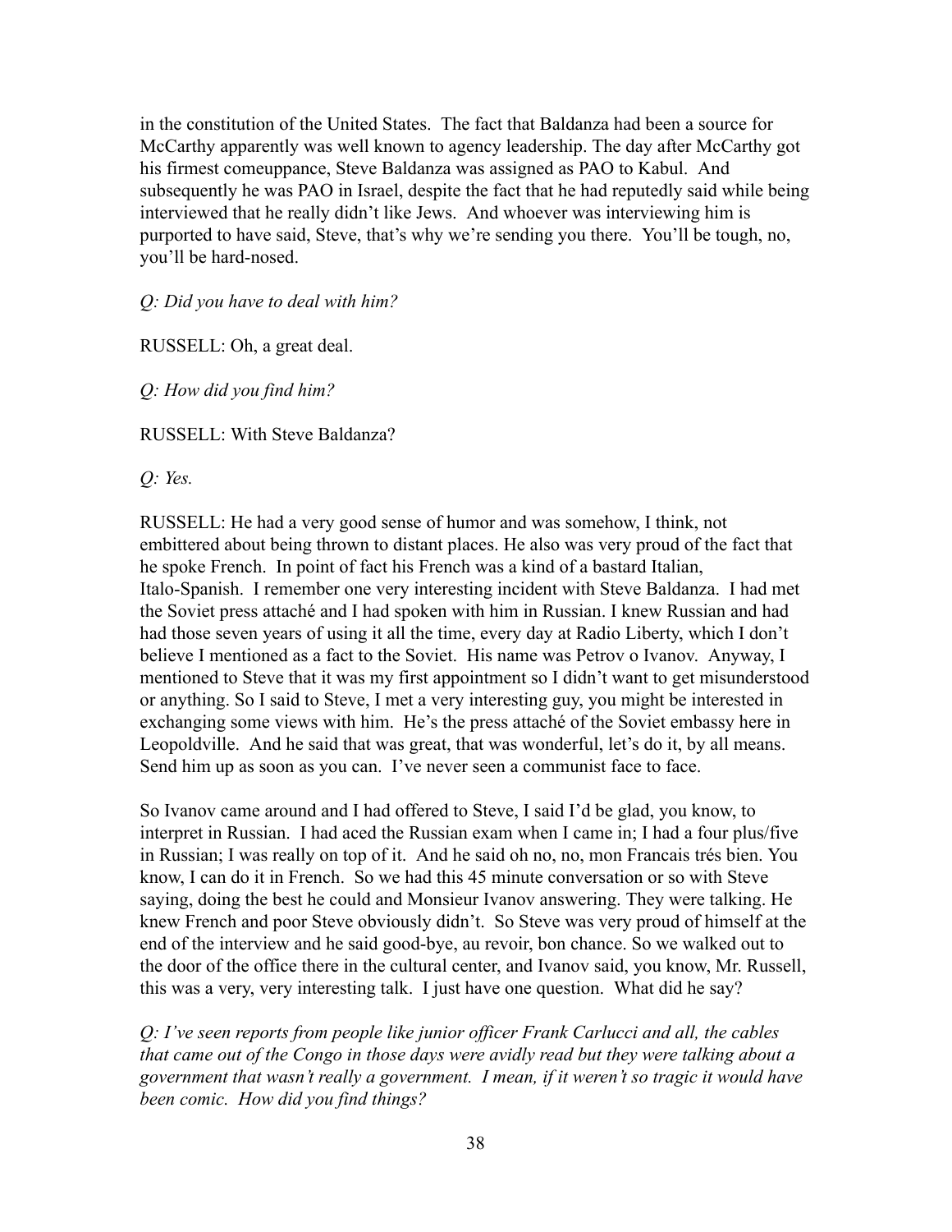in the constitution of the United States. The fact that Baldanza had been a source for McCarthy apparently was well known to agency leadership. The day after McCarthy got his firmest comeuppance, Steve Baldanza was assigned as PAO to Kabul. And subsequently he was PAO in Israel, despite the fact that he had reputedly said while being interviewed that he really didn't like Jews. And whoever was interviewing him is purported to have said, Steve, that's why we're sending you there. You'll be tough, no, you'll be hard-nosed.

*Q: Did you have to deal with him?*

RUSSELL: Oh, a great deal.

*Q: How did you find him?*

RUSSELL: With Steve Baldanza?

*Q: Yes.*

RUSSELL: He had a very good sense of humor and was somehow, I think, not embittered about being thrown to distant places. He also was very proud of the fact that he spoke French. In point of fact his French was a kind of a bastard Italian, Italo-Spanish. I remember one very interesting incident with Steve Baldanza. I had met the Soviet press attaché and I had spoken with him in Russian. I knew Russian and had had those seven years of using it all the time, every day at Radio Liberty, which I don't believe I mentioned as a fact to the Soviet. His name was Petrov o Ivanov. Anyway, I mentioned to Steve that it was my first appointment so I didn't want to get misunderstood or anything. So I said to Steve, I met a very interesting guy, you might be interested in exchanging some views with him. He's the press attaché of the Soviet embassy here in Leopoldville. And he said that was great, that was wonderful, let's do it, by all means. Send him up as soon as you can. I've never seen a communist face to face.

So Ivanov came around and I had offered to Steve, I said I'd be glad, you know, to interpret in Russian. I had aced the Russian exam when I came in; I had a four plus/five in Russian; I was really on top of it. And he said oh no, no, mon Francais trés bien. You know, I can do it in French. So we had this 45 minute conversation or so with Steve saying, doing the best he could and Monsieur Ivanov answering. They were talking. He knew French and poor Steve obviously didn't. So Steve was very proud of himself at the end of the interview and he said good-bye, au revoir, bon chance. So we walked out to the door of the office there in the cultural center, and Ivanov said, you know, Mr. Russell, this was a very, very interesting talk. I just have one question. What did he say?

*Q: I've seen reports from people like junior officer Frank Carlucci and all, the cables that came out of the Congo in those days were avidly read but they were talking about a government that wasn't really a government. I mean, if it weren't so tragic it would have been comic. How did you find things?*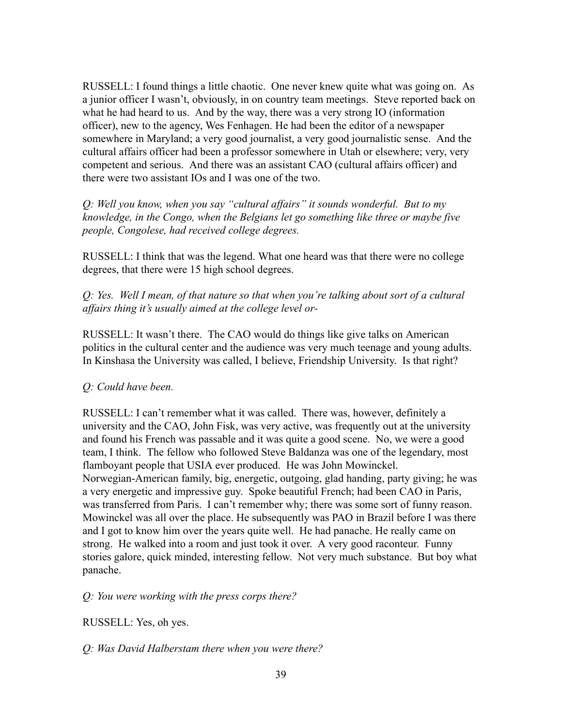RUSSELL: I found things a little chaotic. One never knew quite what was going on. As a junior officer I wasn't, obviously, in on country team meetings. Steve reported back on what he had heard to us. And by the way, there was a very strong IO (information officer), new to the agency, Wes Fenhagen. He had been the editor of a newspaper somewhere in Maryland; a very good journalist, a very good journalistic sense. And the cultural affairs officer had been a professor somewhere in Utah or elsewhere; very, very competent and serious. And there was an assistant CAO (cultural affairs officer) and there were two assistant IOs and I was one of the two.

*Q: Well you know, when you say "cultural affairs" it sounds wonderful. But to my knowledge, in the Congo, when the Belgians let go something like three or maybe five people, Congolese, had received college degrees.*

RUSSELL: I think that was the legend. What one heard was that there were no college degrees, that there were 15 high school degrees.

*Q: Yes. Well I mean, of that nature so that when you're talking about sort of a cultural affairs thing it's usually aimed at the college level or-*

RUSSELL: It wasn't there. The CAO would do things like give talks on American politics in the cultural center and the audience was very much teenage and young adults. In Kinshasa the University was called, I believe, Friendship University. Is that right?

*Q: Could have been.*

RUSSELL: I can't remember what it was called. There was, however, definitely a university and the CAO, John Fisk, was very active, was frequently out at the university and found his French was passable and it was quite a good scene. No, we were a good team, I think. The fellow who followed Steve Baldanza was one of the legendary, most flamboyant people that USIA ever produced. He was John Mowinckel. Norwegian-American family, big, energetic, outgoing, glad handing, party giving; he was a very energetic and impressive guy. Spoke beautiful French; had been CAO in Paris, was transferred from Paris. I can't remember why; there was some sort of funny reason. Mowinckel was all over the place. He subsequently was PAO in Brazil before I was there and I got to know him over the years quite well. He had panache. He really came on strong. He walked into a room and just took it over. A very good raconteur. Funny stories galore, quick minded, interesting fellow. Not very much substance. But boy what panache.

*Q: You were working with the press corps there?*

RUSSELL: Yes, oh yes.

*Q: Was David Halberstam there when you were there?*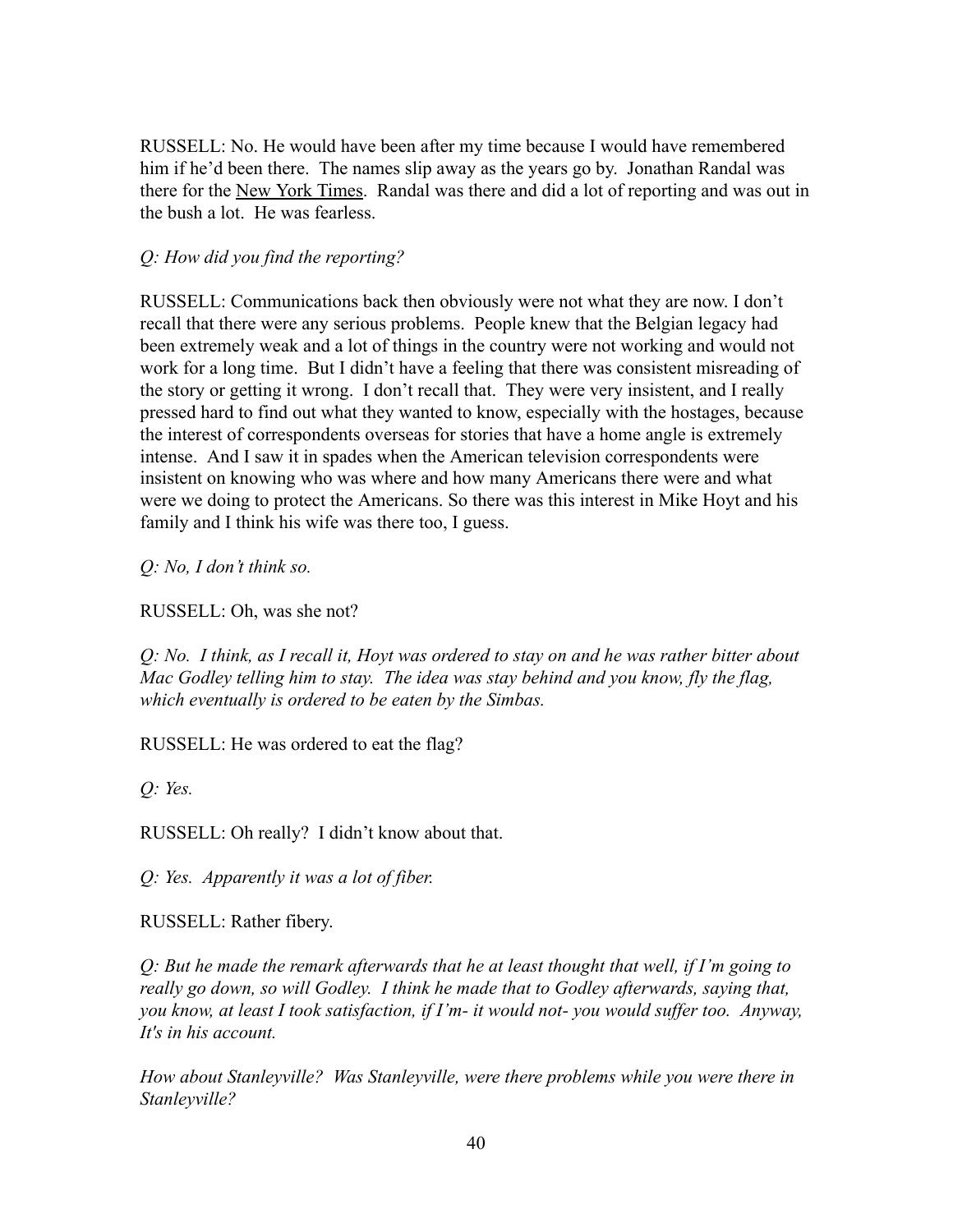RUSSELL: No. He would have been after my time because I would have remembered him if he'd been there. The names slip away as the years go by. Jonathan Randal was there for the New York Times. Randal was there and did a lot of reporting and was out in the bush a lot. He was fearless.

*Q: How did you find the reporting?*

RUSSELL: Communications back then obviously were not what they are now. I don't recall that there were any serious problems. People knew that the Belgian legacy had been extremely weak and a lot of things in the country were not working and would not work for a long time. But I didn't have a feeling that there was consistent misreading of the story or getting it wrong. I don't recall that. They were very insistent, and I really pressed hard to find out what they wanted to know, especially with the hostages, because the interest of correspondents overseas for stories that have a home angle is extremely intense. And I saw it in spades when the American television correspondents were insistent on knowing who was where and how many Americans there were and what were we doing to protect the Americans. So there was this interest in Mike Hoyt and his family and I think his wife was there too, I guess.

*Q: No, I don't think so.*

RUSSELL: Oh, was she not?

*Q: No. I think, as I recall it, Hoyt was ordered to stay on and he was rather bitter about Mac Godley telling him to stay. The idea was stay behind and you know, fly the flag, which eventually is ordered to be eaten by the Simbas.*

RUSSELL: He was ordered to eat the flag?

*Q: Yes.*

RUSSELL: Oh really? I didn't know about that.

*Q: Yes. Apparently it was a lot of fiber.*

RUSSELL: Rather fibery.

*Q: But he made the remark afterwards that he at least thought that well, if I'm going to really go down, so will Godley. I think he made that to Godley afterwards, saying that, you know, at least I took satisfaction, if I'm- it would not- you would suffer too. Anyway, It's in his account.*

*How about Stanleyville? Was Stanleyville, were there problems while you were there in Stanleyville?*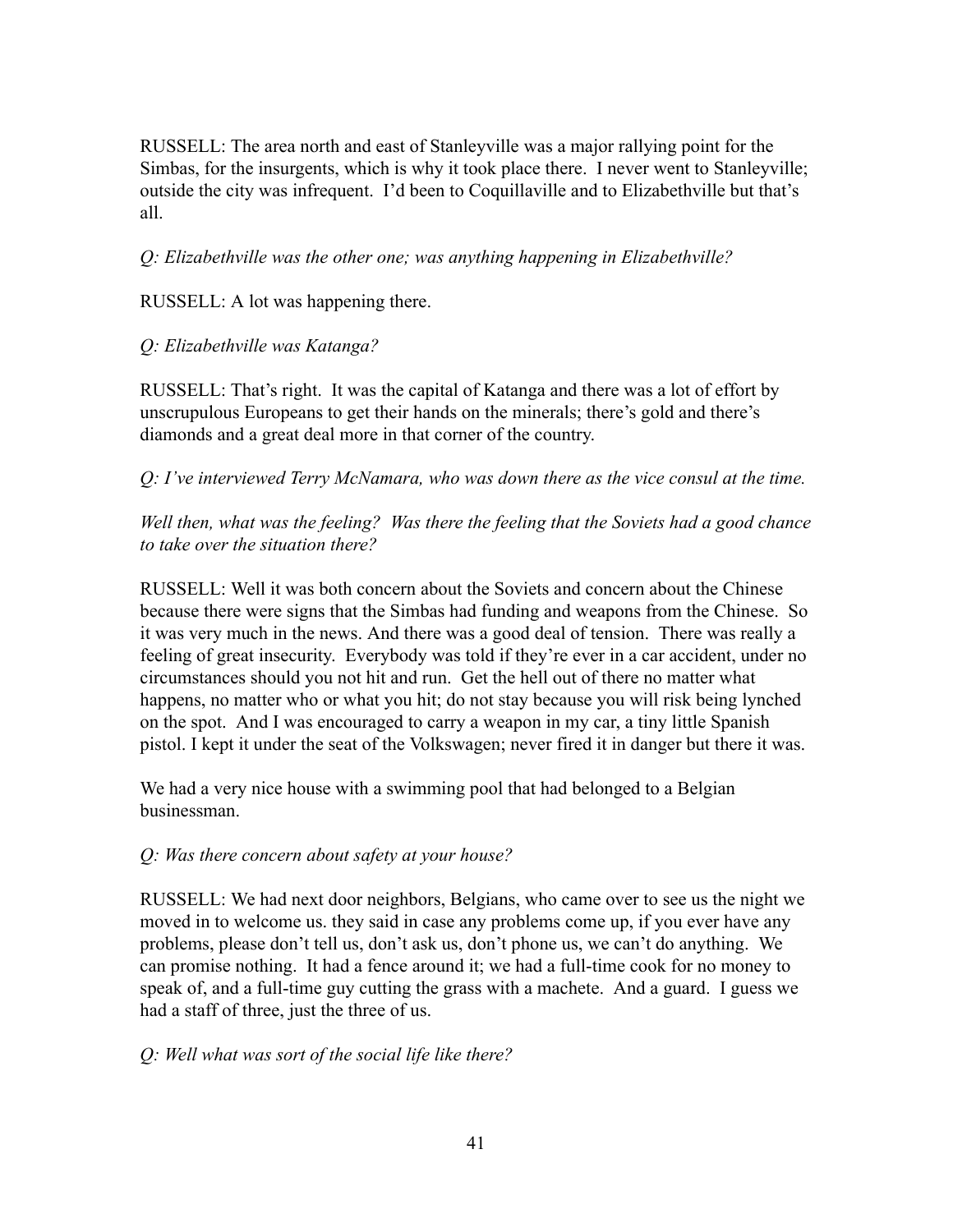RUSSELL: The area north and east of Stanleyville was a major rallying point for the Simbas, for the insurgents, which is why it took place there. I never went to Stanleyville; outside the city was infrequent. I'd been to Coquillaville and to Elizabethville but that's all.

*Q: Elizabethville was the other one; was anything happening in Elizabethville?*

RUSSELL: A lot was happening there.

*Q: Elizabethville was Katanga?*

RUSSELL: That's right. It was the capital of Katanga and there was a lot of effort by unscrupulous Europeans to get their hands on the minerals; there's gold and there's diamonds and a great deal more in that corner of the country.

*Q: I've interviewed Terry McNamara, who was down there as the vice consul at the time.*

*Well then, what was the feeling? Was there the feeling that the Soviets had a good chance to take over the situation there?*

RUSSELL: Well it was both concern about the Soviets and concern about the Chinese because there were signs that the Simbas had funding and weapons from the Chinese. So it was very much in the news. And there was a good deal of tension. There was really a feeling of great insecurity. Everybody was told if they're ever in a car accident, under no circumstances should you not hit and run. Get the hell out of there no matter what happens, no matter who or what you hit; do not stay because you will risk being lynched on the spot. And I was encouraged to carry a weapon in my car, a tiny little Spanish pistol. I kept it under the seat of the Volkswagen; never fired it in danger but there it was.

We had a very nice house with a swimming pool that had belonged to a Belgian businessman.

*Q: Was there concern about safety at your house?*

RUSSELL: We had next door neighbors, Belgians, who came over to see us the night we moved in to welcome us. they said in case any problems come up, if you ever have any problems, please don't tell us, don't ask us, don't phone us, we can't do anything. We can promise nothing. It had a fence around it; we had a full-time cook for no money to speak of, and a full-time guy cutting the grass with a machete. And a guard. I guess we had a staff of three, just the three of us.

*Q: Well what was sort of the social life like there?*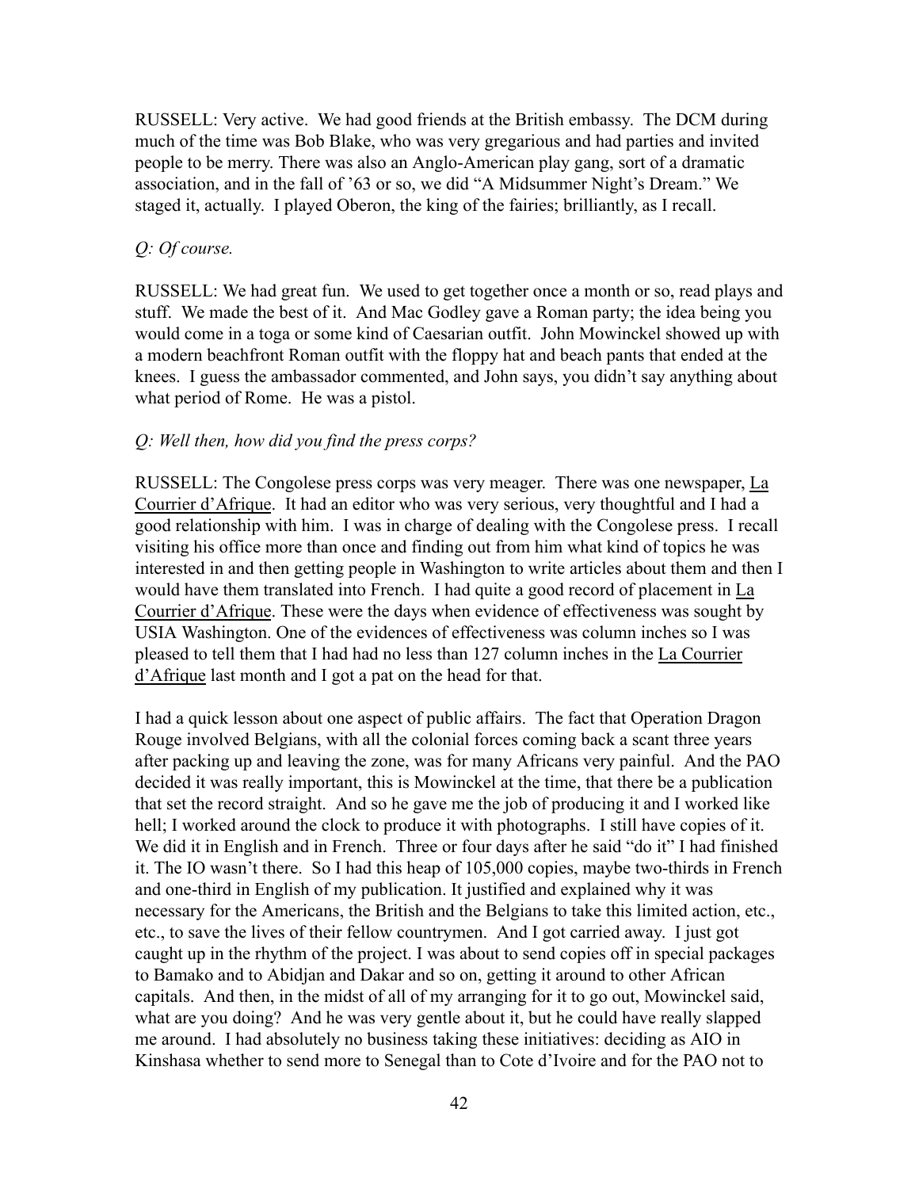RUSSELL: Very active. We had good friends at the British embassy. The DCM during much of the time was Bob Blake, who was very gregarious and had parties and invited people to be merry. There was also an Anglo-American play gang, sort of a dramatic association, and in the fall of '63 or so, we did "A Midsummer Night's Dream." We staged it, actually. I played Oberon, the king of the fairies; brilliantly, as I recall.

*Q: Of course.*

RUSSELL: We had great fun. We used to get together once a month or so, read plays and stuff. We made the best of it. And Mac Godley gave a Roman party; the idea being you would come in a toga or some kind of Caesarian outfit. John Mowinckel showed up with a modern beachfront Roman outfit with the floppy hat and beach pants that ended at the knees. I guess the ambassador commented, and John says, you didn't say anything about what period of Rome. He was a pistol.

*Q: Well then, how did you find the press corps?*

RUSSELL: The Congolese press corps was very meager. There was one newspaper, La Courrier d'Afrique. It had an editor who was very serious, very thoughtful and I had a good relationship with him. I was in charge of dealing with the Congolese press. I recall visiting his office more than once and finding out from him what kind of topics he was interested in and then getting people in Washington to write articles about them and then I would have them translated into French. I had quite a good record of placement in La Courrier d'Afrique. These were the days when evidence of effectiveness was sought by USIA Washington. One of the evidences of effectiveness was column inches so I was pleased to tell them that I had had no less than 127 column inches in the La Courrier d'Afrique last month and I got a pat on the head for that.

I had a quick lesson about one aspect of public affairs. The fact that Operation Dragon Rouge involved Belgians, with all the colonial forces coming back a scant three years after packing up and leaving the zone, was for many Africans very painful. And the PAO decided it was really important, this is Mowinckel at the time, that there be a publication that set the record straight. And so he gave me the job of producing it and I worked like hell; I worked around the clock to produce it with photographs. I still have copies of it. We did it in English and in French. Three or four days after he said "do it" I had finished it. The IO wasn't there. So I had this heap of 105,000 copies, maybe two-thirds in French and one-third in English of my publication. It justified and explained why it was necessary for the Americans, the British and the Belgians to take this limited action, etc., etc., to save the lives of their fellow countrymen. And I got carried away. I just got caught up in the rhythm of the project. I was about to send copies off in special packages to Bamako and to Abidjan and Dakar and so on, getting it around to other African capitals. And then, in the midst of all of my arranging for it to go out, Mowinckel said, what are you doing? And he was very gentle about it, but he could have really slapped me around. I had absolutely no business taking these initiatives: deciding as AIO in Kinshasa whether to send more to Senegal than to Cote d'Ivoire and for the PAO not to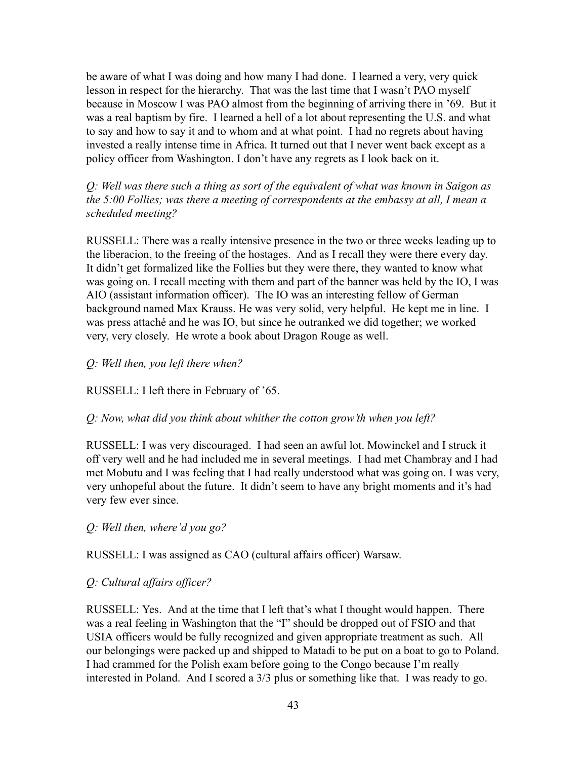be aware of what I was doing and how many I had done. I learned a very, very quick lesson in respect for the hierarchy. That was the last time that I wasn't PAO myself because in Moscow I was PAO almost from the beginning of arriving there in '69. But it was a real baptism by fire. I learned a hell of a lot about representing the U.S. and what to say and how to say it and to whom and at what point. I had no regrets about having invested a really intense time in Africa. It turned out that I never went back except as a policy officer from Washington. I don't have any regrets as I look back on it.

*Q: Well was there such a thing as sort of the equivalent of what was known in Saigon as the 5:00 Follies; was there a meeting of correspondents at the embassy at all, I mean a scheduled meeting?*

RUSSELL: There was a really intensive presence in the two or three weeks leading up to the liberacion, to the freeing of the hostages. And as I recall they were there every day. It didn't get formalized like the Follies but they were there, they wanted to know what was going on. I recall meeting with them and part of the banner was held by the IO, I was AIO (assistant information officer). The IO was an interesting fellow of German background named Max Krauss. He was very solid, very helpful. He kept me in line. I was press attaché and he was IO, but since he outranked we did together; we worked very, very closely. He wrote a book about Dragon Rouge as well.

*Q: Well then, you left there when?*

RUSSELL: I left there in February of '65.

*Q: Now, what did you think about whither the cotton grow'th when you left?*

RUSSELL: I was very discouraged. I had seen an awful lot. Mowinckel and I struck it off very well and he had included me in several meetings. I had met Chambray and I had met Mobutu and I was feeling that I had really understood what was going on. I was very, very unhopeful about the future. It didn't seem to have any bright moments and it's had very few ever since.

*Q: Well then, where'd you go?*

RUSSELL: I was assigned as CAO (cultural affairs officer) Warsaw.

*Q: Cultural affairs officer?*

RUSSELL: Yes. And at the time that I left that's what I thought would happen. There was a real feeling in Washington that the "I" should be dropped out of FSIO and that USIA officers would be fully recognized and given appropriate treatment as such. All our belongings were packed up and shipped to Matadi to be put on a boat to go to Poland. I had crammed for the Polish exam before going to the Congo because I'm really interested in Poland. And I scored a 3/3 plus or something like that. I was ready to go.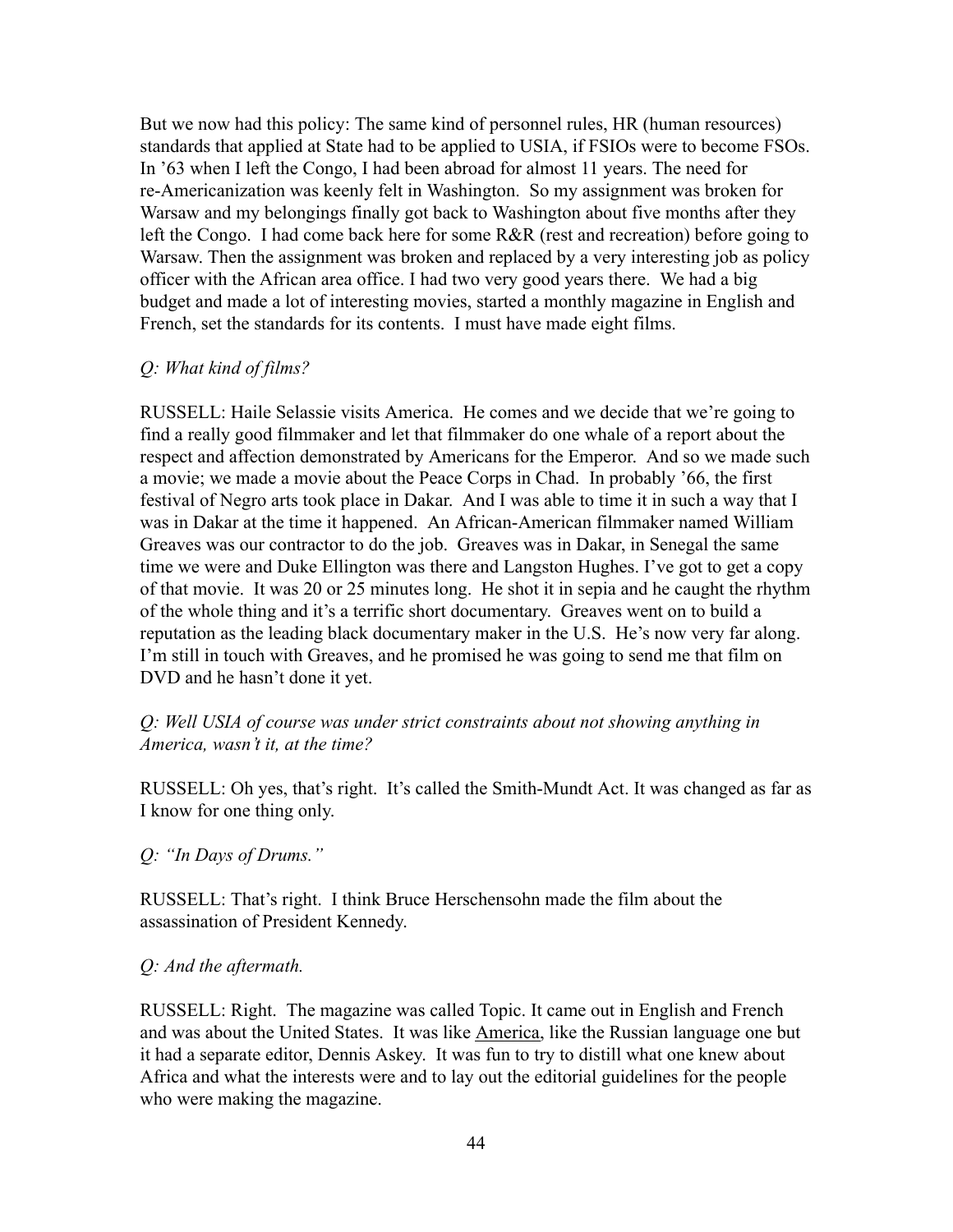But we now had this policy: The same kind of personnel rules, HR (human resources) standards that applied at State had to be applied to USIA, if FSIOs were to become FSOs. In '63 when I left the Congo, I had been abroad for almost 11 years. The need for re-Americanization was keenly felt in Washington. So my assignment was broken for Warsaw and my belongings finally got back to Washington about five months after they left the Congo. I had come back here for some R&R (rest and recreation) before going to Warsaw. Then the assignment was broken and replaced by a very interesting job as policy officer with the African area office. I had two very good years there. We had a big budget and made a lot of interesting movies, started a monthly magazine in English and French, set the standards for its contents. I must have made eight films.

*Q: What kind of films?*

RUSSELL: Haile Selassie visits America. He comes and we decide that we're going to find a really good filmmaker and let that filmmaker do one whale of a report about the respect and affection demonstrated by Americans for the Emperor. And so we made such a movie; we made a movie about the Peace Corps in Chad. In probably '66, the first festival of Negro arts took place in Dakar. And I was able to time it in such a way that I was in Dakar at the time it happened. An African-American filmmaker named William Greaves was our contractor to do the job. Greaves was in Dakar, in Senegal the same time we were and Duke Ellington was there and Langston Hughes. I've got to get a copy of that movie. It was 20 or 25 minutes long. He shot it in sepia and he caught the rhythm of the whole thing and it's a terrific short documentary. Greaves went on to build a reputation as the leading black documentary maker in the U.S. He's now very far along. I'm still in touch with Greaves, and he promised he was going to send me that film on DVD and he hasn't done it yet.

*Q: Well USIA of course was under strict constraints about not showing anything in America, wasn't it, at the time?*

RUSSELL: Oh yes, that's right. It's called the Smith-Mundt Act. It was changed as far as I know for one thing only.

*Q: "In Days of Drums."*

RUSSELL: That's right. I think Bruce Herschensohn made the film about the assassination of President Kennedy.

*Q: And the aftermath.*

RUSSELL: Right. The magazine was called Topic. It came out in English and French and was about the United States. It was like America, like the Russian language one but it had a separate editor, Dennis Askey. It was fun to try to distill what one knew about Africa and what the interests were and to lay out the editorial guidelines for the people who were making the magazine.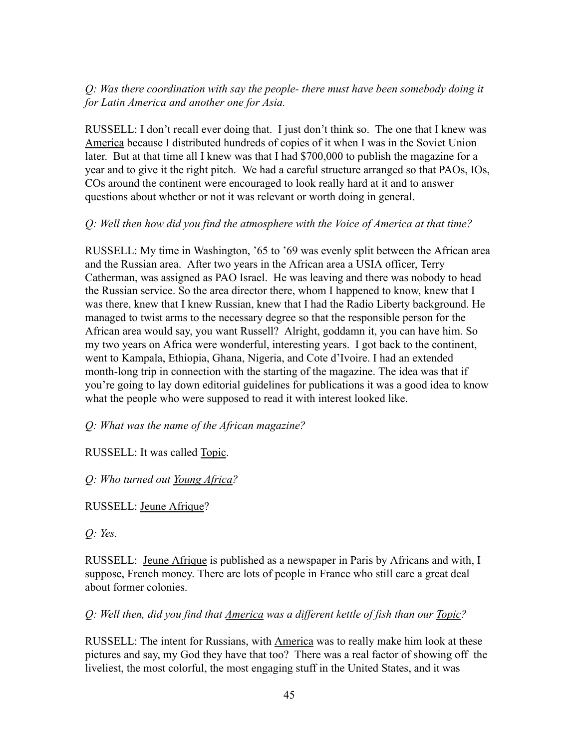*Q: Was there coordination with say the people- there must have been somebody doing it for Latin America and another one for Asia.*

RUSSELL: I don't recall ever doing that. I just don't think so. The one that I knew was America because I distributed hundreds of copies of it when I was in the Soviet Union later. But at that time all I knew was that I had $700,000 to publish the magazine for a year and to give it the right pitch. We had a careful structure arranged so that PAOs, IOs, COs around the continent were encouraged to look really hard at it and to answer questions about whether or not it was relevant or worth doing in general.

*Q: Well then how did you find the atmosphere with the Voice of America at that time?*

RUSSELL: My time in Washington, '65 to '69 was evenly split between the African area and the Russian area. After two years in the African area a USIA officer, Terry Catherman, was assigned as PAO Israel. He was leaving and there was nobody to head the Russian service. So the area director there, whom I happened to know, knew that I was there, knew that I knew Russian, knew that I had the Radio Liberty background. He managed to twist arms to the necessary degree so that the responsible person for the African area would say, you want Russell? Alright, goddamn it, you can have him. So my two years on Africa were wonderful, interesting years. I got back to the continent, went to Kampala, Ethiopia, Ghana, Nigeria, and Cote d'Ivoire. I had an extended month-long trip in connection with the starting of the magazine. The idea was that if you're going to lay down editorial guidelines for publications it was a good idea to know what the people who were supposed to read it with interest looked like.

*Q: What was the name of the African magazine?*

RUSSELL: It was called Topic.

*Q: Who turned out Young Africa?*

RUSSELL: Jeune Afrique?

*Q: Yes.*

RUSSELL: Jeune Afrique is published as a newspaper in Paris by Africans and with, I suppose, French money. There are lots of people in France who still care a great deal about former colonies.

*Q: Well then, did you find that America was a different kettle of fish than our Topic?*

RUSSELL: The intent for Russians, with America was to really make him look at these pictures and say, my God they have that too? There was a real factor of showing off the liveliest, the most colorful, the most engaging stuff in the United States, and it was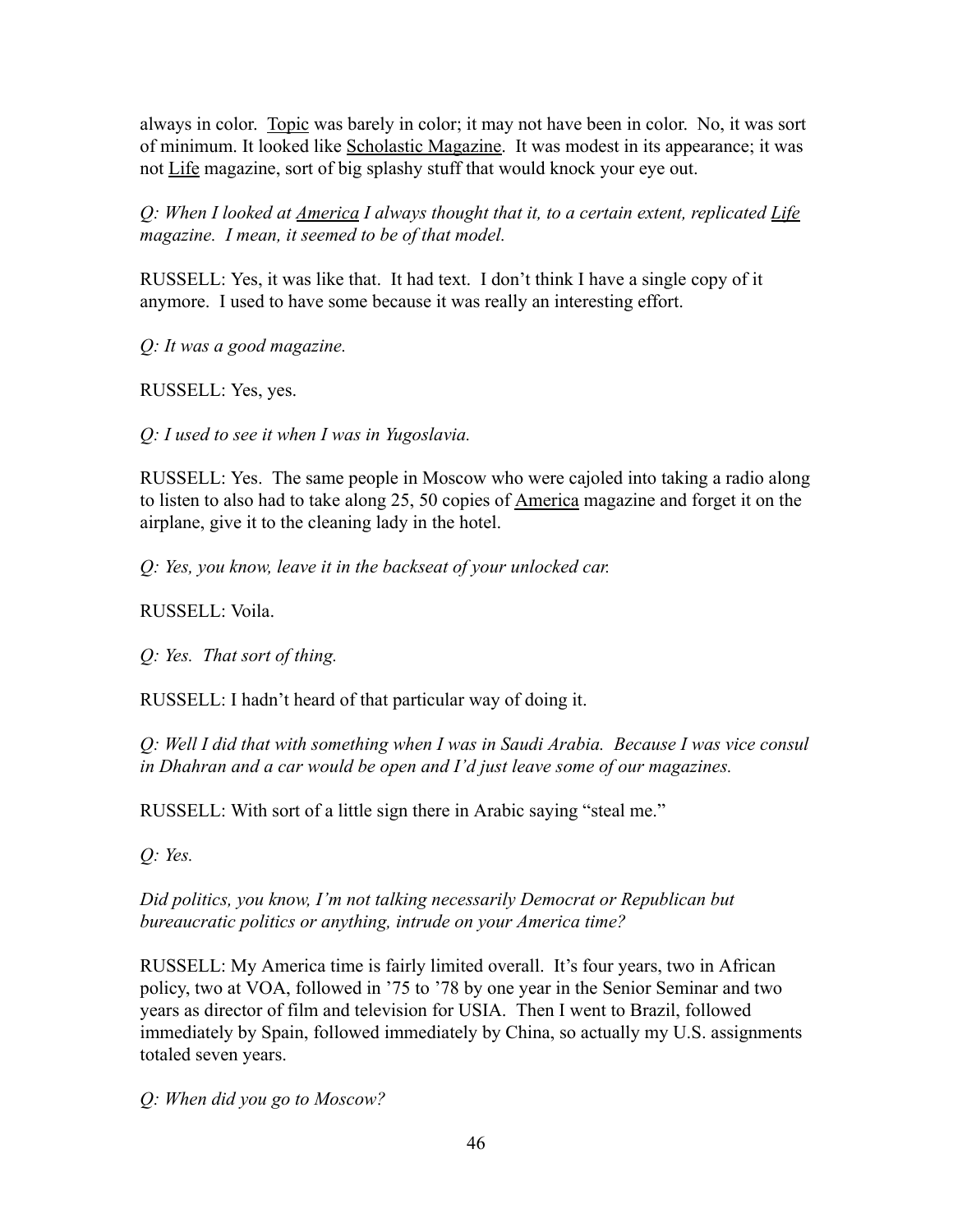always in color. Topic was barely in color; it may not have been in color. No, it was sort of minimum. It looked like Scholastic Magazine. It was modest in its appearance; it was not Life magazine, sort of big splashy stuff that would knock your eye out.

*Q: When I looked at America I always thought that it, to a certain extent, replicated Life magazine. I mean, it seemed to be of that model.*

RUSSELL: Yes, it was like that. It had text. I don't think I have a single copy of it anymore. I used to have some because it was really an interesting effort.

*Q: It was a good magazine.*

RUSSELL: Yes, yes.

*Q: I used to see it when I was in Yugoslavia.*

RUSSELL: Yes. The same people in Moscow who were cajoled into taking a radio along to listen to also had to take along 25, 50 copies of America magazine and forget it on the airplane, give it to the cleaning lady in the hotel.

*Q: Yes, you know, leave it in the backseat of your unlocked car.*

RUSSELL: Voila.

*Q: Yes. That sort of thing.*

RUSSELL: I hadn't heard of that particular way of doing it.

*Q: Well I did that with something when I was in Saudi Arabia. Because I was vice consul in Dhahran and a car would be open and I'd just leave some of our magazines.*

RUSSELL: With sort of a little sign there in Arabic saying "steal me."

*Q: Yes.*

*Did politics, you know, I'm not talking necessarily Democrat or Republican but bureaucratic politics or anything, intrude on your America time?*

RUSSELL: My America time is fairly limited overall. It's four years, two in African policy, two at VOA, followed in '75 to '78 by one year in the Senior Seminar and two years as director of film and television for USIA. Then I went to Brazil, followed immediately by Spain, followed immediately by China, so actually my U.S. assignments totaled seven years.

*Q: When did you go to Moscow?*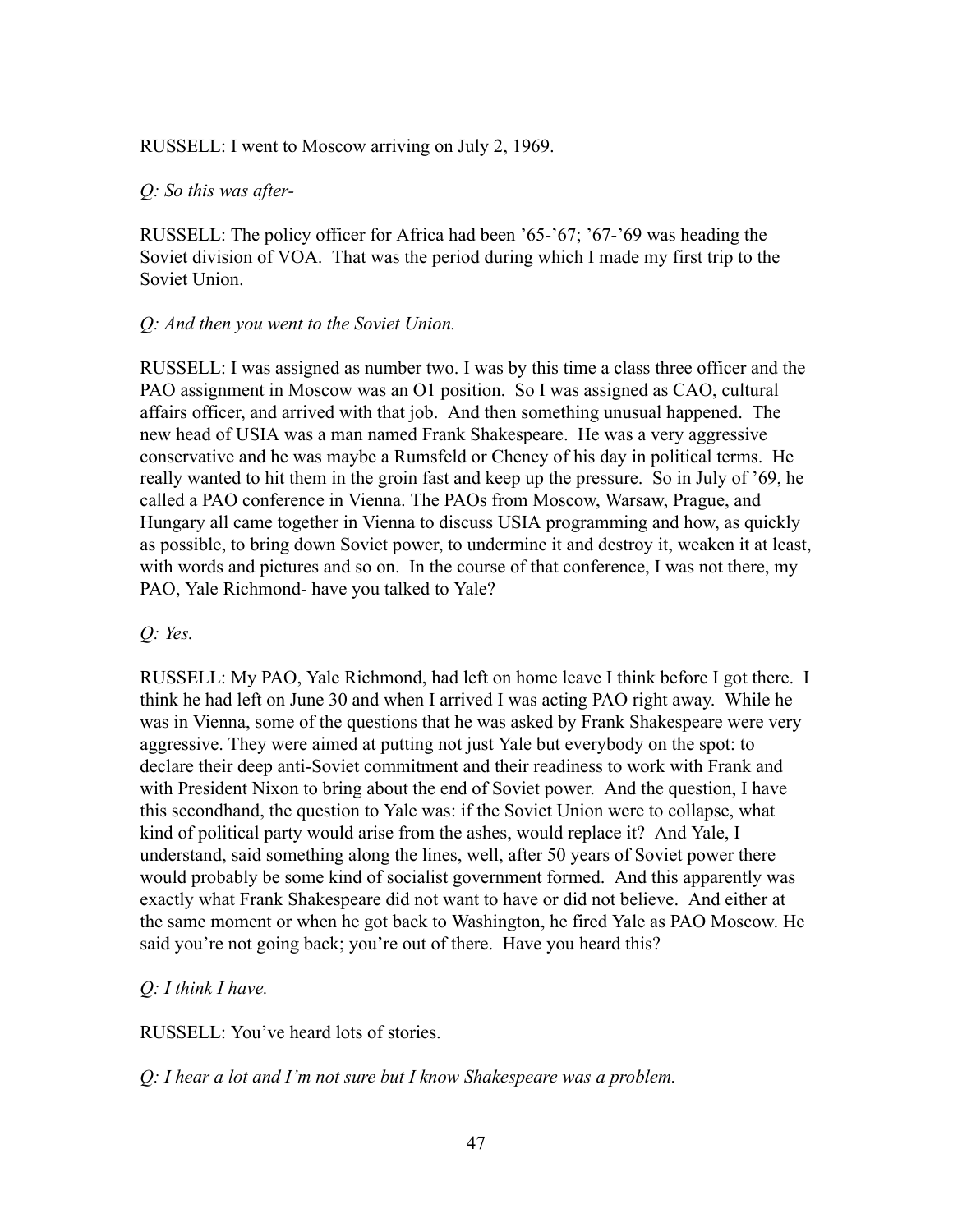RUSSELL: I went to Moscow arriving on July 2, 1969.

*Q: So this was after-*

RUSSELL: The policy officer for Africa had been '65-'67; '67-'69 was heading the Soviet division of VOA. That was the period during which I made my first trip to the Soviet Union.

*Q: And then you went to the Soviet Union.*

RUSSELL: I was assigned as number two. I was by this time a class three officer and the PAO assignment in Moscow was an O1 position. So I was assigned as CAO, cultural affairs officer, and arrived with that job. And then something unusual happened. The new head of USIA was a man named Frank Shakespeare. He was a very aggressive conservative and he was maybe a Rumsfeld or Cheney of his day in political terms. He really wanted to hit them in the groin fast and keep up the pressure. So in July of '69, he called a PAO conference in Vienna. The PAOs from Moscow, Warsaw, Prague, and Hungary all came together in Vienna to discuss USIA programming and how, as quickly as possible, to bring down Soviet power, to undermine it and destroy it, weaken it at least, with words and pictures and so on. In the course of that conference, I was not there, my PAO, Yale Richmond- have you talked to Yale?

*Q: Yes.*

RUSSELL: My PAO, Yale Richmond, had left on home leave I think before I got there. I think he had left on June 30 and when I arrived I was acting PAO right away. While he was in Vienna, some of the questions that he was asked by Frank Shakespeare were very aggressive. They were aimed at putting not just Yale but everybody on the spot: to declare their deep anti-Soviet commitment and their readiness to work with Frank and with President Nixon to bring about the end of Soviet power. And the question, I have this secondhand, the question to Yale was: if the Soviet Union were to collapse, what kind of political party would arise from the ashes, would replace it? And Yale, I understand, said something along the lines, well, after 50 years of Soviet power there would probably be some kind of socialist government formed. And this apparently was exactly what Frank Shakespeare did not want to have or did not believe. And either at the same moment or when he got back to Washington, he fired Yale as PAO Moscow. He said you're not going back; you're out of there. Have you heard this?

*Q: I think I have.*

RUSSELL: You've heard lots of stories.

*Q: I hear a lot and I'm not sure but I know Shakespeare was a problem.*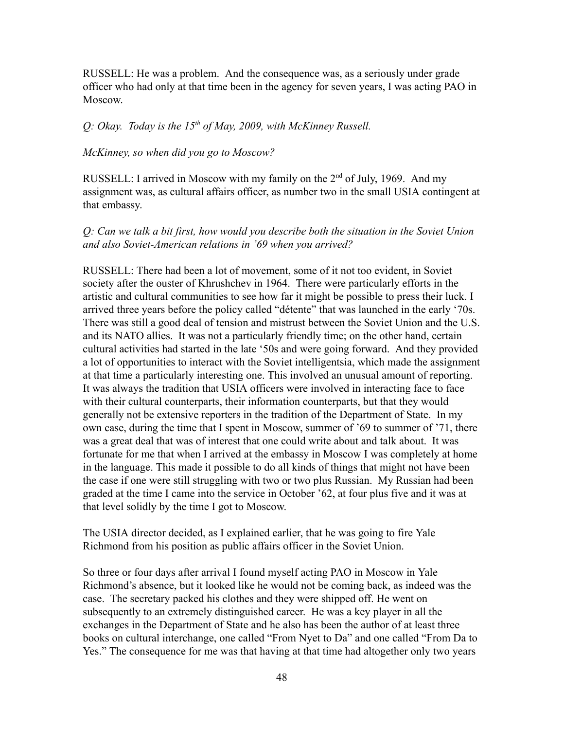RUSSELL: He was a problem. And the consequence was, as a seriously under grade officer who had only at that time been in the agency for seven years, I was acting PAO in Moscow.

*Q: Okay. Today is the 15th of May, 2009, with McKinney Russell.*

*McKinney, so when did you go to Moscow?*

RUSSELL: I arrived in Moscow with my family on the 2nd of July, 1969. And my assignment was, as cultural affairs officer, as number two in the small USIA contingent at that embassy.

*Q: Can we talk a bit first, how would you describe both the situation in the Soviet Union and also Soviet-American relations in '69 when you arrived?*

RUSSELL: There had been a lot of movement, some of it not too evident, in Soviet society after the ouster of Khrushchev in 1964. There were particularly efforts in the artistic and cultural communities to see how far it might be possible to press their luck. I arrived three years before the policy called "détente" that was launched in the early '70s. There was still a good deal of tension and mistrust between the Soviet Union and the U.S. and its NATO allies. It was not a particularly friendly time; on the other hand, certain cultural activities had started in the late '50s and were going forward. And they provided a lot of opportunities to interact with the Soviet intelligentsia, which made the assignment at that time a particularly interesting one. This involved an unusual amount of reporting. It was always the tradition that USIA officers were involved in interacting face to face with their cultural counterparts, their information counterparts, but that they would generally not be extensive reporters in the tradition of the Department of State. In my own case, during the time that I spent in Moscow, summer of '69 to summer of '71, there was a great deal that was of interest that one could write about and talk about. It was fortunate for me that when I arrived at the embassy in Moscow I was completely at home in the language. This made it possible to do all kinds of things that might not have been the case if one were still struggling with two or two plus Russian. My Russian had been graded at the time I came into the service in October '62, at four plus five and it was at that level solidly by the time I got to Moscow.

The USIA director decided, as I explained earlier, that he was going to fire Yale Richmond from his position as public affairs officer in the Soviet Union.

So three or four days after arrival I found myself acting PAO in Moscow in Yale Richmond's absence, but it looked like he would not be coming back, as indeed was the case. The secretary packed his clothes and they were shipped off. He went on subsequently to an extremely distinguished career. He was a key player in all the exchanges in the Department of State and he also has been the author of at least three books on cultural interchange, one called "From Nyet to Da" and one called "From Da to Yes." The consequence for me was that having at that time had altogether only two years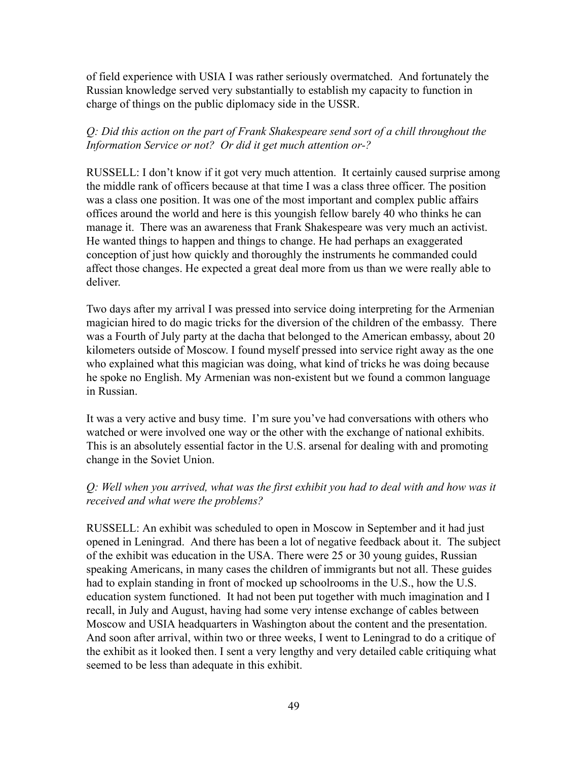of field experience with USIA I was rather seriously overmatched. And fortunately the Russian knowledge served very substantially to establish my capacity to function in charge of things on the public diplomacy side in the USSR.

*Q: Did this action on the part of Frank Shakespeare send sort of a chill throughout the Information Service or not? Or did it get much attention or-?*

RUSSELL: I don't know if it got very much attention. It certainly caused surprise among the middle rank of officers because at that time I was a class three officer. The position was a class one position. It was one of the most important and complex public affairs offices around the world and here is this youngish fellow barely 40 who thinks he can manage it. There was an awareness that Frank Shakespeare was very much an activist. He wanted things to happen and things to change. He had perhaps an exaggerated conception of just how quickly and thoroughly the instruments he commanded could affect those changes. He expected a great deal more from us than we were really able to deliver.

Two days after my arrival I was pressed into service doing interpreting for the Armenian magician hired to do magic tricks for the diversion of the children of the embassy. There was a Fourth of July party at the dacha that belonged to the American embassy, about 20 kilometers outside of Moscow. I found myself pressed into service right away as the one who explained what this magician was doing, what kind of tricks he was doing because he spoke no English. My Armenian was non-existent but we found a common language in Russian.

It was a very active and busy time. I'm sure you've had conversations with others who watched or were involved one way or the other with the exchange of national exhibits. This is an absolutely essential factor in the U.S. arsenal for dealing with and promoting change in the Soviet Union.

*Q: Well when you arrived, what was the first exhibit you had to deal with and how was it received and what were the problems?*

RUSSELL: An exhibit was scheduled to open in Moscow in September and it had just opened in Leningrad. And there has been a lot of negative feedback about it. The subject of the exhibit was education in the USA. There were 25 or 30 young guides, Russian speaking Americans, in many cases the children of immigrants but not all. These guides had to explain standing in front of mocked up schoolrooms in the U.S., how the U.S. education system functioned. It had not been put together with much imagination and I recall, in July and August, having had some very intense exchange of cables between Moscow and USIA headquarters in Washington about the content and the presentation. And soon after arrival, within two or three weeks, I went to Leningrad to do a critique of the exhibit as it looked then. I sent a very lengthy and very detailed cable critiquing what seemed to be less than adequate in this exhibit.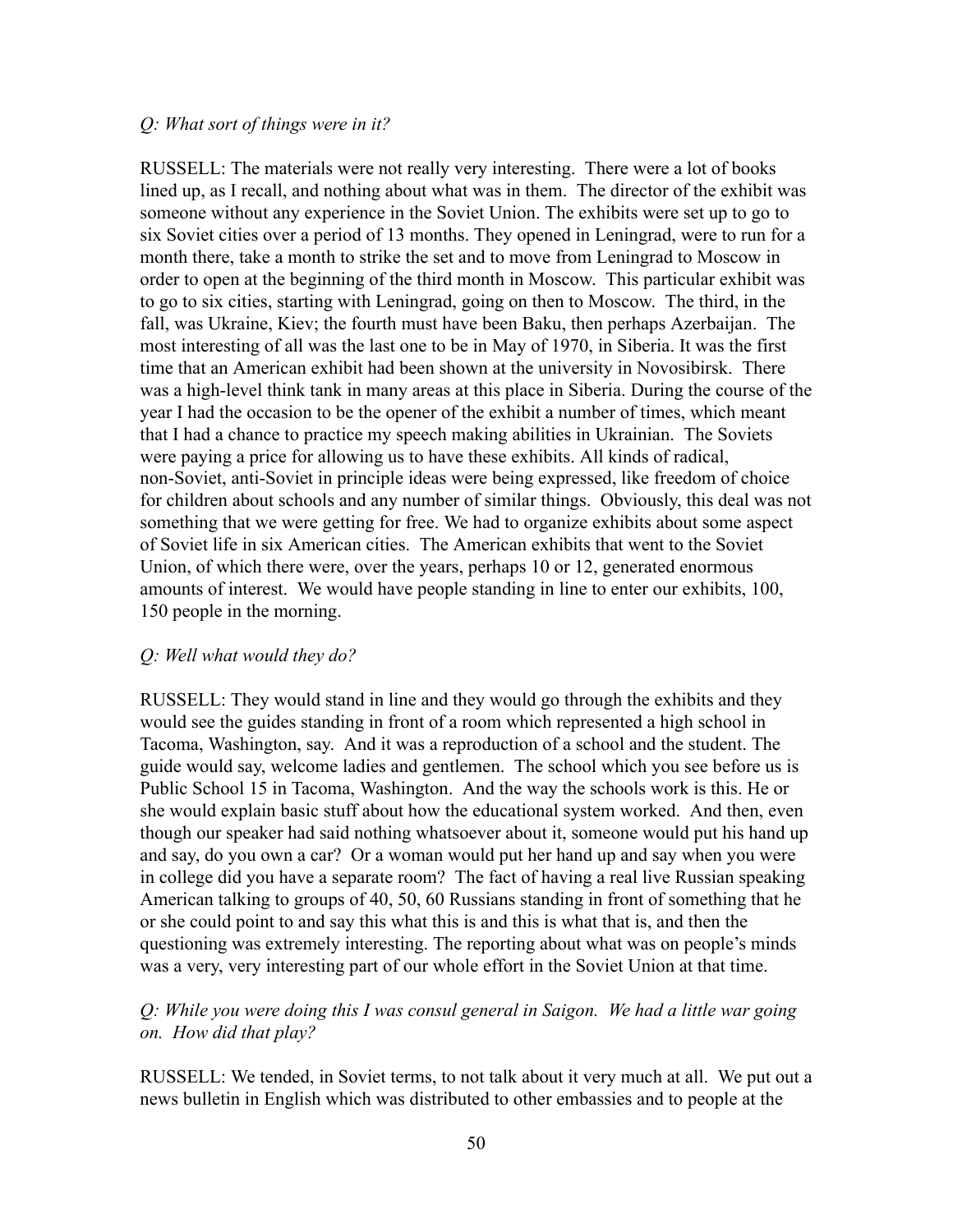*Q: What sort of things were in it?*

RUSSELL: The materials were not really very interesting. There were a lot of books lined up, as I recall, and nothing about what was in them. The director of the exhibit was someone without any experience in the Soviet Union. The exhibits were set up to go to six Soviet cities over a period of 13 months. They opened in Leningrad, were to run for a month there, take a month to strike the set and to move from Leningrad to Moscow in order to open at the beginning of the third month in Moscow. This particular exhibit was to go to six cities, starting with Leningrad, going on then to Moscow. The third, in the fall, was Ukraine, Kiev; the fourth must have been Baku, then perhaps Azerbaijan. The most interesting of all was the last one to be in May of 1970, in Siberia. It was the first time that an American exhibit had been shown at the university in Novosibirsk. There was a high-level think tank in many areas at this place in Siberia. During the course of the year I had the occasion to be the opener of the exhibit a number of times, which meant that I had a chance to practice my speech making abilities in Ukrainian. The Soviets were paying a price for allowing us to have these exhibits. All kinds of radical, non-Soviet, anti-Soviet in principle ideas were being expressed, like freedom of choice for children about schools and any number of similar things. Obviously, this deal was not something that we were getting for free. We had to organize exhibits about some aspect of Soviet life in six American cities. The American exhibits that went to the Soviet Union, of which there were, over the years, perhaps 10 or 12, generated enormous amounts of interest. We would have people standing in line to enter our exhibits, 100, 150 people in the morning.

*Q: Well what would they do?*

RUSSELL: They would stand in line and they would go through the exhibits and they would see the guides standing in front of a room which represented a high school in Tacoma, Washington, say. And it was a reproduction of a school and the student. The guide would say, welcome ladies and gentlemen. The school which you see before us is Public School 15 in Tacoma, Washington. And the way the schools work is this. He or she would explain basic stuff about how the educational system worked. And then, even though our speaker had said nothing whatsoever about it, someone would put his hand up and say, do you own a car? Or a woman would put her hand up and say when you were in college did you have a separate room? The fact of having a real live Russian speaking American talking to groups of 40, 50, 60 Russians standing in front of something that he or she could point to and say this what this is and this is what that is, and then the questioning was extremely interesting. The reporting about what was on people's minds was a very, very interesting part of our whole effort in the Soviet Union at that time.

*Q: While you were doing this I was consul general in Saigon. We had a little war going on. How did that play?*

RUSSELL: We tended, in Soviet terms, to not talk about it very much at all. We put out a news bulletin in English which was distributed to other embassies and to people at the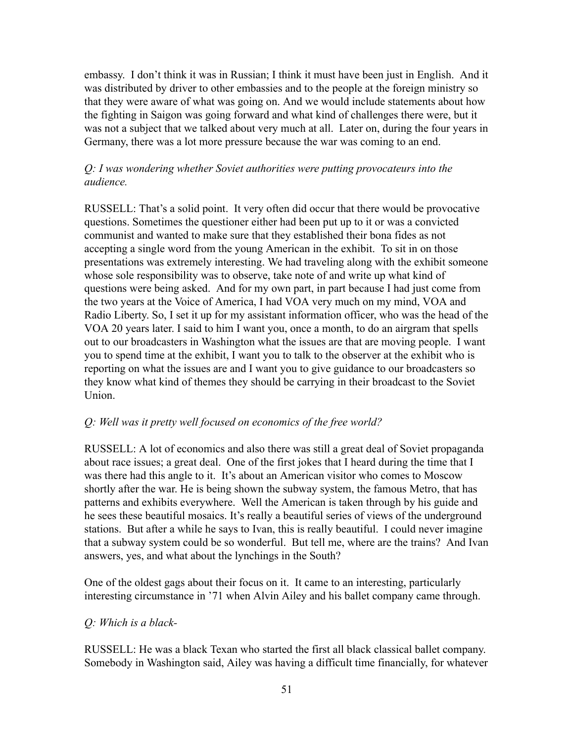embassy. I don't think it was in Russian; I think it must have been just in English. And it was distributed by driver to other embassies and to the people at the foreign ministry so that they were aware of what was going on. And we would include statements about how the fighting in Saigon was going forward and what kind of challenges there were, but it was not a subject that we talked about very much at all. Later on, during the four years in Germany, there was a lot more pressure because the war was coming to an end.

*Q: I was wondering whether Soviet authorities were putting provocateurs into the audience.*

RUSSELL: That's a solid point. It very often did occur that there would be provocative questions. Sometimes the questioner either had been put up to it or was a convicted communist and wanted to make sure that they established their bona fides as not accepting a single word from the young American in the exhibit. To sit in on those presentations was extremely interesting. We had traveling along with the exhibit someone whose sole responsibility was to observe, take note of and write up what kind of questions were being asked. And for my own part, in part because I had just come from the two years at the Voice of America, I had VOA very much on my mind, VOA and Radio Liberty. So, I set it up for my assistant information officer, who was the head of the VOA 20 years later. I said to him I want you, once a month, to do an airgram that spells out to our broadcasters in Washington what the issues are that are moving people. I want you to spend time at the exhibit, I want you to talk to the observer at the exhibit who is reporting on what the issues are and I want you to give guidance to our broadcasters so they know what kind of themes they should be carrying in their broadcast to the Soviet Union.

*Q: Well was it pretty well focused on economics of the free world?*

RUSSELL: A lot of economics and also there was still a great deal of Soviet propaganda about race issues; a great deal. One of the first jokes that I heard during the time that I was there had this angle to it. It's about an American visitor who comes to Moscow shortly after the war. He is being shown the subway system, the famous Metro, that has patterns and exhibits everywhere. Well the American is taken through by his guide and he sees these beautiful mosaics. It's really a beautiful series of views of the underground stations. But after a while he says to Ivan, this is really beautiful. I could never imagine that a subway system could be so wonderful. But tell me, where are the trains? And Ivan answers, yes, and what about the lynchings in the South?

One of the oldest gags about their focus on it. It came to an interesting, particularly interesting circumstance in '71 when Alvin Ailey and his ballet company came through.

*Q: Which is a black-*

RUSSELL: He was a black Texan who started the first all black classical ballet company. Somebody in Washington said, Ailey was having a difficult time financially, for whatever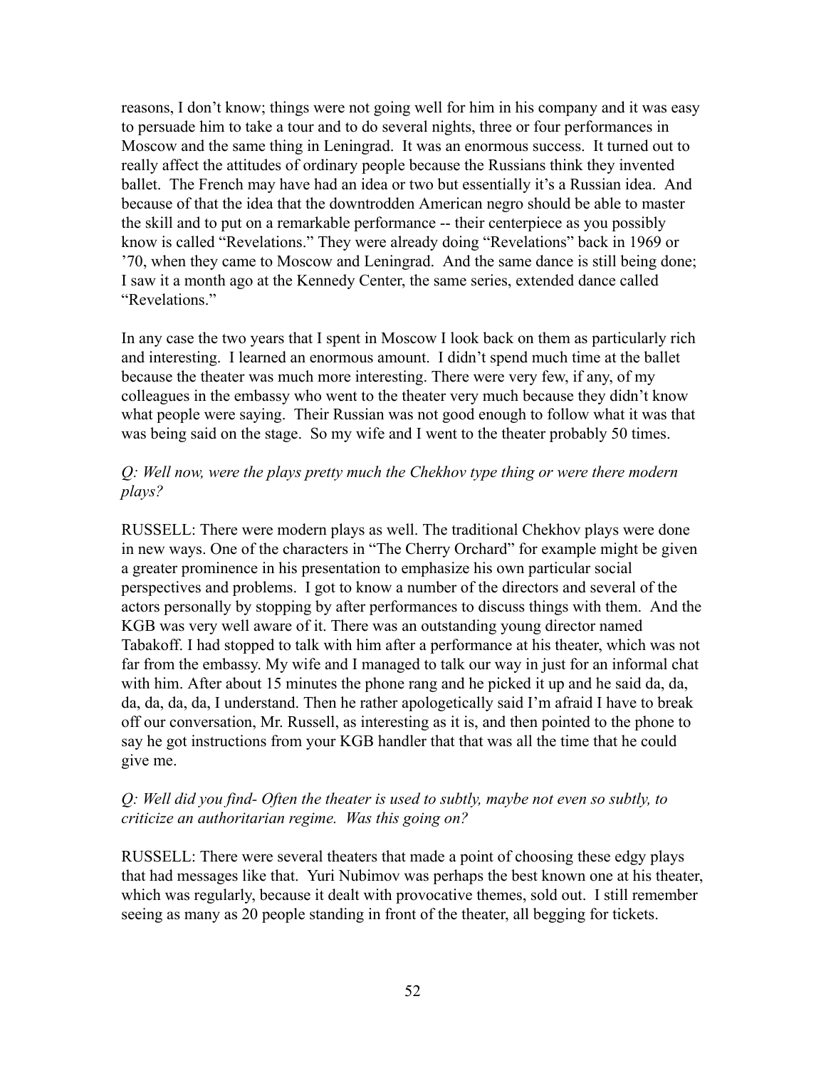reasons, I don't know; things were not going well for him in his company and it was easy to persuade him to take a tour and to do several nights, three or four performances in Moscow and the same thing in Leningrad. It was an enormous success. It turned out to really affect the attitudes of ordinary people because the Russians think they invented ballet. The French may have had an idea or two but essentially it's a Russian idea. And because of that the idea that the downtrodden American negro should be able to master the skill and to put on a remarkable performance -- their centerpiece as you possibly know is called "Revelations." They were already doing "Revelations" back in 1969 or '70, when they came to Moscow and Leningrad. And the same dance is still being done; I saw it a month ago at the Kennedy Center, the same series, extended dance called "Revelations."

In any case the two years that I spent in Moscow I look back on them as particularly rich and interesting. I learned an enormous amount. I didn't spend much time at the ballet because the theater was much more interesting. There were very few, if any, of my colleagues in the embassy who went to the theater very much because they didn't know what people were saying. Their Russian was not good enough to follow what it was that was being said on the stage. So my wife and I went to the theater probably 50 times.

*Q: Well now, were the plays pretty much the Chekhov type thing or were there modern plays?*

RUSSELL: There were modern plays as well. The traditional Chekhov plays were done in new ways. One of the characters in "The Cherry Orchard" for example might be given a greater prominence in his presentation to emphasize his own particular social perspectives and problems. I got to know a number of the directors and several of the actors personally by stopping by after performances to discuss things with them. And the KGB was very well aware of it. There was an outstanding young director named Tabakoff. I had stopped to talk with him after a performance at his theater, which was not far from the embassy. My wife and I managed to talk our way in just for an informal chat with him. After about 15 minutes the phone rang and he picked it up and he said da, da, da, da, da, da, I understand. Then he rather apologetically said I'm afraid I have to break off our conversation, Mr. Russell, as interesting as it is, and then pointed to the phone to say he got instructions from your KGB handler that that was all the time that he could give me.

*Q: Well did you find- Often the theater is used to subtly, maybe not even so subtly, to criticize an authoritarian regime. Was this going on?*

RUSSELL: There were several theaters that made a point of choosing these edgy plays that had messages like that. Yuri Nubimov was perhaps the best known one at his theater, which was regularly, because it dealt with provocative themes, sold out. I still remember seeing as many as 20 people standing in front of the theater, all begging for tickets.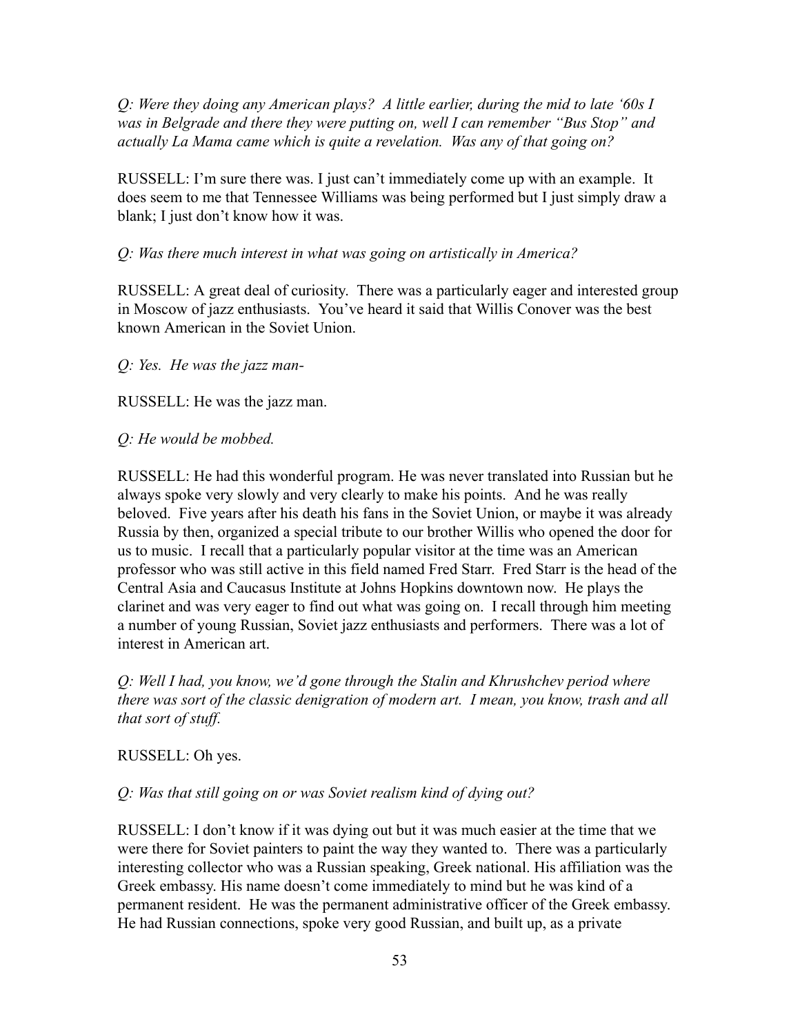*Q: Were they doing any American plays? A little earlier, during the mid to late '60s I was in Belgrade and there they were putting on, well I can remember "Bus Stop" and actually La Mama came which is quite a revelation. Was any of that going on?*

RUSSELL: I'm sure there was. I just can't immediately come up with an example. It does seem to me that Tennessee Williams was being performed but I just simply draw a blank; I just don't know how it was.

*Q: Was there much interest in what was going on artistically in America?*

RUSSELL: A great deal of curiosity. There was a particularly eager and interested group in Moscow of jazz enthusiasts. You've heard it said that Willis Conover was the best known American in the Soviet Union.

*Q: Yes. He was the jazz man-*

RUSSELL: He was the jazz man.

*Q: He would be mobbed.*

RUSSELL: He had this wonderful program. He was never translated into Russian but he always spoke very slowly and very clearly to make his points. And he was really beloved. Five years after his death his fans in the Soviet Union, or maybe it was already Russia by then, organized a special tribute to our brother Willis who opened the door for us to music. I recall that a particularly popular visitor at the time was an American professor who was still active in this field named Fred Starr. Fred Starr is the head of the Central Asia and Caucasus Institute at Johns Hopkins downtown now. He plays the clarinet and was very eager to find out what was going on. I recall through him meeting a number of young Russian, Soviet jazz enthusiasts and performers. There was a lot of interest in American art.

*Q: Well I had, you know, we'd gone through the Stalin and Khrushchev period where there was sort of the classic denigration of modern art. I mean, you know, trash and all that sort of stuff.*

RUSSELL: Oh yes.

*Q: Was that still going on or was Soviet realism kind of dying out?*

RUSSELL: I don't know if it was dying out but it was much easier at the time that we were there for Soviet painters to paint the way they wanted to. There was a particularly interesting collector who was a Russian speaking, Greek national. His affiliation was the Greek embassy. His name doesn't come immediately to mind but he was kind of a permanent resident. He was the permanent administrative officer of the Greek embassy. He had Russian connections, spoke very good Russian, and built up, as a private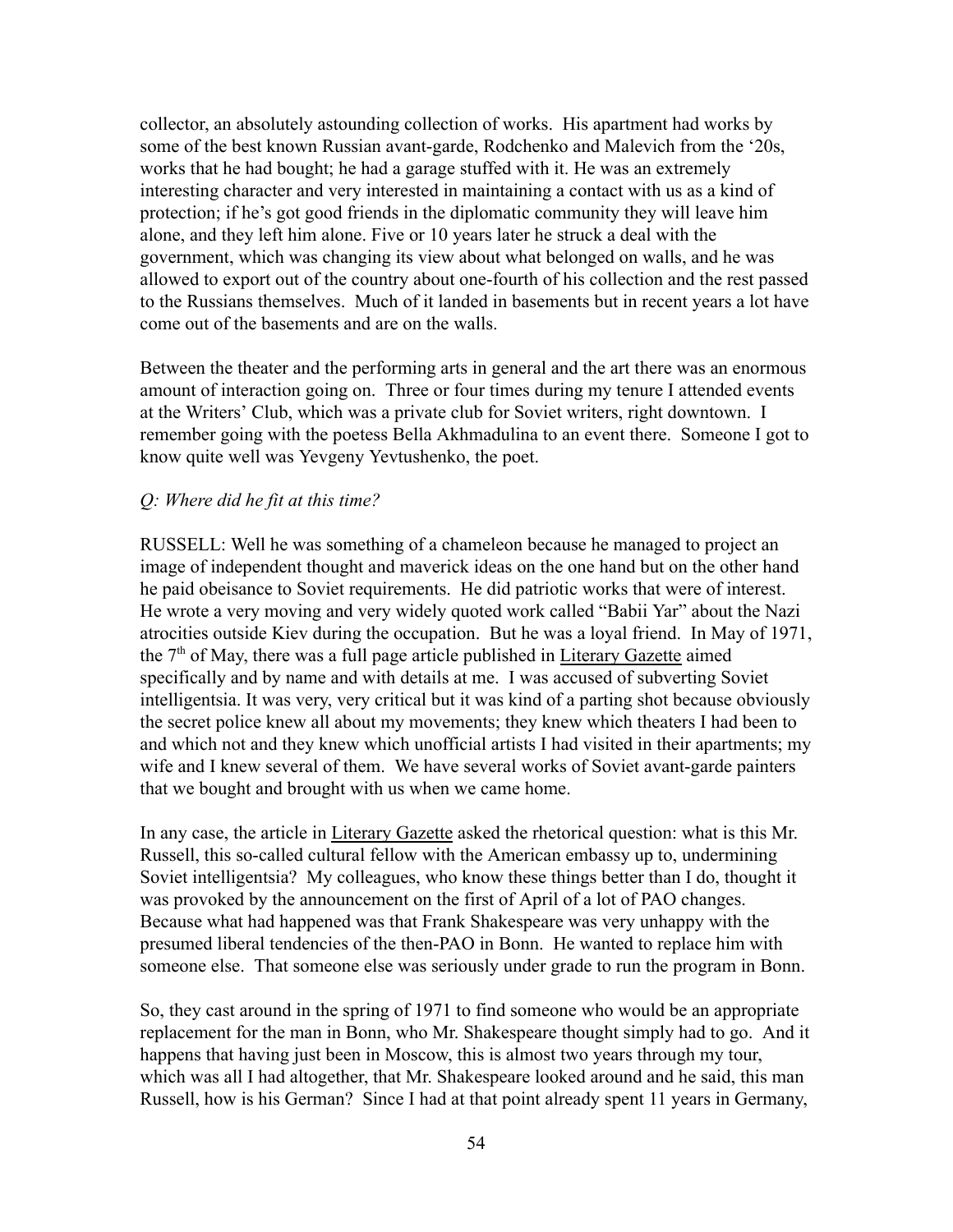collector, an absolutely astounding collection of works. His apartment had works by some of the best known Russian avant-garde, Rodchenko and Malevich from the '20s, works that he had bought; he had a garage stuffed with it. He was an extremely interesting character and very interested in maintaining a contact with us as a kind of protection; if he's got good friends in the diplomatic community they will leave him alone, and they left him alone. Five or 10 years later he struck a deal with the government, which was changing its view about what belonged on walls, and he was allowed to export out of the country about one-fourth of his collection and the rest passed to the Russians themselves. Much of it landed in basements but in recent years a lot have come out of the basements and are on the walls.

Between the theater and the performing arts in general and the art there was an enormous amount of interaction going on. Three or four times during my tenure I attended events at the Writers' Club, which was a private club for Soviet writers, right downtown. I remember going with the poetess Bella Akhmadulina to an event there. Someone I got to know quite well was Yevgeny Yevtushenko, the poet.

*Q: Where did he fit at this time?*

RUSSELL: Well he was something of a chameleon because he managed to project an image of independent thought and maverick ideas on the one hand but on the other hand he paid obeisance to Soviet requirements. He did patriotic works that were of interest. He wrote a very moving and very widely quoted work called "Babii Yar" about the Nazi atrocities outside Kiev during the occupation. But he was a loyal friend. In May of 1971, the 7th of May, there was a full page article published in <u>Literary Gazette</u> aimed specifically and by name and with details at me. I was accused of subverting Soviet intelligentsia. It was very, very critical but it was kind of a parting shot because obviously the secret police knew all about my movements; they knew which theaters I had been to and which not and they knew which unofficial artists I had visited in their apartments; my wife and I knew several of them. We have several works of Soviet avant-garde painters that we bought and brought with us when we came home.

In any case, the article in <u>Literary Gazette</u> asked the rhetorical question: what is this Mr. Russell, this so-called cultural fellow with the American embassy up to, undermining Soviet intelligentsia? My colleagues, who know these things better than I do, thought it was provoked by the announcement on the first of April of a lot of PAO changes. Because what had happened was that Frank Shakespeare was very unhappy with the presumed liberal tendencies of the then-PAO in Bonn. He wanted to replace him with someone else. That someone else was seriously under grade to run the program in Bonn.

So, they cast around in the spring of 1971 to find someone who would be an appropriate replacement for the man in Bonn, who Mr. Shakespeare thought simply had to go. And it happens that having just been in Moscow, this is almost two years through my tour, which was all I had altogether, that Mr. Shakespeare looked around and he said, this man Russell, how is his German? Since I had at that point already spent 11 years in Germany,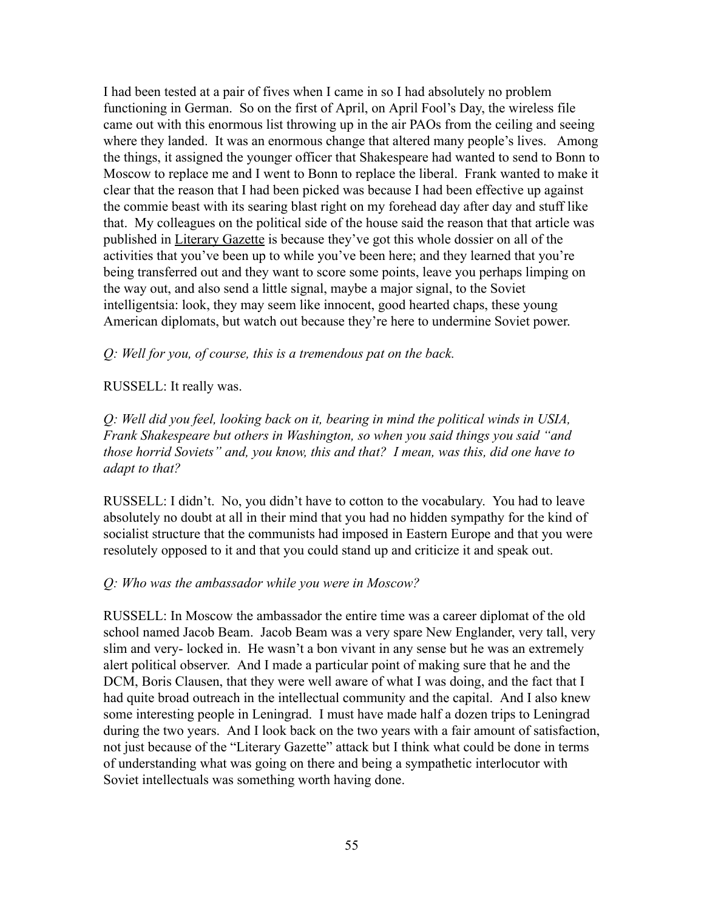I had been tested at a pair of fives when I came in so I had absolutely no problem functioning in German. So on the first of April, on April Fool's Day, the wireless file came out with this enormous list throwing up in the air PAOs from the ceiling and seeing where they landed. It was an enormous change that altered many people's lives. Among the things, it assigned the younger officer that Shakespeare had wanted to send to Bonn to Moscow to replace me and I went to Bonn to replace the liberal. Frank wanted to make it clear that the reason that I had been picked was because I had been effective up against the commie beast with its searing blast right on my forehead day after day and stuff like that. My colleagues on the political side of the house said the reason that that article was published in Literary Gazette is because they've got this whole dossier on all of the activities that you've been up to while you've been here; and they learned that you're being transferred out and they want to score some points, leave you perhaps limping on the way out, and also send a little signal, maybe a major signal, to the Soviet intelligentsia: look, they may seem like innocent, good hearted chaps, these young American diplomats, but watch out because they're here to undermine Soviet power.

*Q: Well for you, of course, this is a tremendous pat on the back.*

RUSSELL: It really was.

*Q: Well did you feel, looking back on it, bearing in mind the political winds in USIA, Frank Shakespeare but others in Washington, so when you said things you said "and those horrid Soviets" and, you know, this and that? I mean, was this, did one have to adapt to that?*

RUSSELL: I didn't. No, you didn't have to cotton to the vocabulary. You had to leave absolutely no doubt at all in their mind that you had no hidden sympathy for the kind of socialist structure that the communists had imposed in Eastern Europe and that you were resolutely opposed to it and that you could stand up and criticize it and speak out.

*Q: Who was the ambassador while you were in Moscow?*

RUSSELL: In Moscow the ambassador the entire time was a career diplomat of the old school named Jacob Beam. Jacob Beam was a very spare New Englander, very tall, very slim and very- locked in. He wasn't a bon vivant in any sense but he was an extremely alert political observer. And I made a particular point of making sure that he and the DCM, Boris Clausen, that they were well aware of what I was doing, and the fact that I had quite broad outreach in the intellectual community and the capital. And I also knew some interesting people in Leningrad. I must have made half a dozen trips to Leningrad during the two years. And I look back on the two years with a fair amount of satisfaction, not just because of the "Literary Gazette" attack but I think what could be done in terms of understanding what was going on there and being a sympathetic interlocutor with Soviet intellectuals was something worth having done.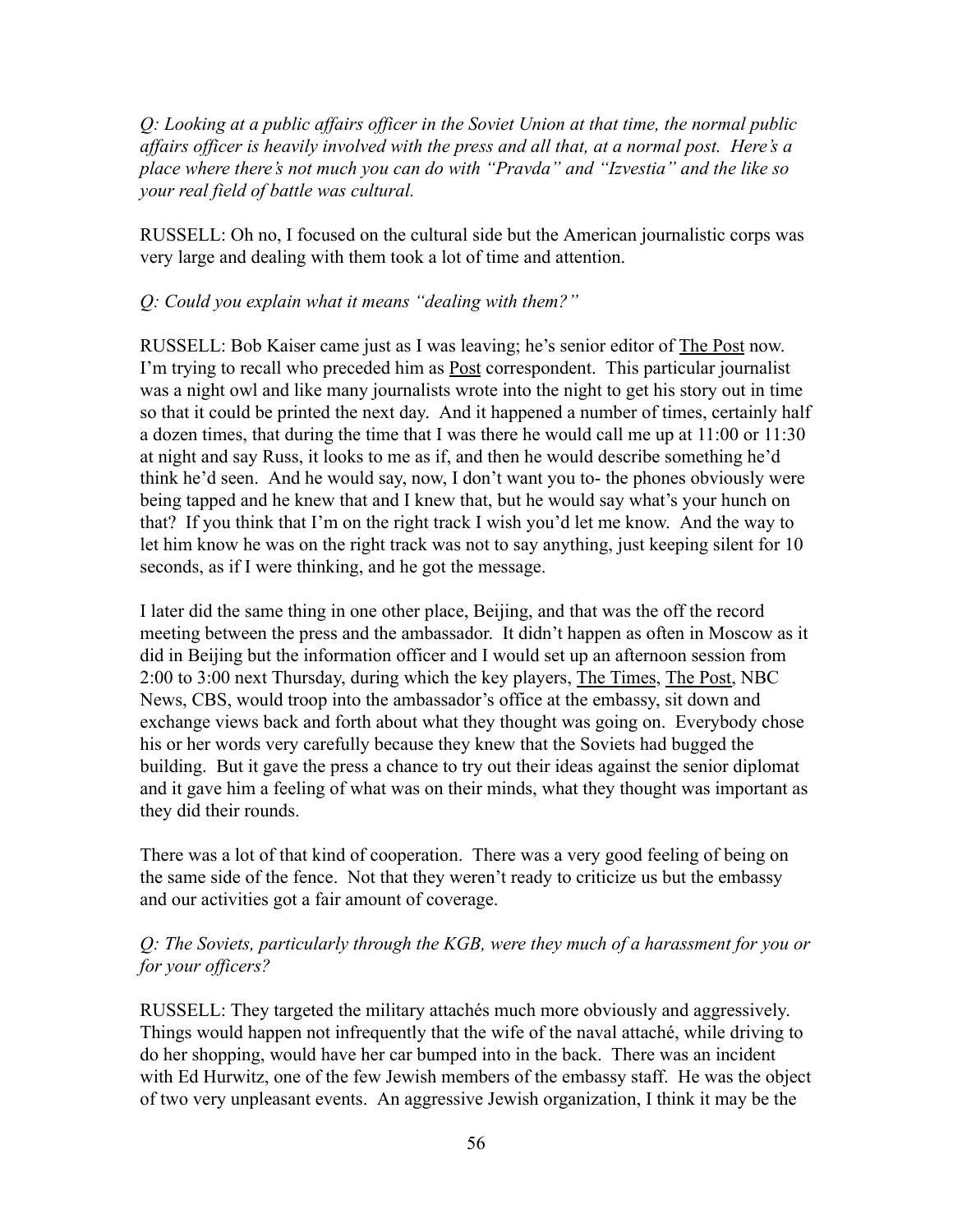*Q: Looking at a public affairs officer in the Soviet Union at that time, the normal public affairs officer is heavily involved with the press and all that, at a normal post. Here's a place where there's not much you can do with "Pravda" and "Izvestia" and the like so your real field of battle was cultural.*

RUSSELL: Oh no, I focused on the cultural side but the American journalistic corps was very large and dealing with them took a lot of time and attention.

*Q: Could you explain what it means "dealing with them?"*

RUSSELL: Bob Kaiser came just as I was leaving; he's senior editor of The Post now. I'm trying to recall who preceded him as Post correspondent. This particular journalist was a night owl and like many journalists wrote into the night to get his story out in time so that it could be printed the next day. And it happened a number of times, certainly half a dozen times, that during the time that I was there he would call me up at 11:00 or 11:30 at night and say Russ, it looks to me as if, and then he would describe something he'd think he'd seen. And he would say, now, I don't want you to- the phones obviously were being tapped and he knew that and I knew that, but he would say what's your hunch on that? If you think that I'm on the right track I wish you'd let me know. And the way to let him know he was on the right track was not to say anything, just keeping silent for 10 seconds, as if I were thinking, and he got the message.

I later did the same thing in one other place, Beijing, and that was the off the record meeting between the press and the ambassador. It didn't happen as often in Moscow as it did in Beijing but the information officer and I would set up an afternoon session from 2:00 to 3:00 next Thursday, during which the key players, The Times, The Post, NBC News, CBS, would troop into the ambassador's office at the embassy, sit down and exchange views back and forth about what they thought was going on. Everybody chose his or her words very carefully because they knew that the Soviets had bugged the building. But it gave the press a chance to try out their ideas against the senior diplomat and it gave him a feeling of what was on their minds, what they thought was important as they did their rounds.

There was a lot of that kind of cooperation. There was a very good feeling of being on the same side of the fence. Not that they weren't ready to criticize us but the embassy and our activities got a fair amount of coverage.

*Q: The Soviets, particularly through the KGB, were they much of a harassment for you or for your officers?*

RUSSELL: They targeted the military attachés much more obviously and aggressively. Things would happen not infrequently that the wife of the naval attaché, while driving to do her shopping, would have her car bumped into in the back. There was an incident with Ed Hurwitz, one of the few Jewish members of the embassy staff. He was the object of two very unpleasant events. An aggressive Jewish organization, I think it may be the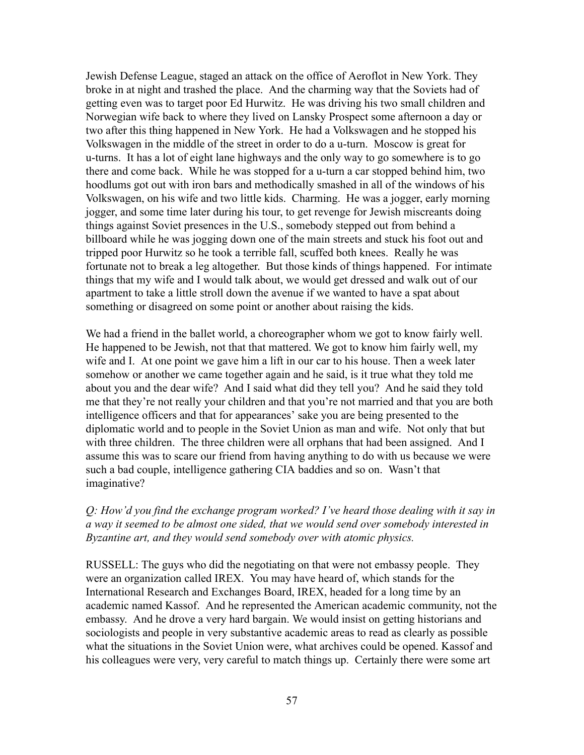Jewish Defense League, staged an attack on the office of Aeroflot in New York. They broke in at night and trashed the place. And the charming way that the Soviets had of getting even was to target poor Ed Hurwitz. He was driving his two small children and Norwegian wife back to where they lived on Lansky Prospect some afternoon a day or two after this thing happened in New York. He had a Volkswagen and he stopped his Volkswagen in the middle of the street in order to do a u-turn. Moscow is great for u-turns. It has a lot of eight lane highways and the only way to go somewhere is to go there and come back. While he was stopped for a u-turn a car stopped behind him, two hoodlums got out with iron bars and methodically smashed in all of the windows of his Volkswagen, on his wife and two little kids. Charming. He was a jogger, early morning jogger, and some time later during his tour, to get revenge for Jewish miscreants doing things against Soviet presences in the U.S., somebody stepped out from behind a billboard while he was jogging down one of the main streets and stuck his foot out and tripped poor Hurwitz so he took a terrible fall, scuffed both knees. Really he was fortunate not to break a leg altogether. But those kinds of things happened. For intimate things that my wife and I would talk about, we would get dressed and walk out of our apartment to take a little stroll down the avenue if we wanted to have a spat about something or disagreed on some point or another about raising the kids.

We had a friend in the ballet world, a choreographer whom we got to know fairly well. He happened to be Jewish, not that that mattered. We got to know him fairly well, my wife and I. At one point we gave him a lift in our car to his house. Then a week later somehow or another we came together again and he said, is it true what they told me about you and the dear wife? And I said what did they tell you? And he said they told me that they're not really your children and that you're not married and that you are both intelligence officers and that for appearances' sake you are being presented to the diplomatic world and to people in the Soviet Union as man and wife. Not only that but with three children. The three children were all orphans that had been assigned. And I assume this was to scare our friend from having anything to do with us because we were such a bad couple, intelligence gathering CIA baddies and so on. Wasn't that imaginative?

*Q: How'd you find the exchange program worked? I've heard those dealing with it say in a way it seemed to be almost one sided, that we would send over somebody interested in Byzantine art, and they would send somebody over with atomic physics.*

RUSSELL: The guys who did the negotiating on that were not embassy people. They were an organization called IREX. You may have heard of, which stands for the International Research and Exchanges Board, IREX, headed for a long time by an academic named Kassof. And he represented the American academic community, not the embassy. And he drove a very hard bargain. We would insist on getting historians and sociologists and people in very substantive academic areas to read as clearly as possible what the situations in the Soviet Union were, what archives could be opened. Kassof and his colleagues were very, very careful to match things up. Certainly there were some art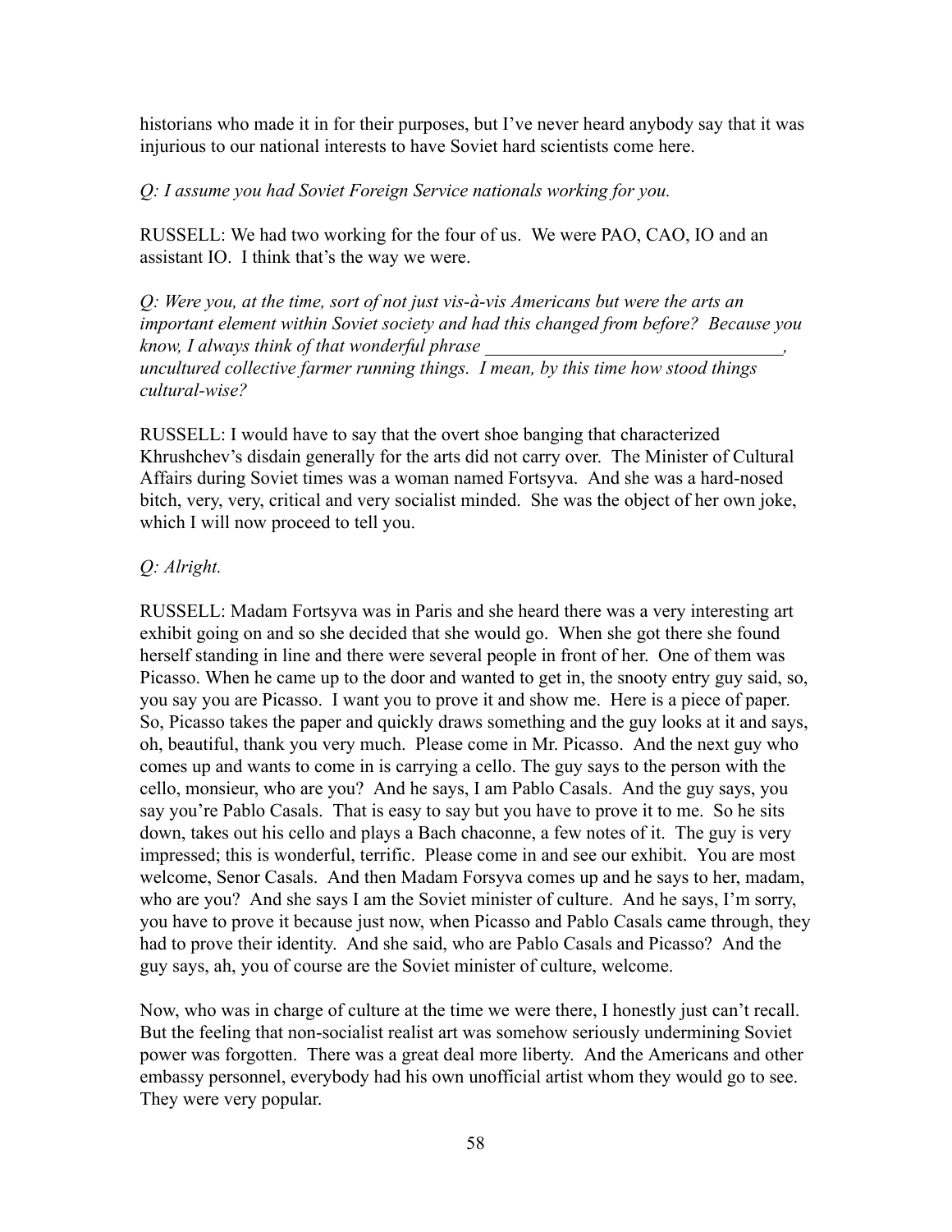historians who made it in for their purposes, but I've never heard anybody say that it was injurious to our national interests to have Soviet hard scientists come here.

*Q: I assume you had Soviet Foreign Service nationals working for you.*

RUSSELL: We had two working for the four of us. We were PAO, CAO, IO and an assistant IO. I think that's the way we were.

*Q: Were you, at the time, sort of not just vis-à-vis Americans but were the arts an important element within Soviet society and had this changed from before? Because you know, I always think of that wonderful phrase \_\_\_\_\_\_\_\_\_\_\_\_\_\_\_\_\_\_\_\_\_\_\_\_\_\_\_\_\_\_\_\_, uncultured collective farmer running things. I mean, by this time how stood things cultural-wise?*

RUSSELL: I would have to say that the overt shoe banging that characterized Khrushchev's disdain generally for the arts did not carry over. The Minister of Cultural Affairs during Soviet times was a woman named Fortsyva. And she was a hard-nosed bitch, very, very, critical and very socialist minded. She was the object of her own joke, which I will now proceed to tell you.

*Q: Alright.*

RUSSELL: Madam Fortsyva was in Paris and she heard there was a very interesting art exhibit going on and so she decided that she would go. When she got there she found herself standing in line and there were several people in front of her. One of them was Picasso. When he came up to the door and wanted to get in, the snooty entry guy said, so, you say you are Picasso. I want you to prove it and show me. Here is a piece of paper. So, Picasso takes the paper and quickly draws something and the guy looks at it and says, oh, beautiful, thank you very much. Please come in Mr. Picasso. And the next guy who comes up and wants to come in is carrying a cello. The guy says to the person with the cello, monsieur, who are you? And he says, I am Pablo Casals. And the guy says, you say you're Pablo Casals. That is easy to say but you have to prove it to me. So he sits down, takes out his cello and plays a Bach chaconne, a few notes of it. The guy is very impressed; this is wonderful, terrific. Please come in and see our exhibit. You are most welcome, Senor Casals. And then Madam Forsyva comes up and he says to her, madam, who are you? And she says I am the Soviet minister of culture. And he says, I'm sorry, you have to prove it because just now, when Picasso and Pablo Casals came through, they had to prove their identity. And she said, who are Pablo Casals and Picasso? And the guy says, ah, you of course are the Soviet minister of culture, welcome.

Now, who was in charge of culture at the time we were there, I honestly just can't recall. But the feeling that non-socialist realist art was somehow seriously undermining Soviet power was forgotten. There was a great deal more liberty. And the Americans and other embassy personnel, everybody had his own unofficial artist whom they would go to see. They were very popular.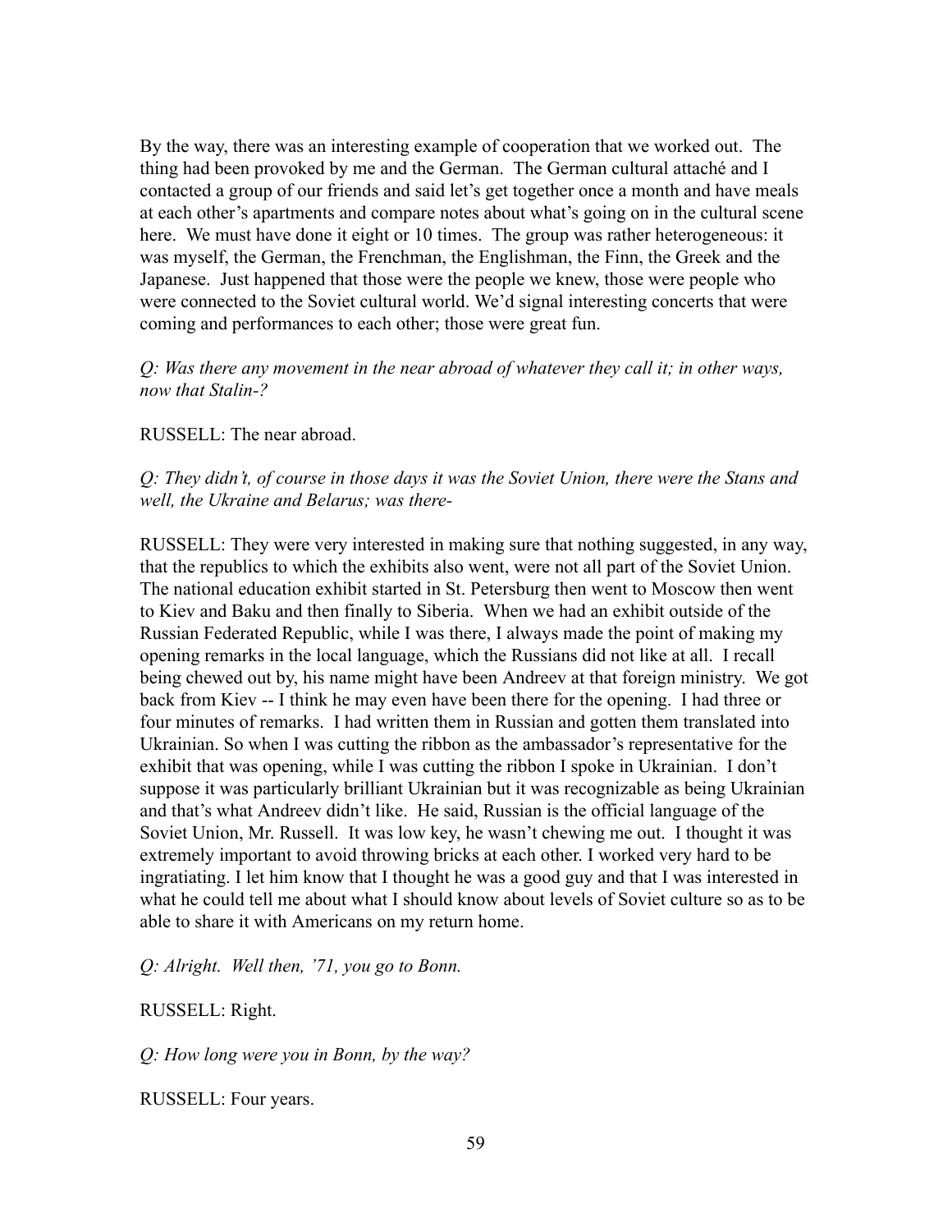By the way, there was an interesting example of cooperation that we worked out. The thing had been provoked by me and the German. The German cultural attaché and I contacted a group of our friends and said let's get together once a month and have meals at each other's apartments and compare notes about what's going on in the cultural scene here. We must have done it eight or 10 times. The group was rather heterogeneous: it was myself, the German, the Frenchman, the Englishman, the Finn, the Greek and the Japanese. Just happened that those were the people we knew, those were people who were connected to the Soviet cultural world. We'd signal interesting concerts that were coming and performances to each other; those were great fun.

*Q: Was there any movement in the near abroad of whatever they call it; in other ways, now that Stalin-?*

RUSSELL: The near abroad.

*Q: They didn't, of course in those days it was the Soviet Union, there were the Stans and well, the Ukraine and Belarus; was there-*

RUSSELL: They were very interested in making sure that nothing suggested, in any way, that the republics to which the exhibits also went, were not all part of the Soviet Union. The national education exhibit started in St. Petersburg then went to Moscow then went to Kiev and Baku and then finally to Siberia. When we had an exhibit outside of the Russian Federated Republic, while I was there, I always made the point of making my opening remarks in the local language, which the Russians did not like at all. I recall being chewed out by, his name might have been Andreev at that foreign ministry. We got back from Kiev -- I think he may even have been there for the opening. I had three or four minutes of remarks. I had written them in Russian and gotten them translated into Ukrainian. So when I was cutting the ribbon as the ambassador's representative for the exhibit that was opening, while I was cutting the ribbon I spoke in Ukrainian. I don't suppose it was particularly brilliant Ukrainian but it was recognizable as being Ukrainian and that's what Andreev didn't like. He said, Russian is the official language of the Soviet Union, Mr. Russell. It was low key, he wasn't chewing me out. I thought it was extremely important to avoid throwing bricks at each other. I worked very hard to be ingratiating. I let him know that I thought he was a good guy and that I was interested in what he could tell me about what I should know about levels of Soviet culture so as to be able to share it with Americans on my return home.

*Q: Alright. Well then, '71, you go to Bonn.*

RUSSELL: Right.

*Q: How long were you in Bonn, by the way?*

RUSSELL: Four years.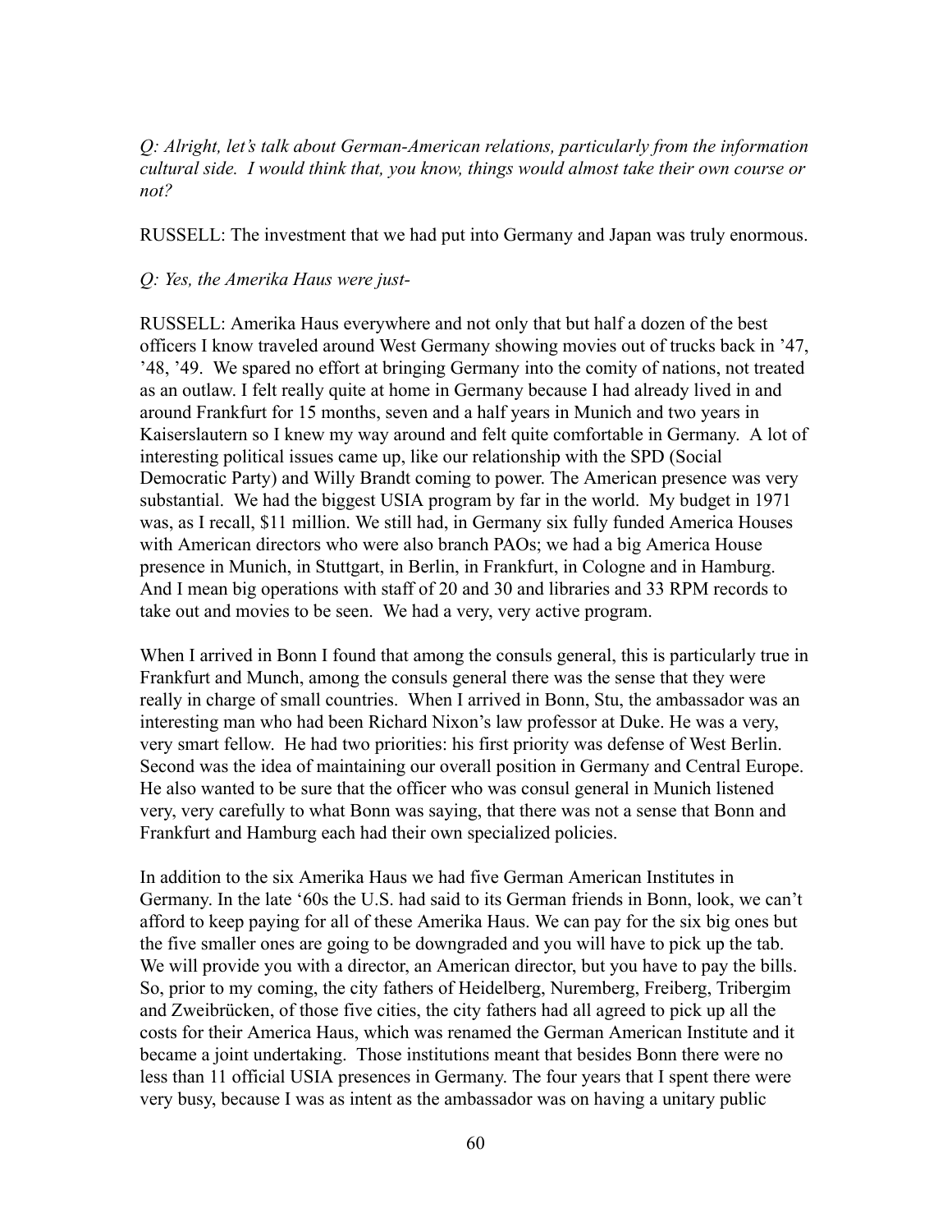*Q: Alright, let's talk about German-American relations, particularly from the information cultural side. I would think that, you know, things would almost take their own course or not?*

RUSSELL: The investment that we had put into Germany and Japan was truly enormous.

*Q: Yes, the Amerika Haus were just-*

RUSSELL: Amerika Haus everywhere and not only that but half a dozen of the best officers I know traveled around West Germany showing movies out of trucks back in '47, '48, '49. We spared no effort at bringing Germany into the comity of nations, not treated as an outlaw. I felt really quite at home in Germany because I had already lived in and around Frankfurt for 15 months, seven and a half years in Munich and two years in Kaiserslautern so I knew my way around and felt quite comfortable in Germany. A lot of interesting political issues came up, like our relationship with the SPD (Social Democratic Party) and Willy Brandt coming to power. The American presence was very substantial. We had the biggest USIA program by far in the world. My budget in 1971 was, as I recall, $11 million. We still had, in Germany six fully funded America Houses with American directors who were also branch PAOs; we had a big America House presence in Munich, in Stuttgart, in Berlin, in Frankfurt, in Cologne and in Hamburg. And I mean big operations with staff of 20 and 30 and libraries and 33 RPM records to take out and movies to be seen. We had a very, very active program.

When I arrived in Bonn I found that among the consuls general, this is particularly true in Frankfurt and Munch, among the consuls general there was the sense that they were really in charge of small countries. When I arrived in Bonn, Stu, the ambassador was an interesting man who had been Richard Nixon's law professor at Duke. He was a very, very smart fellow. He had two priorities: his first priority was defense of West Berlin. Second was the idea of maintaining our overall position in Germany and Central Europe. He also wanted to be sure that the officer who was consul general in Munich listened very, very carefully to what Bonn was saying, that there was not a sense that Bonn and Frankfurt and Hamburg each had their own specialized policies.

In addition to the six Amerika Haus we had five German American Institutes in Germany. In the late '60s the U.S. had said to its German friends in Bonn, look, we can't afford to keep paying for all of these Amerika Haus. We can pay for the six big ones but the five smaller ones are going to be downgraded and you will have to pick up the tab. We will provide you with a director, an American director, but you have to pay the bills. So, prior to my coming, the city fathers of Heidelberg, Nuremberg, Freiberg, Tribergim and Zweibrücken, of those five cities, the city fathers had all agreed to pick up all the costs for their America Haus, which was renamed the German American Institute and it became a joint undertaking. Those institutions meant that besides Bonn there were no less than 11 official USIA presences in Germany. The four years that I spent there were very busy, because I was as intent as the ambassador was on having a unitary public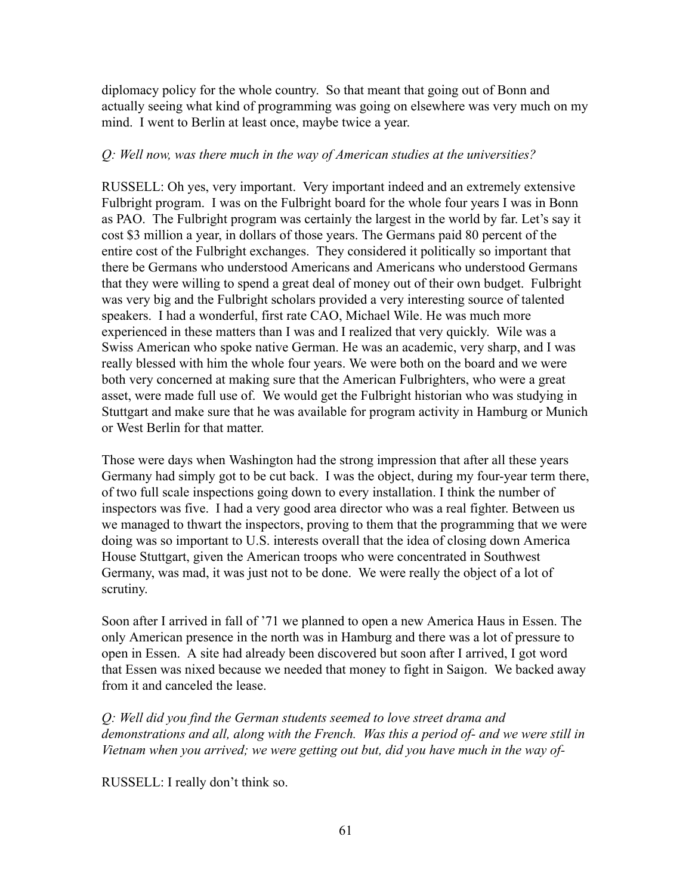diplomacy policy for the whole country. So that meant that going out of Bonn and actually seeing what kind of programming was going on elsewhere was very much on my mind. I went to Berlin at least once, maybe twice a year.

*Q: Well now, was there much in the way of American studies at the universities?*

RUSSELL: Oh yes, very important. Very important indeed and an extremely extensive Fulbright program. I was on the Fulbright board for the whole four years I was in Bonn as PAO. The Fulbright program was certainly the largest in the world by far. Let's say it cost $3 million a year, in dollars of those years. The Germans paid 80 percent of the entire cost of the Fulbright exchanges. They considered it politically so important that there be Germans who understood Americans and Americans who understood Germans that they were willing to spend a great deal of money out of their own budget. Fulbright was very big and the Fulbright scholars provided a very interesting source of talented speakers. I had a wonderful, first rate CAO, Michael Wile. He was much more experienced in these matters than I was and I realized that very quickly. Wile was a Swiss American who spoke native German. He was an academic, very sharp, and I was really blessed with him the whole four years. We were both on the board and we were both very concerned at making sure that the American Fulbrighters, who were a great asset, were made full use of. We would get the Fulbright historian who was studying in Stuttgart and make sure that he was available for program activity in Hamburg or Munich or West Berlin for that matter.

Those were days when Washington had the strong impression that after all these years Germany had simply got to be cut back. I was the object, during my four-year term there, of two full scale inspections going down to every installation. I think the number of inspectors was five. I had a very good area director who was a real fighter. Between us we managed to thwart the inspectors, proving to them that the programming that we were doing was so important to U.S. interests overall that the idea of closing down America House Stuttgart, given the American troops who were concentrated in Southwest Germany, was mad, it was just not to be done. We were really the object of a lot of scrutiny.

Soon after I arrived in fall of '71 we planned to open a new America Haus in Essen. The only American presence in the north was in Hamburg and there was a lot of pressure to open in Essen. A site had already been discovered but soon after I arrived, I got word that Essen was nixed because we needed that money to fight in Saigon. We backed away from it and canceled the lease.

*Q: Well did you find the German students seemed to love street drama and demonstrations and all, along with the French. Was this a period of- and we were still in Vietnam when you arrived; we were getting out but, did you have much in the way of-*

RUSSELL: I really don't think so.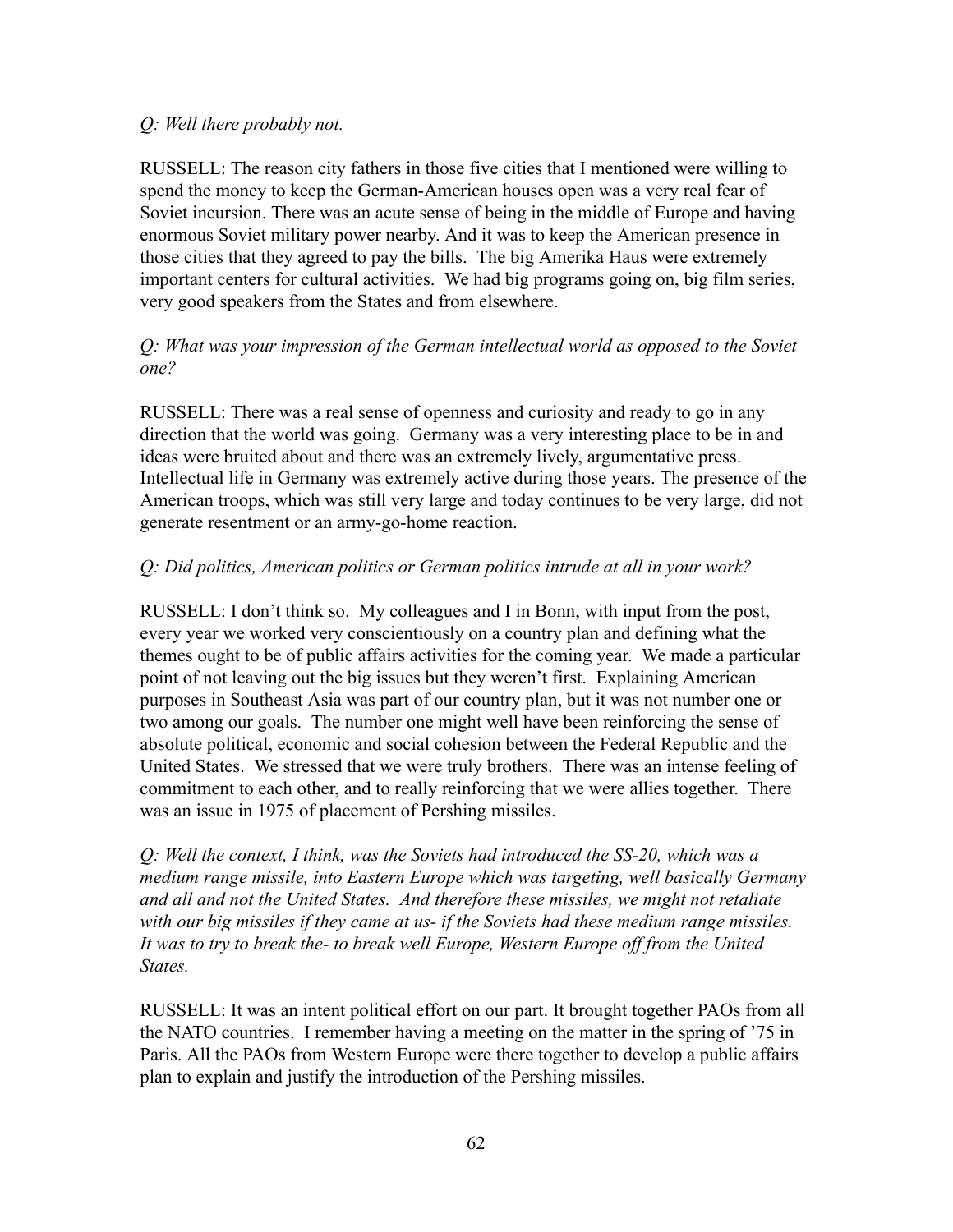*Q: Well there probably not.*

RUSSELL: The reason city fathers in those five cities that I mentioned were willing to spend the money to keep the German-American houses open was a very real fear of Soviet incursion. There was an acute sense of being in the middle of Europe and having enormous Soviet military power nearby. And it was to keep the American presence in those cities that they agreed to pay the bills. The big Amerika Haus were extremely important centers for cultural activities. We had big programs going on, big film series, very good speakers from the States and from elsewhere.

*Q: What was your impression of the German intellectual world as opposed to the Soviet one?*

RUSSELL: There was a real sense of openness and curiosity and ready to go in any direction that the world was going. Germany was a very interesting place to be in and ideas were bruited about and there was an extremely lively, argumentative press. Intellectual life in Germany was extremely active during those years. The presence of the American troops, which was still very large and today continues to be very large, did not generate resentment or an army-go-home reaction.

*Q: Did politics, American politics or German politics intrude at all in your work?*

RUSSELL: I don't think so. My colleagues and I in Bonn, with input from the post, every year we worked very conscientiously on a country plan and defining what the themes ought to be of public affairs activities for the coming year. We made a particular point of not leaving out the big issues but they weren't first. Explaining American purposes in Southeast Asia was part of our country plan, but it was not number one or two among our goals. The number one might well have been reinforcing the sense of absolute political, economic and social cohesion between the Federal Republic and the United States. We stressed that we were truly brothers. There was an intense feeling of commitment to each other, and to really reinforcing that we were allies together. There was an issue in 1975 of placement of Pershing missiles.

*Q: Well the context, I think, was the Soviets had introduced the SS-20, which was a medium range missile, into Eastern Europe which was targeting, well basically Germany and all and not the United States. And therefore these missiles, we might not retaliate with our big missiles if they came at us- if the Soviets had these medium range missiles. It was to try to break the- to break well Europe, Western Europe off from the United States.*

RUSSELL: It was an intent political effort on our part. It brought together PAOs from all the NATO countries. I remember having a meeting on the matter in the spring of '75 in Paris. All the PAOs from Western Europe were there together to develop a public affairs plan to explain and justify the introduction of the Pershing missiles.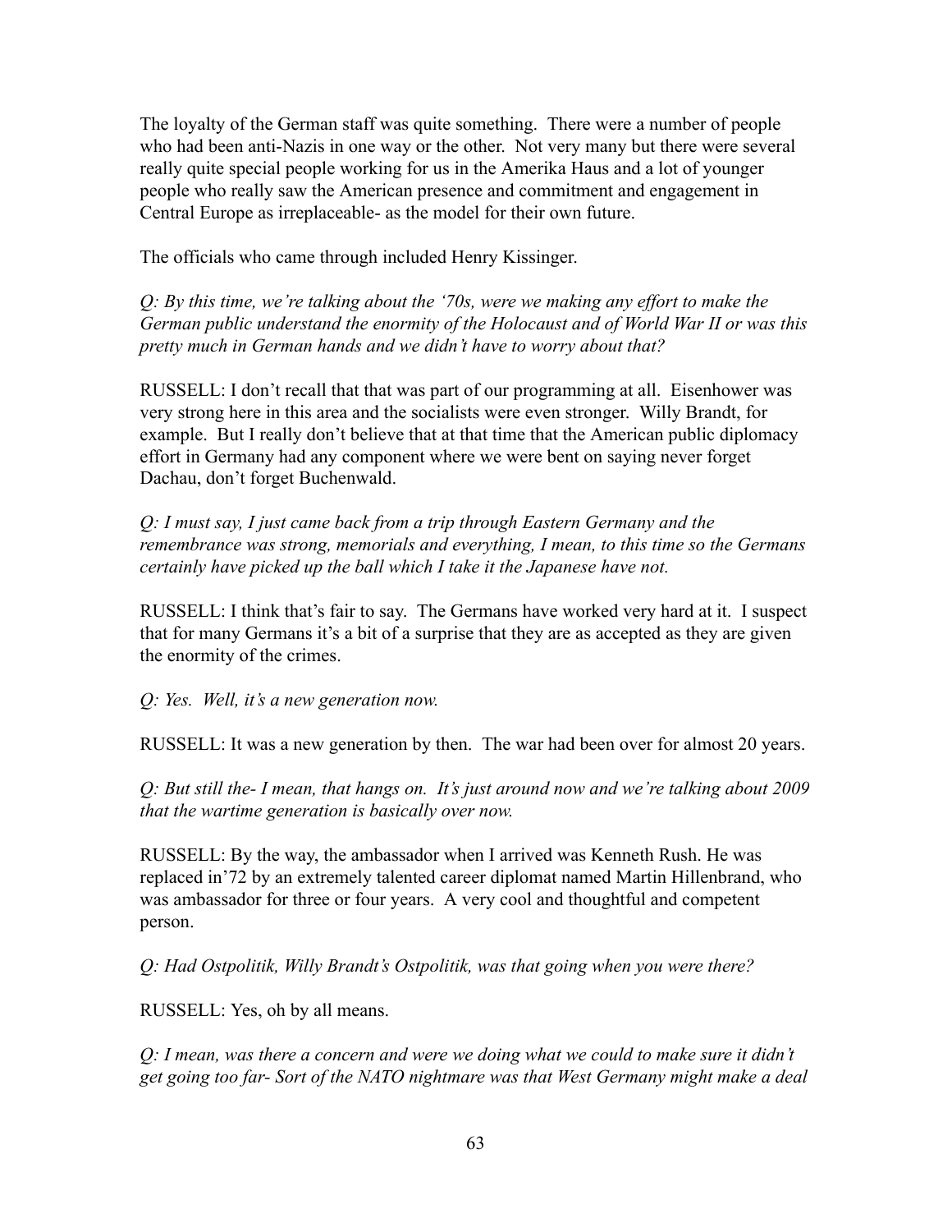The loyalty of the German staff was quite something. There were a number of people who had been anti-Nazis in one way or the other. Not very many but there were several really quite special people working for us in the Amerika Haus and a lot of younger people who really saw the American presence and commitment and engagement in Central Europe as irreplaceable- as the model for their own future.

The officials who came through included Henry Kissinger.

*Q: By this time, we're talking about the '70s, were we making any effort to make the German public understand the enormity of the Holocaust and of World War II or was this pretty much in German hands and we didn't have to worry about that?*

RUSSELL: I don't recall that that was part of our programming at all. Eisenhower was very strong here in this area and the socialists were even stronger. Willy Brandt, for example. But I really don't believe that at that time that the American public diplomacy effort in Germany had any component where we were bent on saying never forget Dachau, don't forget Buchenwald.

*Q: I must say, I just came back from a trip through Eastern Germany and the remembrance was strong, memorials and everything, I mean, to this time so the Germans certainly have picked up the ball which I take it the Japanese have not.*

RUSSELL: I think that's fair to say. The Germans have worked very hard at it. I suspect that for many Germans it's a bit of a surprise that they are as accepted as they are given the enormity of the crimes.

*Q: Yes. Well, it's a new generation now.*

RUSSELL: It was a new generation by then. The war had been over for almost 20 years.

*Q: But still the- I mean, that hangs on. It's just around now and we're talking about 2009 that the wartime generation is basically over now.*

RUSSELL: By the way, the ambassador when I arrived was Kenneth Rush. He was replaced in'72 by an extremely talented career diplomat named Martin Hillenbrand, who was ambassador for three or four years. A very cool and thoughtful and competent person.

*Q: Had Ostpolitik, Willy Brandt's Ostpolitik, was that going when you were there?*

RUSSELL: Yes, oh by all means.

*Q: I mean, was there a concern and were we doing what we could to make sure it didn't get going too far- Sort of the NATO nightmare was that West Germany might make a deal*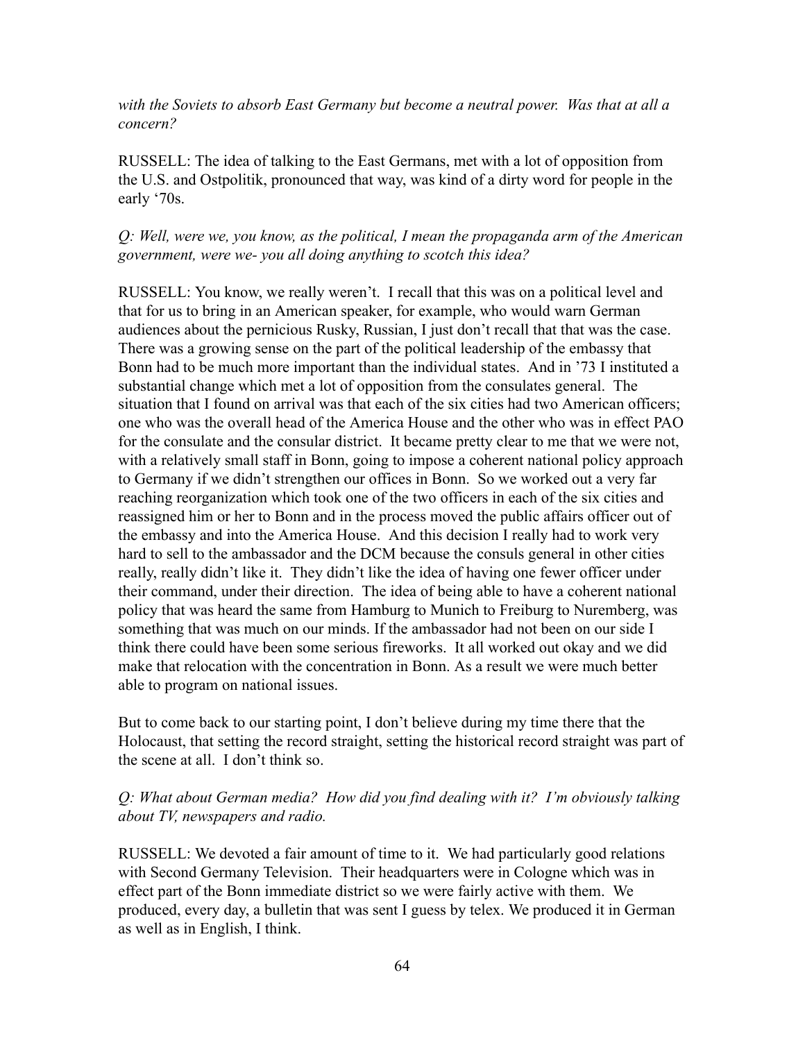*with the Soviets to absorb East Germany but become a neutral power. Was that at all a concern?*

RUSSELL: The idea of talking to the East Germans, met with a lot of opposition from the U.S. and Ostpolitik, pronounced that way, was kind of a dirty word for people in the early '70s.

*Q: Well, were we, you know, as the political, I mean the propaganda arm of the American government, were we- you all doing anything to scotch this idea?*

RUSSELL: You know, we really weren't. I recall that this was on a political level and that for us to bring in an American speaker, for example, who would warn German audiences about the pernicious Rusky, Russian, I just don't recall that that was the case. There was a growing sense on the part of the political leadership of the embassy that Bonn had to be much more important than the individual states. And in '73 I instituted a substantial change which met a lot of opposition from the consulates general. The situation that I found on arrival was that each of the six cities had two American officers; one who was the overall head of the America House and the other who was in effect PAO for the consulate and the consular district. It became pretty clear to me that we were not, with a relatively small staff in Bonn, going to impose a coherent national policy approach to Germany if we didn't strengthen our offices in Bonn. So we worked out a very far reaching reorganization which took one of the two officers in each of the six cities and reassigned him or her to Bonn and in the process moved the public affairs officer out of the embassy and into the America House. And this decision I really had to work very hard to sell to the ambassador and the DCM because the consuls general in other cities really, really didn't like it. They didn't like the idea of having one fewer officer under their command, under their direction. The idea of being able to have a coherent national policy that was heard the same from Hamburg to Munich to Freiburg to Nuremberg, was something that was much on our minds. If the ambassador had not been on our side I think there could have been some serious fireworks. It all worked out okay and we did make that relocation with the concentration in Bonn. As a result we were much better able to program on national issues.

But to come back to our starting point, I don't believe during my time there that the Holocaust, that setting the record straight, setting the historical record straight was part of the scene at all. I don't think so.

*Q: What about German media? How did you find dealing with it? I'm obviously talking about TV, newspapers and radio.*

RUSSELL: We devoted a fair amount of time to it. We had particularly good relations with Second Germany Television. Their headquarters were in Cologne which was in effect part of the Bonn immediate district so we were fairly active with them. We produced, every day, a bulletin that was sent I guess by telex. We produced it in German as well as in English, I think.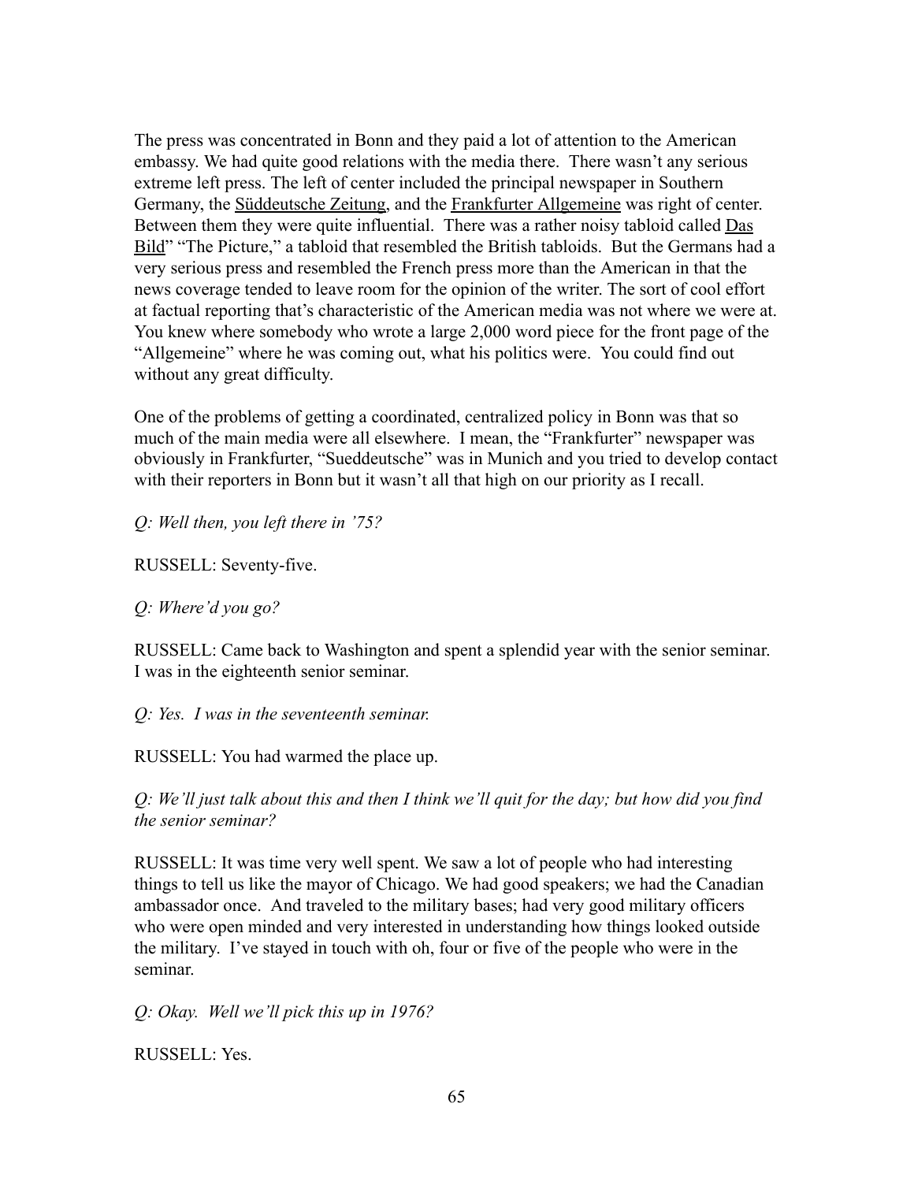The press was concentrated in Bonn and they paid a lot of attention to the American embassy. We had quite good relations with the media there. There wasn't any serious extreme left press. The left of center included the principal newspaper in Southern Germany, the Süddeutsche Zeitung, and the Frankfurter Allgemeine was right of center. Between them they were quite influential. There was a rather noisy tabloid called Das Bild" "The Picture," a tabloid that resembled the British tabloids. But the Germans had a very serious press and resembled the French press more than the American in that the news coverage tended to leave room for the opinion of the writer. The sort of cool effort at factual reporting that's characteristic of the American media was not where we were at. You knew where somebody who wrote a large 2,000 word piece for the front page of the "Allgemeine" where he was coming out, what his politics were. You could find out without any great difficulty.

One of the problems of getting a coordinated, centralized policy in Bonn was that so much of the main media were all elsewhere. I mean, the "Frankfurter" newspaper was obviously in Frankfurter, "Sueddeutsche" was in Munich and you tried to develop contact with their reporters in Bonn but it wasn't all that high on our priority as I recall.

*Q: Well then, you left there in '75?*

RUSSELL: Seventy-five.

*Q: Where'd you go?*

RUSSELL: Came back to Washington and spent a splendid year with the senior seminar. I was in the eighteenth senior seminar.

*Q: Yes. I was in the seventeenth seminar.*

RUSSELL: You had warmed the place up.

*Q: We'll just talk about this and then I think we'll quit for the day; but how did you find the senior seminar?*

RUSSELL: It was time very well spent. We saw a lot of people who had interesting things to tell us like the mayor of Chicago. We had good speakers; we had the Canadian ambassador once. And traveled to the military bases; had very good military officers who were open minded and very interested in understanding how things looked outside the military. I've stayed in touch with oh, four or five of the people who were in the seminar.

*Q: Okay. Well we'll pick this up in 1976?*

RUSSELL: Yes.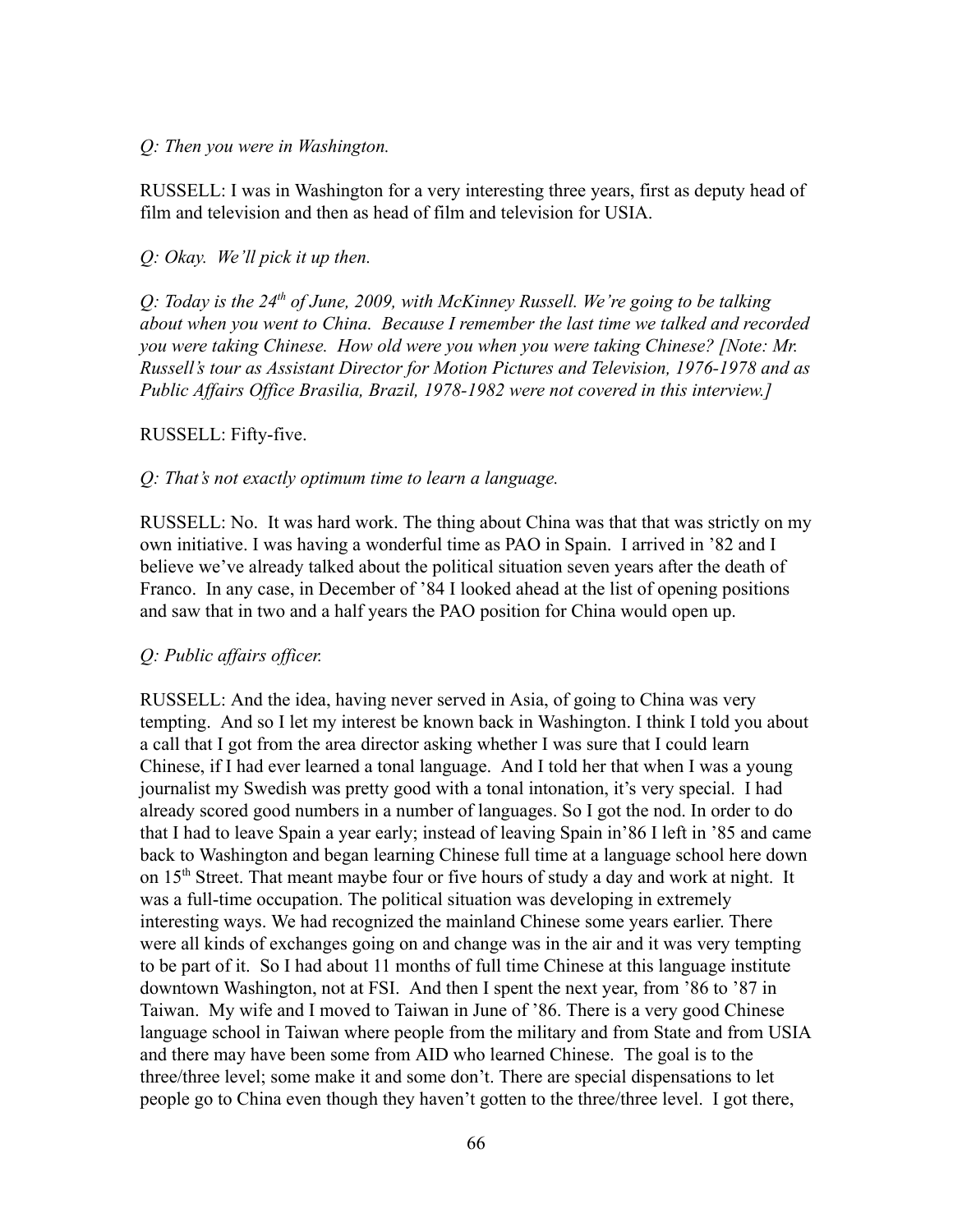*Q: Then you were in Washington.*

RUSSELL: I was in Washington for a very interesting three years, first as deputy head of film and television and then as head of film and television for USIA.

*Q: Okay. We'll pick it up then.*

*Q: Today is the 24th of June, 2009, with McKinney Russell. We're going to be talking about when you went to China. Because I remember the last time we talked and recorded you were taking Chinese. How old were you when you were taking Chinese? [Note: Mr. Russell's tour as Assistant Director for Motion Pictures and Television, 1976-1978 and as Public Affairs Office Brasilia, Brazil, 1978-1982 were not covered in this interview.]*

RUSSELL: Fifty-five.

*Q: That's not exactly optimum time to learn a language.*

RUSSELL: No. It was hard work. The thing about China was that that was strictly on my own initiative. I was having a wonderful time as PAO in Spain. I arrived in '82 and I believe we've already talked about the political situation seven years after the death of Franco. In any case, in December of '84 I looked ahead at the list of opening positions and saw that in two and a half years the PAO position for China would open up.

*Q: Public affairs officer.*

RUSSELL: And the idea, having never served in Asia, of going to China was very tempting. And so I let my interest be known back in Washington. I think I told you about a call that I got from the area director asking whether I was sure that I could learn Chinese, if I had ever learned a tonal language. And I told her that when I was a young journalist my Swedish was pretty good with a tonal intonation, it's very special. I had already scored good numbers in a number of languages. So I got the nod. In order to do that I had to leave Spain a year early; instead of leaving Spain in'86 I left in '85 and came back to Washington and began learning Chinese full time at a language school here down on 15th Street. That meant maybe four or five hours of study a day and work at night. It was a full-time occupation. The political situation was developing in extremely interesting ways. We had recognized the mainland Chinese some years earlier. There were all kinds of exchanges going on and change was in the air and it was very tempting to be part of it. So I had about 11 months of full time Chinese at this language institute downtown Washington, not at FSI. And then I spent the next year, from '86 to '87 in Taiwan. My wife and I moved to Taiwan in June of '86. There is a very good Chinese language school in Taiwan where people from the military and from State and from USIA and there may have been some from AID who learned Chinese. The goal is to the three/three level; some make it and some don't. There are special dispensations to let people go to China even though they haven't gotten to the three/three level. I got there,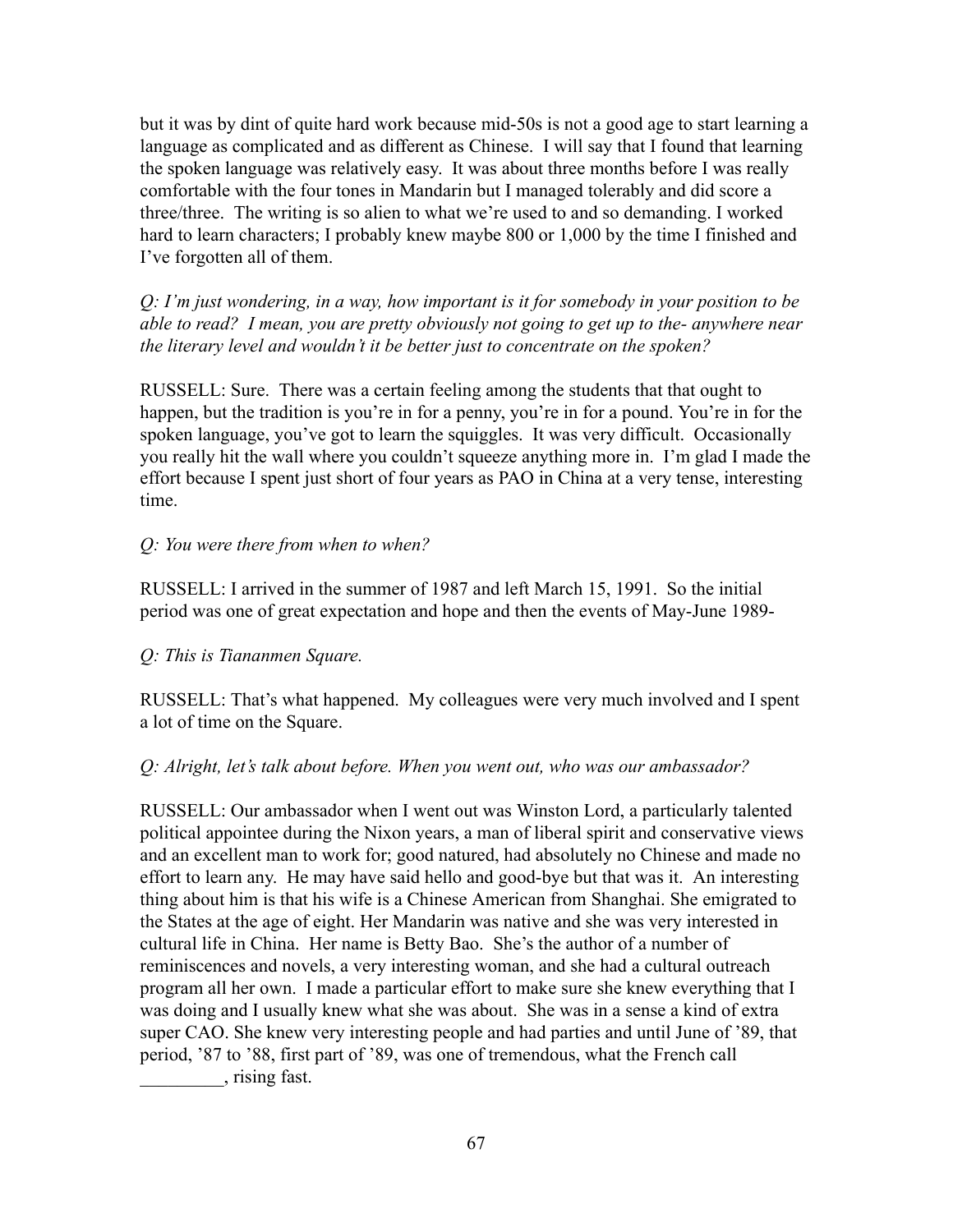but it was by dint of quite hard work because mid-50s is not a good age to start learning a language as complicated and as different as Chinese. I will say that I found that learning the spoken language was relatively easy. It was about three months before I was really comfortable with the four tones in Mandarin but I managed tolerably and did score a three/three. The writing is so alien to what we're used to and so demanding. I worked hard to learn characters; I probably knew maybe 800 or 1,000 by the time I finished and I've forgotten all of them.

*Q: I'm just wondering, in a way, how important is it for somebody in your position to be able to read? I mean, you are pretty obviously not going to get up to the- anywhere near the literary level and wouldn't it be better just to concentrate on the spoken?*

RUSSELL: Sure. There was a certain feeling among the students that that ought to happen, but the tradition is you're in for a penny, you're in for a pound. You're in for the spoken language, you've got to learn the squiggles. It was very difficult. Occasionally you really hit the wall where you couldn't squeeze anything more in. I'm glad I made the effort because I spent just short of four years as PAO in China at a very tense, interesting time.

*Q: You were there from when to when?*

RUSSELL: I arrived in the summer of 1987 and left March 15, 1991. So the initial period was one of great expectation and hope and then the events of May-June 1989-

*Q: This is Tiananmen Square.*

RUSSELL: That's what happened. My colleagues were very much involved and I spent a lot of time on the Square.

*Q: Alright, let's talk about before. When you went out, who was our ambassador?*

RUSSELL: Our ambassador when I went out was Winston Lord, a particularly talented political appointee during the Nixon years, a man of liberal spirit and conservative views and an excellent man to work for; good natured, had absolutely no Chinese and made no effort to learn any. He may have said hello and good-bye but that was it. An interesting thing about him is that his wife is a Chinese American from Shanghai. She emigrated to the States at the age of eight. Her Mandarin was native and she was very interested in cultural life in China. Her name is Betty Bao. She's the author of a number of reminiscences and novels, a very interesting woman, and she had a cultural outreach program all her own. I made a particular effort to make sure she knew everything that I was doing and I usually knew what she was about. She was in a sense a kind of extra super CAO. She knew very interesting people and had parties and until June of '89, that period, '87 to '88, first part of '89, was one of tremendous, what the French call _________, rising fast.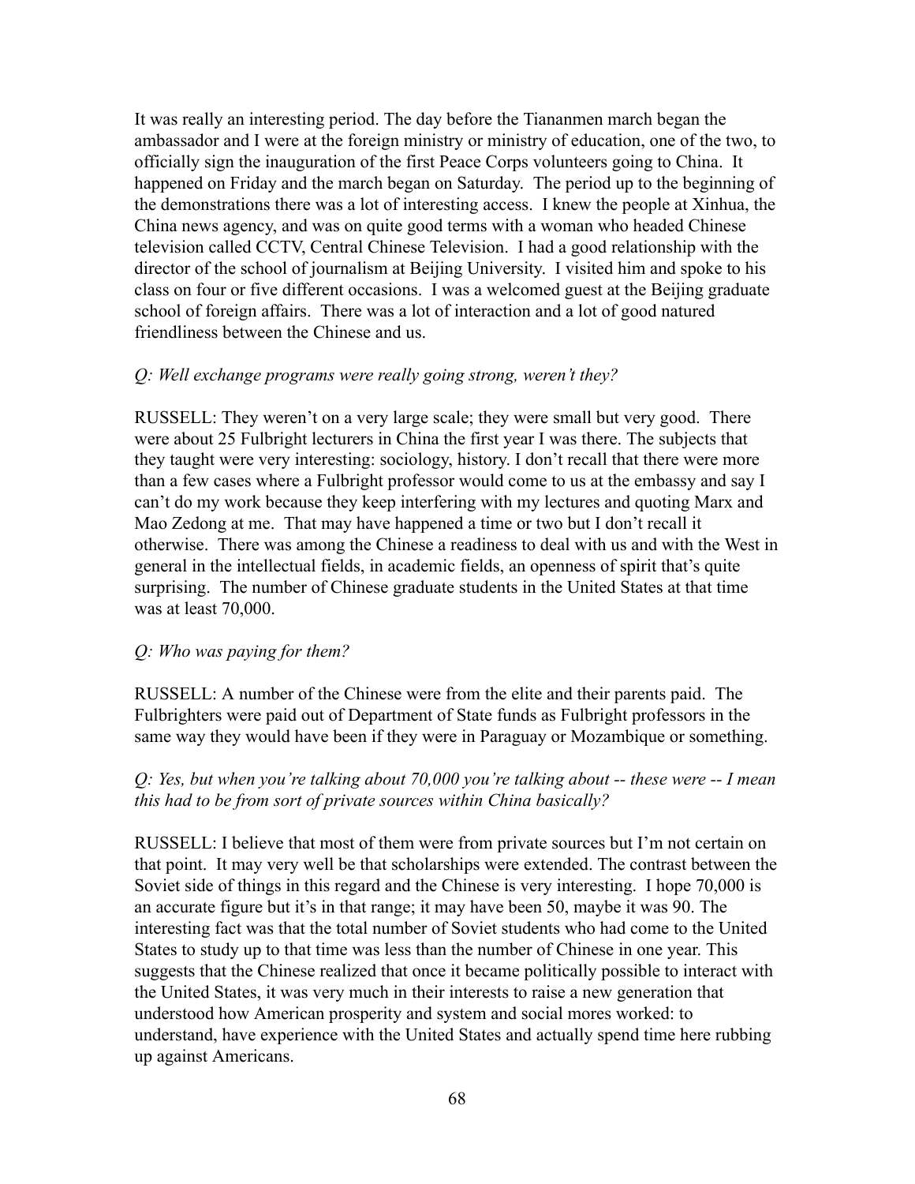It was really an interesting period. The day before the Tiananmen march began the ambassador and I were at the foreign ministry or ministry of education, one of the two, to officially sign the inauguration of the first Peace Corps volunteers going to China. It happened on Friday and the march began on Saturday. The period up to the beginning of the demonstrations there was a lot of interesting access. I knew the people at Xinhua, the China news agency, and was on quite good terms with a woman who headed Chinese television called CCTV, Central Chinese Television. I had a good relationship with the director of the school of journalism at Beijing University. I visited him and spoke to his class on four or five different occasions. I was a welcomed guest at the Beijing graduate school of foreign affairs. There was a lot of interaction and a lot of good natured friendliness between the Chinese and us.

*Q: Well exchange programs were really going strong, weren't they?*

RUSSELL: They weren't on a very large scale; they were small but very good. There were about 25 Fulbright lecturers in China the first year I was there. The subjects that they taught were very interesting: sociology, history. I don't recall that there were more than a few cases where a Fulbright professor would come to us at the embassy and say I can't do my work because they keep interfering with my lectures and quoting Marx and Mao Zedong at me. That may have happened a time or two but I don't recall it otherwise. There was among the Chinese a readiness to deal with us and with the West in general in the intellectual fields, in academic fields, an openness of spirit that's quite surprising. The number of Chinese graduate students in the United States at that time was at least 70,000.

*Q: Who was paying for them?*

RUSSELL: A number of the Chinese were from the elite and their parents paid. The Fulbrighters were paid out of Department of State funds as Fulbright professors in the same way they would have been if they were in Paraguay or Mozambique or something.

*Q: Yes, but when you're talking about 70,000 you're talking about -- these were -- I mean this had to be from sort of private sources within China basically?*

RUSSELL: I believe that most of them were from private sources but I'm not certain on that point. It may very well be that scholarships were extended. The contrast between the Soviet side of things in this regard and the Chinese is very interesting. I hope 70,000 is an accurate figure but it's in that range; it may have been 50, maybe it was 90. The interesting fact was that the total number of Soviet students who had come to the United States to study up to that time was less than the number of Chinese in one year. This suggests that the Chinese realized that once it became politically possible to interact with the United States, it was very much in their interests to raise a new generation that understood how American prosperity and system and social mores worked: to understand, have experience with the United States and actually spend time here rubbing up against Americans.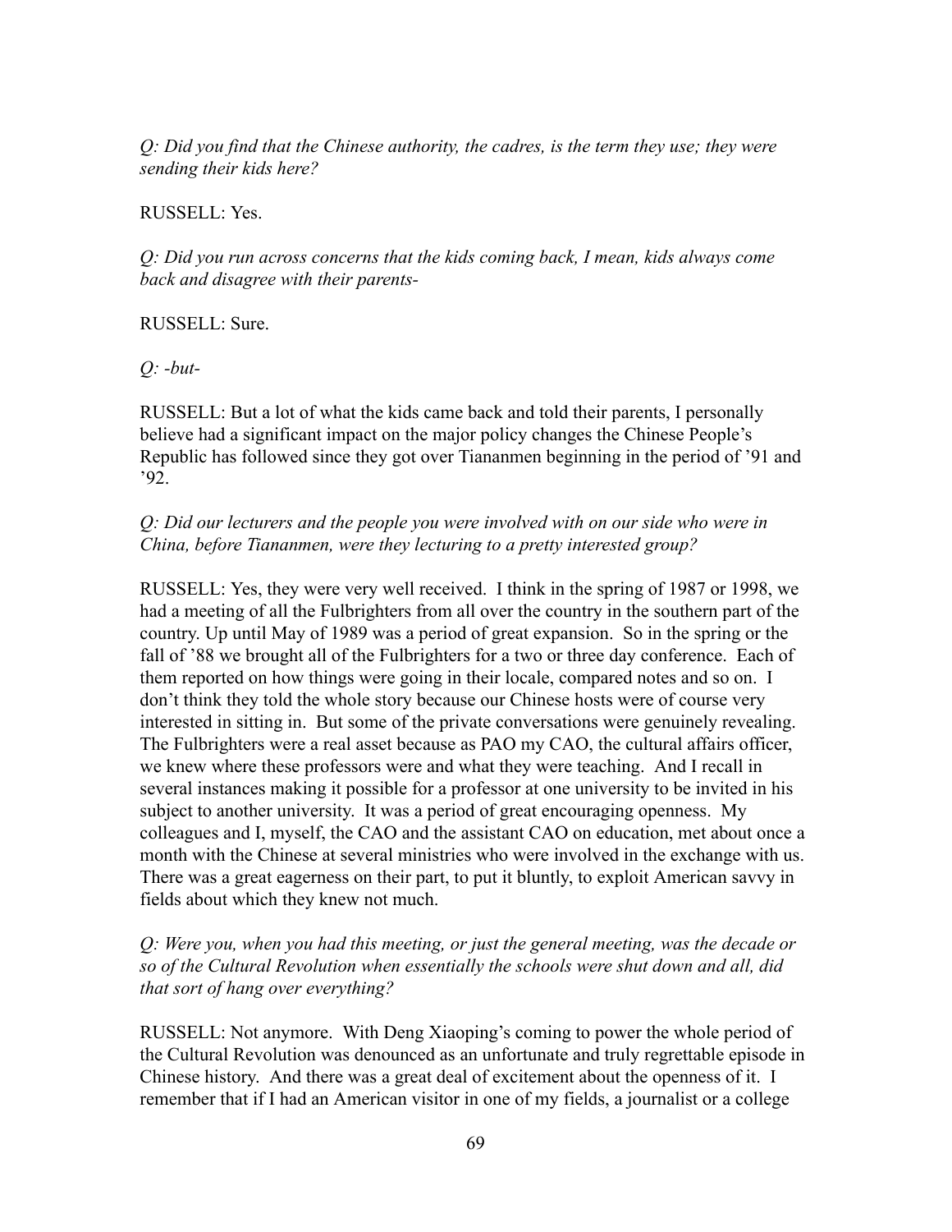*Q: Did you find that the Chinese authority, the cadres, is the term they use; they were sending their kids here?*

RUSSELL: Yes.

*Q: Did you run across concerns that the kids coming back, I mean, kids always come back and disagree with their parents-*

RUSSELL: Sure.

*Q: -but-*

RUSSELL: But a lot of what the kids came back and told their parents, I personally believe had a significant impact on the major policy changes the Chinese People's Republic has followed since they got over Tiananmen beginning in the period of '91 and '92.

*Q: Did our lecturers and the people you were involved with on our side who were in China, before Tiananmen, were they lecturing to a pretty interested group?*

RUSSELL: Yes, they were very well received. I think in the spring of 1987 or 1998, we had a meeting of all the Fulbrighters from all over the country in the southern part of the country. Up until May of 1989 was a period of great expansion. So in the spring or the fall of '88 we brought all of the Fulbrighters for a two or three day conference. Each of them reported on how things were going in their locale, compared notes and so on. I don't think they told the whole story because our Chinese hosts were of course very interested in sitting in. But some of the private conversations were genuinely revealing. The Fulbrighters were a real asset because as PAO my CAO, the cultural affairs officer, we knew where these professors were and what they were teaching. And I recall in several instances making it possible for a professor at one university to be invited in his subject to another university. It was a period of great encouraging openness. My colleagues and I, myself, the CAO and the assistant CAO on education, met about once a month with the Chinese at several ministries who were involved in the exchange with us. There was a great eagerness on their part, to put it bluntly, to exploit American savvy in fields about which they knew not much.

*Q: Were you, when you had this meeting, or just the general meeting, was the decade or so of the Cultural Revolution when essentially the schools were shut down and all, did that sort of hang over everything?*

RUSSELL: Not anymore. With Deng Xiaoping's coming to power the whole period of the Cultural Revolution was denounced as an unfortunate and truly regrettable episode in Chinese history. And there was a great deal of excitement about the openness of it. I remember that if I had an American visitor in one of my fields, a journalist or a college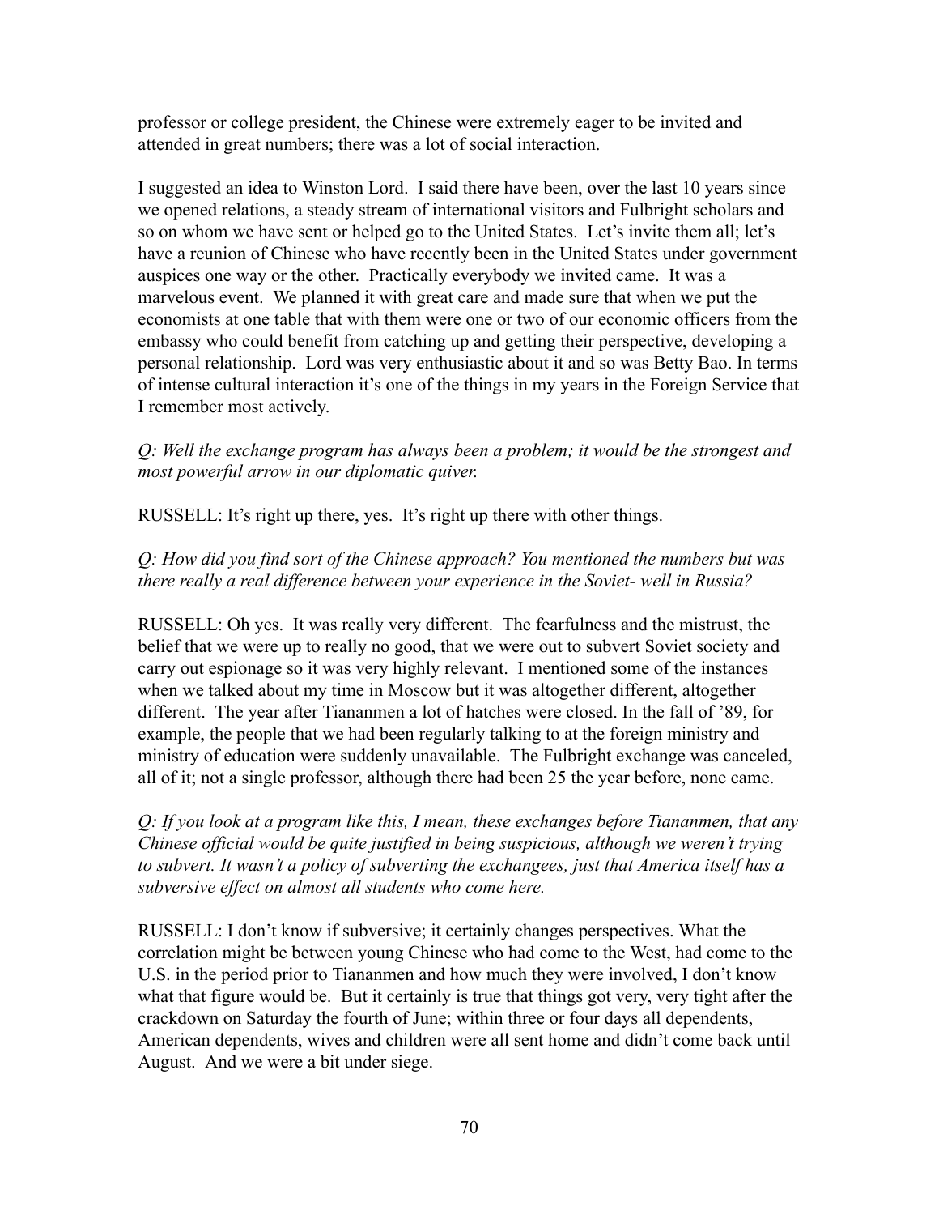professor or college president, the Chinese were extremely eager to be invited and attended in great numbers; there was a lot of social interaction.

I suggested an idea to Winston Lord. I said there have been, over the last 10 years since we opened relations, a steady stream of international visitors and Fulbright scholars and so on whom we have sent or helped go to the United States. Let's invite them all; let's have a reunion of Chinese who have recently been in the United States under government auspices one way or the other. Practically everybody we invited came. It was a marvelous event. We planned it with great care and made sure that when we put the economists at one table that with them were one or two of our economic officers from the embassy who could benefit from catching up and getting their perspective, developing a personal relationship. Lord was very enthusiastic about it and so was Betty Bao. In terms of intense cultural interaction it's one of the things in my years in the Foreign Service that I remember most actively.

*Q: Well the exchange program has always been a problem; it would be the strongest and most powerful arrow in our diplomatic quiver.*

RUSSELL: It's right up there, yes. It's right up there with other things.

*Q: How did you find sort of the Chinese approach? You mentioned the numbers but was there really a real difference between your experience in the Soviet- well in Russia?*

RUSSELL: Oh yes. It was really very different. The fearfulness and the mistrust, the belief that we were up to really no good, that we were out to subvert Soviet society and carry out espionage so it was very highly relevant. I mentioned some of the instances when we talked about my time in Moscow but it was altogether different, altogether different. The year after Tiananmen a lot of hatches were closed. In the fall of '89, for example, the people that we had been regularly talking to at the foreign ministry and ministry of education were suddenly unavailable. The Fulbright exchange was canceled, all of it; not a single professor, although there had been 25 the year before, none came.

*Q: If you look at a program like this, I mean, these exchanges before Tiananmen, that any Chinese official would be quite justified in being suspicious, although we weren't trying to subvert. It wasn't a policy of subverting the exchangees, just that America itself has a subversive effect on almost all students who come here.*

RUSSELL: I don't know if subversive; it certainly changes perspectives. What the correlation might be between young Chinese who had come to the West, had come to the U.S. in the period prior to Tiananmen and how much they were involved, I don't know what that figure would be. But it certainly is true that things got very, very tight after the crackdown on Saturday the fourth of June; within three or four days all dependents, American dependents, wives and children were all sent home and didn't come back until August. And we were a bit under siege.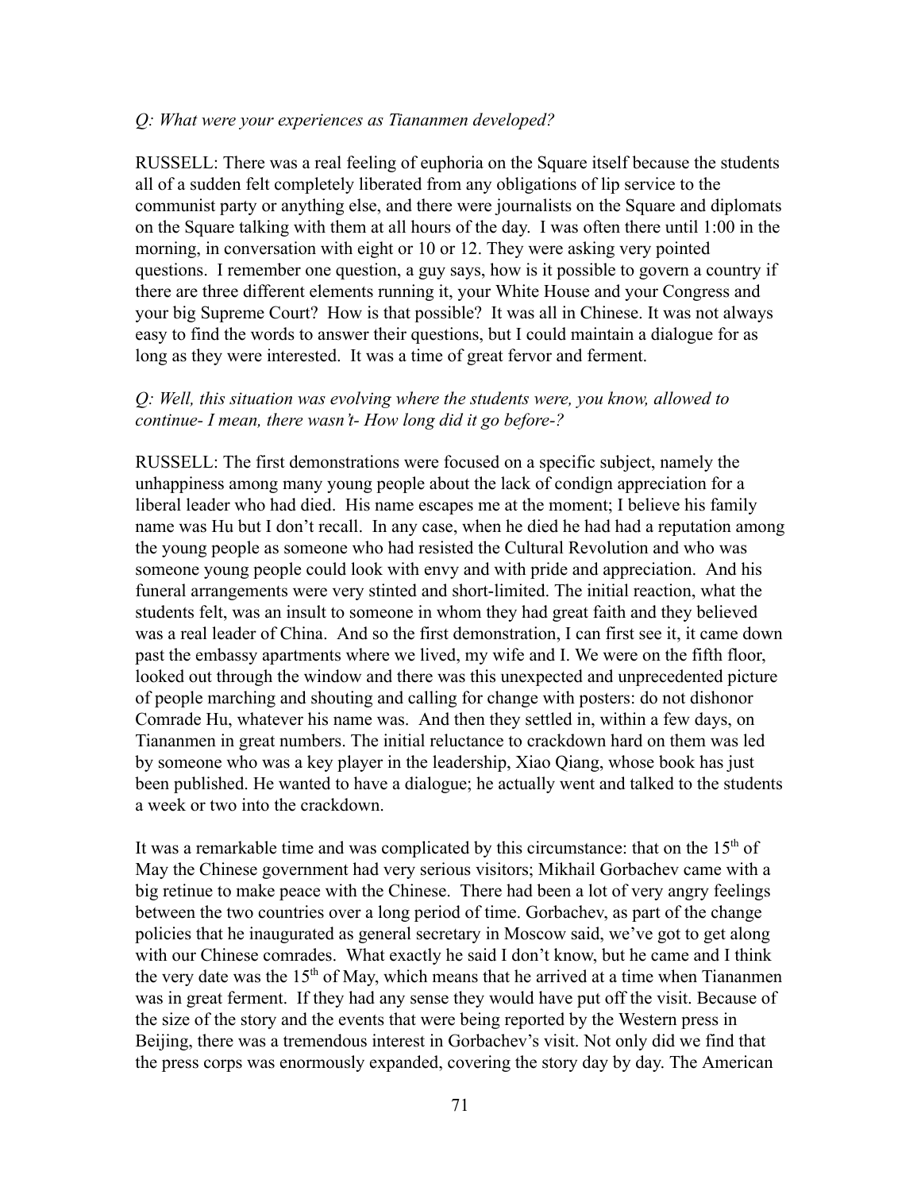*Q: What were your experiences as Tiananmen developed?*

RUSSELL: There was a real feeling of euphoria on the Square itself because the students all of a sudden felt completely liberated from any obligations of lip service to the communist party or anything else, and there were journalists on the Square and diplomats on the Square talking with them at all hours of the day. I was often there until 1:00 in the morning, in conversation with eight or 10 or 12. They were asking very pointed questions. I remember one question, a guy says, how is it possible to govern a country if there are three different elements running it, your White House and your Congress and your big Supreme Court? How is that possible? It was all in Chinese. It was not always easy to find the words to answer their questions, but I could maintain a dialogue for as long as they were interested. It was a time of great fervor and ferment.

*Q: Well, this situation was evolving where the students were, you know, allowed to continue- I mean, there wasn't- How long did it go before-?*

RUSSELL: The first demonstrations were focused on a specific subject, namely the unhappiness among many young people about the lack of condign appreciation for a liberal leader who had died. His name escapes me at the moment; I believe his family name was Hu but I don't recall. In any case, when he died he had had a reputation among the young people as someone who had resisted the Cultural Revolution and who was someone young people could look with envy and with pride and appreciation. And his funeral arrangements were very stinted and short-limited. The initial reaction, what the students felt, was an insult to someone in whom they had great faith and they believed was a real leader of China. And so the first demonstration, I can first see it, it came down past the embassy apartments where we lived, my wife and I. We were on the fifth floor, looked out through the window and there was this unexpected and unprecedented picture of people marching and shouting and calling for change with posters: do not dishonor Comrade Hu, whatever his name was. And then they settled in, within a few days, on Tiananmen in great numbers. The initial reluctance to crackdown hard on them was led by someone who was a key player in the leadership, Xiao Qiang, whose book has just been published. He wanted to have a dialogue; he actually went and talked to the students a week or two into the crackdown.

It was a remarkable time and was complicated by this circumstance: that on the 15th of May the Chinese government had very serious visitors; Mikhail Gorbachev came with a big retinue to make peace with the Chinese. There had been a lot of very angry feelings between the two countries over a long period of time. Gorbachev, as part of the change policies that he inaugurated as general secretary in Moscow said, we've got to get along with our Chinese comrades. What exactly he said I don't know, but he came and I think the very date was the 15th of May, which means that he arrived at a time when Tiananmen was in great ferment. If they had any sense they would have put off the visit. Because of the size of the story and the events that were being reported by the Western press in Beijing, there was a tremendous interest in Gorbachev's visit. Not only did we find that the press corps was enormously expanded, covering the story day by day. The American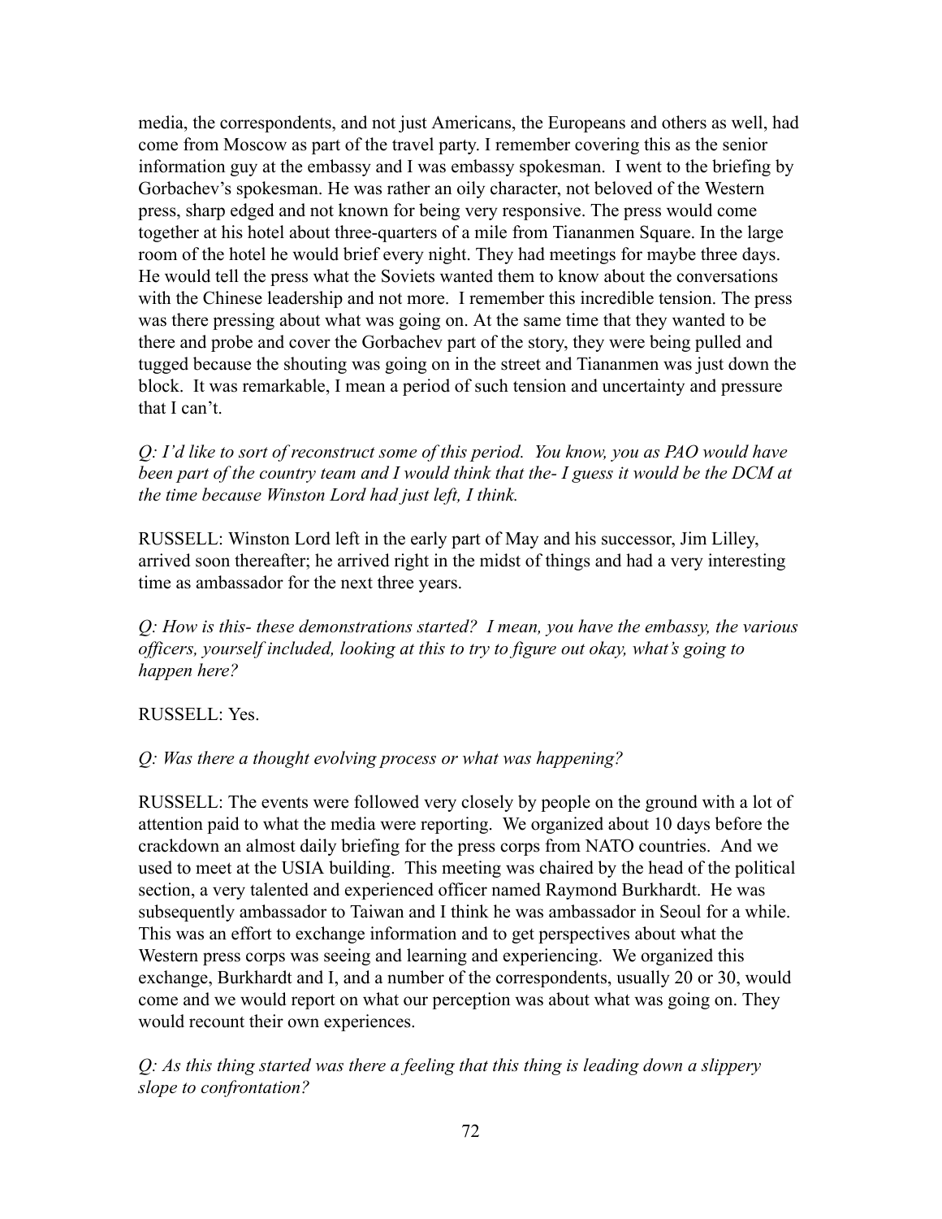media, the correspondents, and not just Americans, the Europeans and others as well, had come from Moscow as part of the travel party. I remember covering this as the senior information guy at the embassy and I was embassy spokesman. I went to the briefing by Gorbachev's spokesman. He was rather an oily character, not beloved of the Western press, sharp edged and not known for being very responsive. The press would come together at his hotel about three-quarters of a mile from Tiananmen Square. In the large room of the hotel he would brief every night. They had meetings for maybe three days. He would tell the press what the Soviets wanted them to know about the conversations with the Chinese leadership and not more. I remember this incredible tension. The press was there pressing about what was going on. At the same time that they wanted to be there and probe and cover the Gorbachev part of the story, they were being pulled and tugged because the shouting was going on in the street and Tiananmen was just down the block. It was remarkable, I mean a period of such tension and uncertainty and pressure that I can't.

*Q: I'd like to sort of reconstruct some of this period. You know, you as PAO would have been part of the country team and I would think that the- I guess it would be the DCM at the time because Winston Lord had just left, I think.*

RUSSELL: Winston Lord left in the early part of May and his successor, Jim Lilley, arrived soon thereafter; he arrived right in the midst of things and had a very interesting time as ambassador for the next three years.

*Q: How is this- these demonstrations started? I mean, you have the embassy, the various officers, yourself included, looking at this to try to figure out okay, what's going to happen here?*

RUSSELL: Yes.

*Q: Was there a thought evolving process or what was happening?*

RUSSELL: The events were followed very closely by people on the ground with a lot of attention paid to what the media were reporting. We organized about 10 days before the crackdown an almost daily briefing for the press corps from NATO countries. And we used to meet at the USIA building. This meeting was chaired by the head of the political section, a very talented and experienced officer named Raymond Burkhardt. He was subsequently ambassador to Taiwan and I think he was ambassador in Seoul for a while. This was an effort to exchange information and to get perspectives about what the Western press corps was seeing and learning and experiencing. We organized this exchange, Burkhardt and I, and a number of the correspondents, usually 20 or 30, would come and we would report on what our perception was about what was going on. They would recount their own experiences.

*Q: As this thing started was there a feeling that this thing is leading down a slippery slope to confrontation?*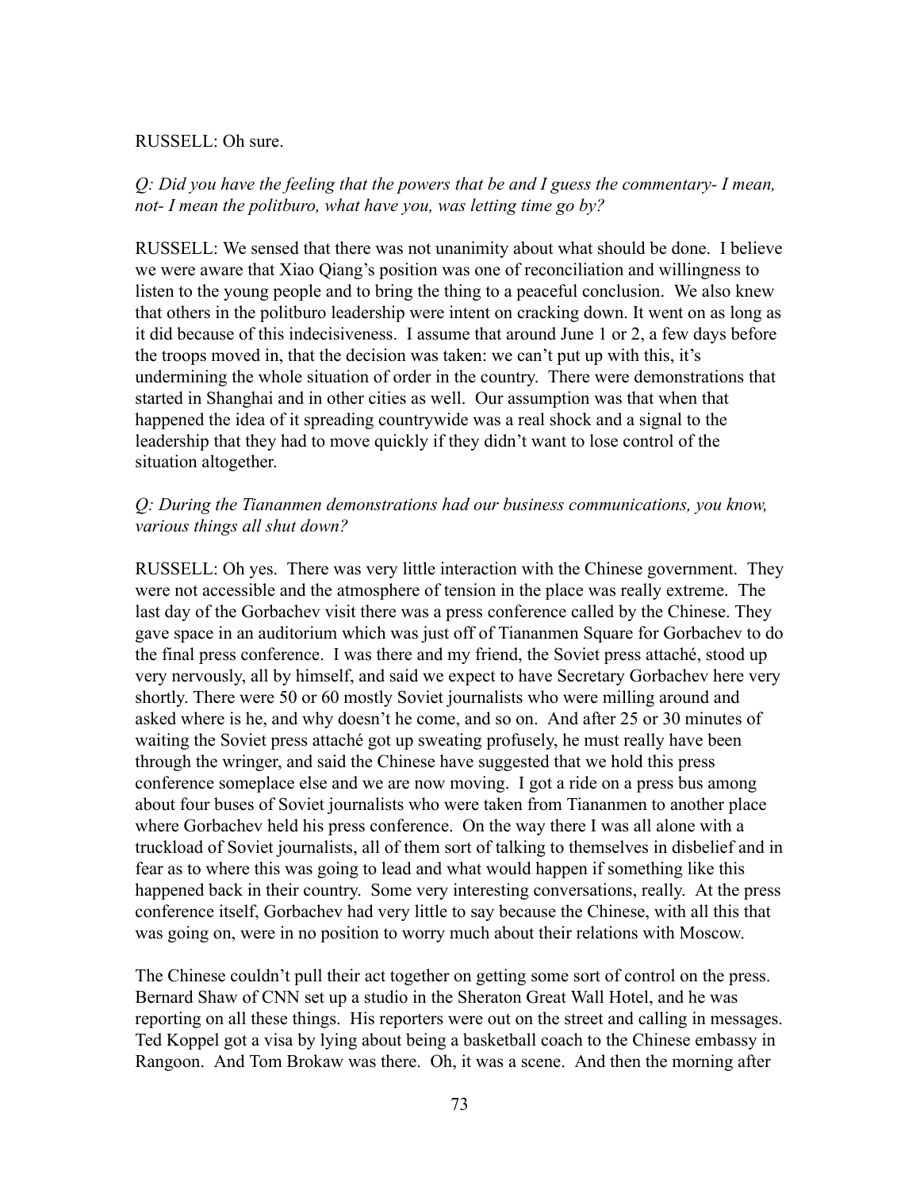RUSSELL: Oh sure.

*Q: Did you have the feeling that the powers that be and I guess the commentary- I mean, not- I mean the politburo, what have you, was letting time go by?*

RUSSELL: We sensed that there was not unanimity about what should be done. I believe we were aware that Xiao Qiang's position was one of reconciliation and willingness to listen to the young people and to bring the thing to a peaceful conclusion. We also knew that others in the politburo leadership were intent on cracking down. It went on as long as it did because of this indecisiveness. I assume that around June 1 or 2, a few days before the troops moved in, that the decision was taken: we can't put up with this, it's undermining the whole situation of order in the country. There were demonstrations that started in Shanghai and in other cities as well. Our assumption was that when that happened the idea of it spreading countrywide was a real shock and a signal to the leadership that they had to move quickly if they didn't want to lose control of the situation altogether.

*Q: During the Tiananmen demonstrations had our business communications, you know, various things all shut down?*

RUSSELL: Oh yes. There was very little interaction with the Chinese government. They were not accessible and the atmosphere of tension in the place was really extreme. The last day of the Gorbachev visit there was a press conference called by the Chinese. They gave space in an auditorium which was just off of Tiananmen Square for Gorbachev to do the final press conference. I was there and my friend, the Soviet press attaché, stood up very nervously, all by himself, and said we expect to have Secretary Gorbachev here very shortly. There were 50 or 60 mostly Soviet journalists who were milling around and asked where is he, and why doesn't he come, and so on. And after 25 or 30 minutes of waiting the Soviet press attaché got up sweating profusely, he must really have been through the wringer, and said the Chinese have suggested that we hold this press conference someplace else and we are now moving. I got a ride on a press bus among about four buses of Soviet journalists who were taken from Tiananmen to another place where Gorbachev held his press conference. On the way there I was all alone with a truckload of Soviet journalists, all of them sort of talking to themselves in disbelief and in fear as to where this was going to lead and what would happen if something like this happened back in their country. Some very interesting conversations, really. At the press conference itself, Gorbachev had very little to say because the Chinese, with all this that was going on, were in no position to worry much about their relations with Moscow.

The Chinese couldn't pull their act together on getting some sort of control on the press. Bernard Shaw of CNN set up a studio in the Sheraton Great Wall Hotel, and he was reporting on all these things. His reporters were out on the street and calling in messages. Ted Koppel got a visa by lying about being a basketball coach to the Chinese embassy in Rangoon. And Tom Brokaw was there. Oh, it was a scene. And then the morning after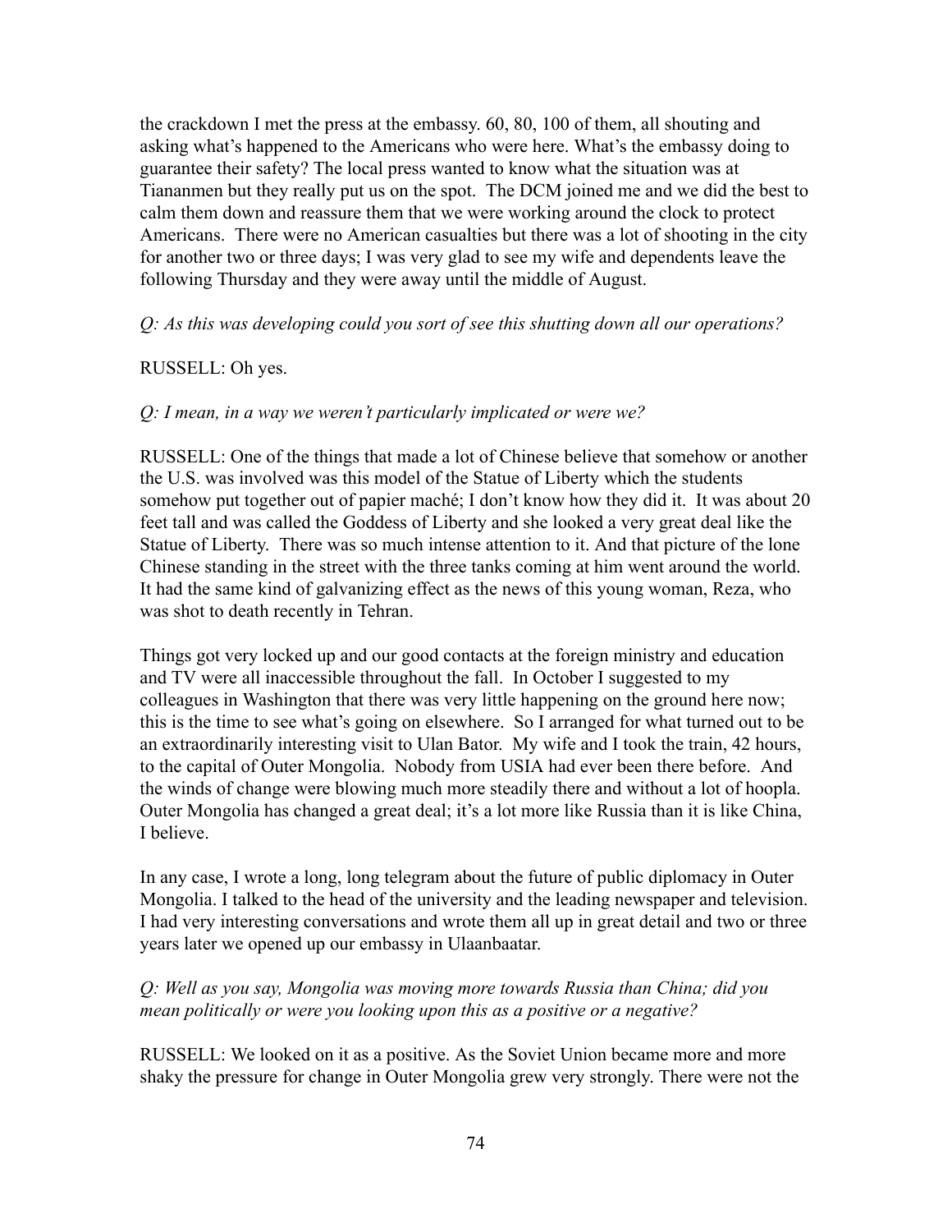the crackdown I met the press at the embassy. 60, 80, 100 of them, all shouting and asking what's happened to the Americans who were here. What's the embassy doing to guarantee their safety? The local press wanted to know what the situation was at Tiananmen but they really put us on the spot. The DCM joined me and we did the best to calm them down and reassure them that we were working around the clock to protect Americans. There were no American casualties but there was a lot of shooting in the city for another two or three days; I was very glad to see my wife and dependents leave the following Thursday and they were away until the middle of August.

*Q: As this was developing could you sort of see this shutting down all our operations?*

RUSSELL: Oh yes.

*Q: I mean, in a way we weren't particularly implicated or were we?*

RUSSELL: One of the things that made a lot of Chinese believe that somehow or another the U.S. was involved was this model of the Statue of Liberty which the students somehow put together out of papier maché; I don't know how they did it. It was about 20 feet tall and was called the Goddess of Liberty and she looked a very great deal like the Statue of Liberty. There was so much intense attention to it. And that picture of the lone Chinese standing in the street with the three tanks coming at him went around the world. It had the same kind of galvanizing effect as the news of this young woman, Reza, who was shot to death recently in Tehran.

Things got very locked up and our good contacts at the foreign ministry and education and TV were all inaccessible throughout the fall. In October I suggested to my colleagues in Washington that there was very little happening on the ground here now; this is the time to see what's going on elsewhere. So I arranged for what turned out to be an extraordinarily interesting visit to Ulan Bator. My wife and I took the train, 42 hours, to the capital of Outer Mongolia. Nobody from USIA had ever been there before. And the winds of change were blowing much more steadily there and without a lot of hoopla. Outer Mongolia has changed a great deal; it's a lot more like Russia than it is like China, I believe.

In any case, I wrote a long, long telegram about the future of public diplomacy in Outer Mongolia. I talked to the head of the university and the leading newspaper and television. I had very interesting conversations and wrote them all up in great detail and two or three years later we opened up our embassy in Ulaanbaatar.

*Q: Well as you say, Mongolia was moving more towards Russia than China; did you mean politically or were you looking upon this as a positive or a negative?*

RUSSELL: We looked on it as a positive. As the Soviet Union became more and more shaky the pressure for change in Outer Mongolia grew very strongly. There were not the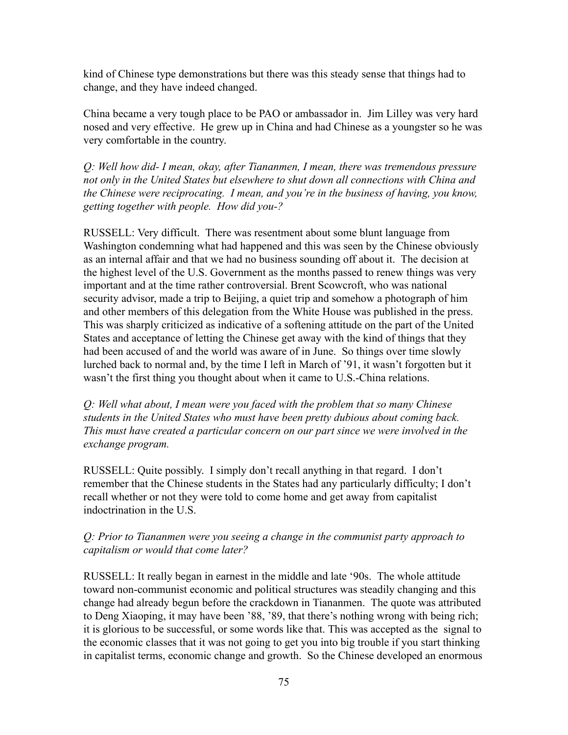kind of Chinese type demonstrations but there was this steady sense that things had to change, and they have indeed changed.

China became a very tough place to be PAO or ambassador in. Jim Lilley was very hard nosed and very effective. He grew up in China and had Chinese as a youngster so he was very comfortable in the country.

*Q: Well how did- I mean, okay, after Tiananmen, I mean, there was tremendous pressure not only in the United States but elsewhere to shut down all connections with China and the Chinese were reciprocating. I mean, and you're in the business of having, you know, getting together with people. How did you-?*

RUSSELL: Very difficult. There was resentment about some blunt language from Washington condemning what had happened and this was seen by the Chinese obviously as an internal affair and that we had no business sounding off about it. The decision at the highest level of the U.S. Government as the months passed to renew things was very important and at the time rather controversial. Brent Scowcroft, who was national security advisor, made a trip to Beijing, a quiet trip and somehow a photograph of him and other members of this delegation from the White House was published in the press. This was sharply criticized as indicative of a softening attitude on the part of the United States and acceptance of letting the Chinese get away with the kind of things that they had been accused of and the world was aware of in June. So things over time slowly lurched back to normal and, by the time I left in March of '91, it wasn't forgotten but it wasn't the first thing you thought about when it came to U.S.-China relations.

*Q: Well what about, I mean were you faced with the problem that so many Chinese students in the United States who must have been pretty dubious about coming back. This must have created a particular concern on our part since we were involved in the exchange program.*

RUSSELL: Quite possibly. I simply don't recall anything in that regard. I don't remember that the Chinese students in the States had any particularly difficulty; I don't recall whether or not they were told to come home and get away from capitalist indoctrination in the U.S.

*Q: Prior to Tiananmen were you seeing a change in the communist party approach to capitalism or would that come later?*

RUSSELL: It really began in earnest in the middle and late '90s. The whole attitude toward non-communist economic and political structures was steadily changing and this change had already begun before the crackdown in Tiananmen. The quote was attributed to Deng Xiaoping, it may have been '88, '89, that there's nothing wrong with being rich; it is glorious to be successful, or some words like that. This was accepted as the signal to the economic classes that it was not going to get you into big trouble if you start thinking in capitalist terms, economic change and growth. So the Chinese developed an enormous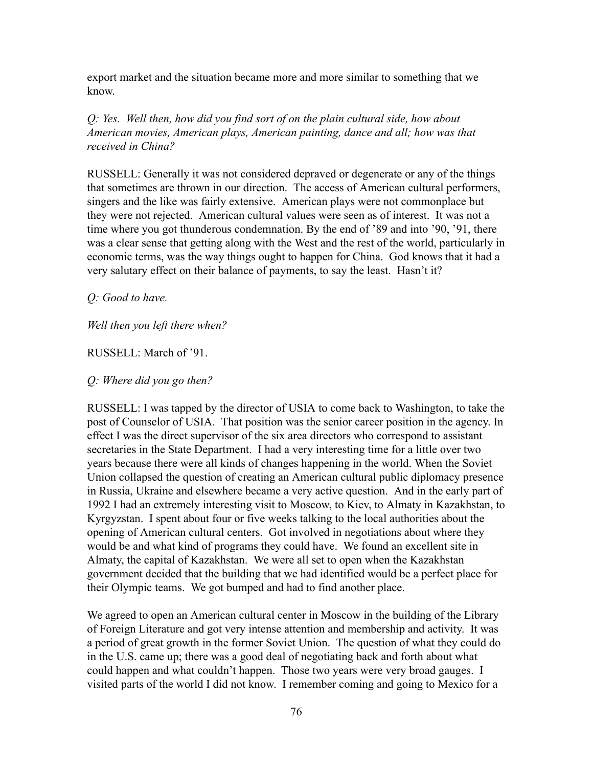export market and the situation became more and more similar to something that we know.

*Q: Yes. Well then, how did you find sort of on the plain cultural side, how about American movies, American plays, American painting, dance and all; how was that received in China?*

RUSSELL: Generally it was not considered depraved or degenerate or any of the things that sometimes are thrown in our direction. The access of American cultural performers, singers and the like was fairly extensive. American plays were not commonplace but they were not rejected. American cultural values were seen as of interest. It was not a time where you got thunderous condemnation. By the end of '89 and into '90, '91, there was a clear sense that getting along with the West and the rest of the world, particularly in economic terms, was the way things ought to happen for China. God knows that it had a very salutary effect on their balance of payments, to say the least. Hasn't it?

*Q: Good to have.*

*Well then you left there when?*

RUSSELL: March of '91.

*Q: Where did you go then?*

RUSSELL: I was tapped by the director of USIA to come back to Washington, to take the post of Counselor of USIA. That position was the senior career position in the agency. In effect I was the direct supervisor of the six area directors who correspond to assistant secretaries in the State Department. I had a very interesting time for a little over two years because there were all kinds of changes happening in the world. When the Soviet Union collapsed the question of creating an American cultural public diplomacy presence in Russia, Ukraine and elsewhere became a very active question. And in the early part of 1992 I had an extremely interesting visit to Moscow, to Kiev, to Almaty in Kazakhstan, to Kyrgyzstan. I spent about four or five weeks talking to the local authorities about the opening of American cultural centers. Got involved in negotiations about where they would be and what kind of programs they could have. We found an excellent site in Almaty, the capital of Kazakhstan. We were all set to open when the Kazakhstan government decided that the building that we had identified would be a perfect place for their Olympic teams. We got bumped and had to find another place.

We agreed to open an American cultural center in Moscow in the building of the Library of Foreign Literature and got very intense attention and membership and activity. It was a period of great growth in the former Soviet Union. The question of what they could do in the U.S. came up; there was a good deal of negotiating back and forth about what could happen and what couldn't happen. Those two years were very broad gauges. I visited parts of the world I did not know. I remember coming and going to Mexico for a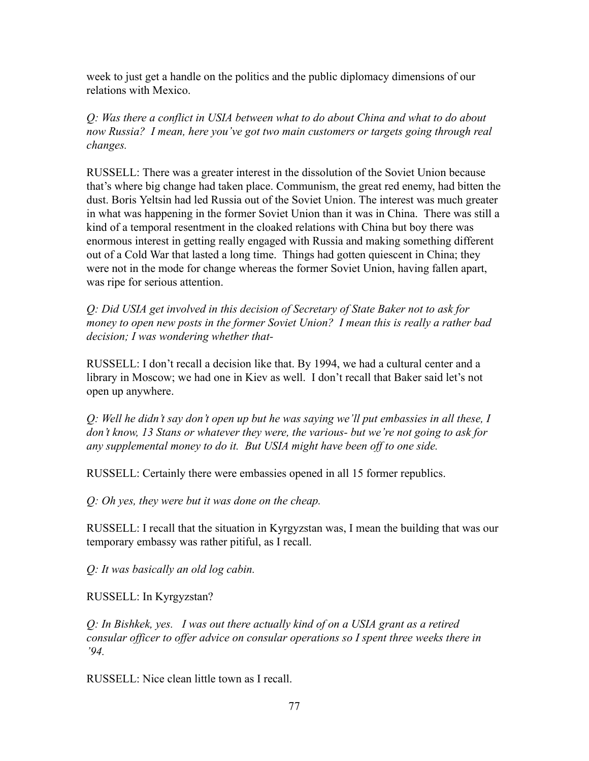week to just get a handle on the politics and the public diplomacy dimensions of our relations with Mexico.

*Q: Was there a conflict in USIA between what to do about China and what to do about now Russia? I mean, here you've got two main customers or targets going through real changes.*

RUSSELL: There was a greater interest in the dissolution of the Soviet Union because that's where big change had taken place. Communism, the great red enemy, had bitten the dust. Boris Yeltsin had led Russia out of the Soviet Union. The interest was much greater in what was happening in the former Soviet Union than it was in China. There was still a kind of a temporal resentment in the cloaked relations with China but boy there was enormous interest in getting really engaged with Russia and making something different out of a Cold War that lasted a long time. Things had gotten quiescent in China; they were not in the mode for change whereas the former Soviet Union, having fallen apart, was ripe for serious attention.

*Q: Did USIA get involved in this decision of Secretary of State Baker not to ask for money to open new posts in the former Soviet Union? I mean this is really a rather bad decision; I was wondering whether that-*

RUSSELL: I don't recall a decision like that. By 1994, we had a cultural center and a library in Moscow; we had one in Kiev as well. I don't recall that Baker said let's not open up anywhere.

*Q: Well he didn't say don't open up but he was saying we'll put embassies in all these, I don't know, 13 Stans or whatever they were, the various- but we're not going to ask for any supplemental money to do it. But USIA might have been off to one side.*

RUSSELL: Certainly there were embassies opened in all 15 former republics.

*Q: Oh yes, they were but it was done on the cheap.*

RUSSELL: I recall that the situation in Kyrgyzstan was, I mean the building that was our temporary embassy was rather pitiful, as I recall.

*Q: It was basically an old log cabin.*

RUSSELL: In Kyrgyzstan?

*Q: In Bishkek, yes. I was out there actually kind of on a USIA grant as a retired consular officer to offer advice on consular operations so I spent three weeks there in '94.*

RUSSELL: Nice clean little town as I recall.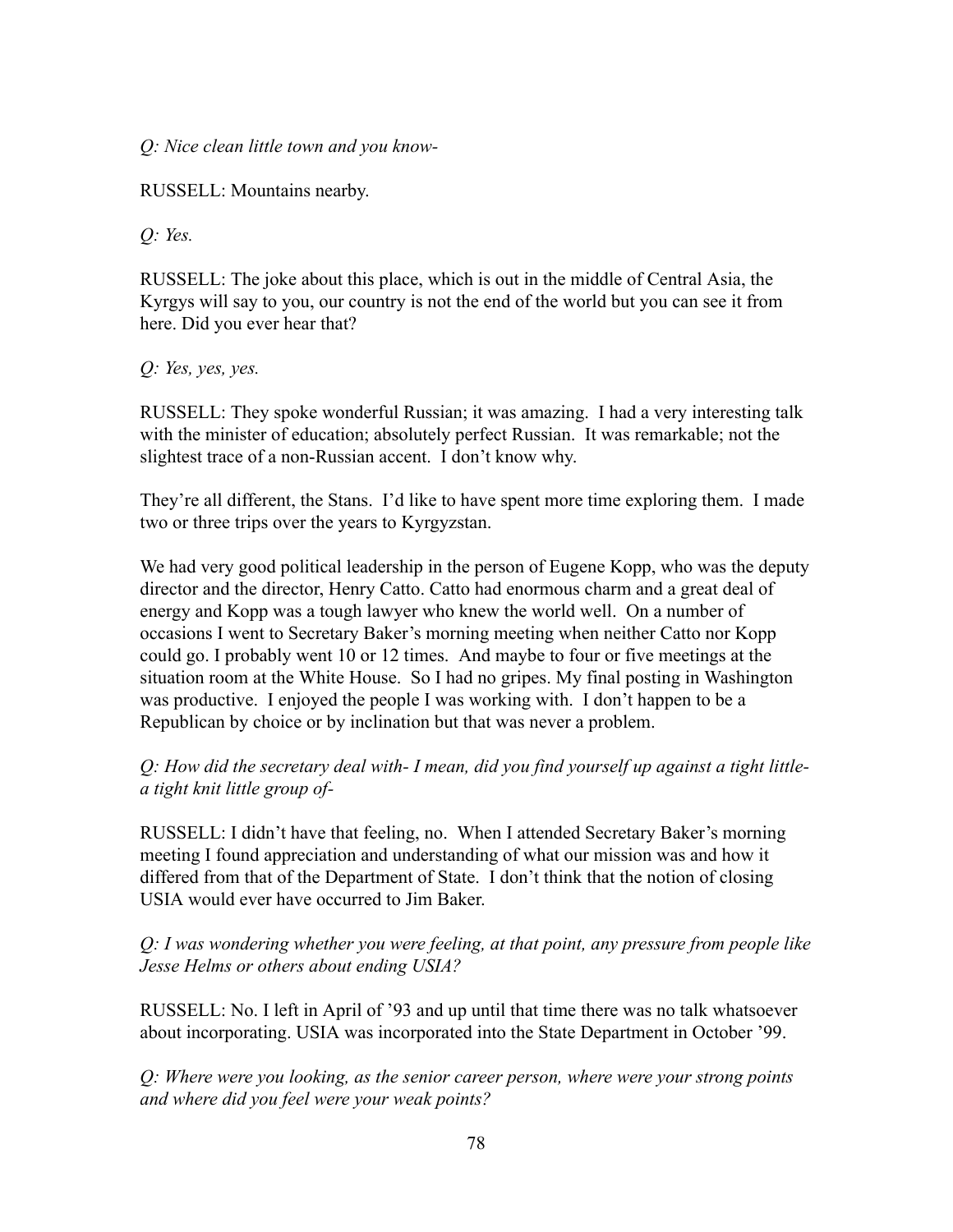*Q: Nice clean little town and you know-*

RUSSELL: Mountains nearby.

*Q: Yes.*

RUSSELL: The joke about this place, which is out in the middle of Central Asia, the Kyrgys will say to you, our country is not the end of the world but you can see it from here. Did you ever hear that?

*Q: Yes, yes, yes.*

RUSSELL: They spoke wonderful Russian; it was amazing. I had a very interesting talk with the minister of education; absolutely perfect Russian. It was remarkable; not the slightest trace of a non-Russian accent. I don't know why.

They're all different, the Stans. I'd like to have spent more time exploring them. I made two or three trips over the years to Kyrgyzstan.

We had very good political leadership in the person of Eugene Kopp, who was the deputy director and the director, Henry Catto. Catto had enormous charm and a great deal of energy and Kopp was a tough lawyer who knew the world well. On a number of occasions I went to Secretary Baker's morning meeting when neither Catto nor Kopp could go. I probably went 10 or 12 times. And maybe to four or five meetings at the situation room at the White House. So I had no gripes. My final posting in Washington was productive. I enjoyed the people I was working with. I don't happen to be a Republican by choice or by inclination but that was never a problem.

*Q: How did the secretary deal with- I mean, did you find yourself up against a tight little- a tight knit little group of-*

RUSSELL: I didn't have that feeling, no. When I attended Secretary Baker's morning meeting I found appreciation and understanding of what our mission was and how it differed from that of the Department of State. I don't think that the notion of closing USIA would ever have occurred to Jim Baker.

*Q: I was wondering whether you were feeling, at that point, any pressure from people like Jesse Helms or others about ending USIA?*

RUSSELL: No. I left in April of '93 and up until that time there was no talk whatsoever about incorporating. USIA was incorporated into the State Department in October '99.

*Q: Where were you looking, as the senior career person, where were your strong points and where did you feel were your weak points?*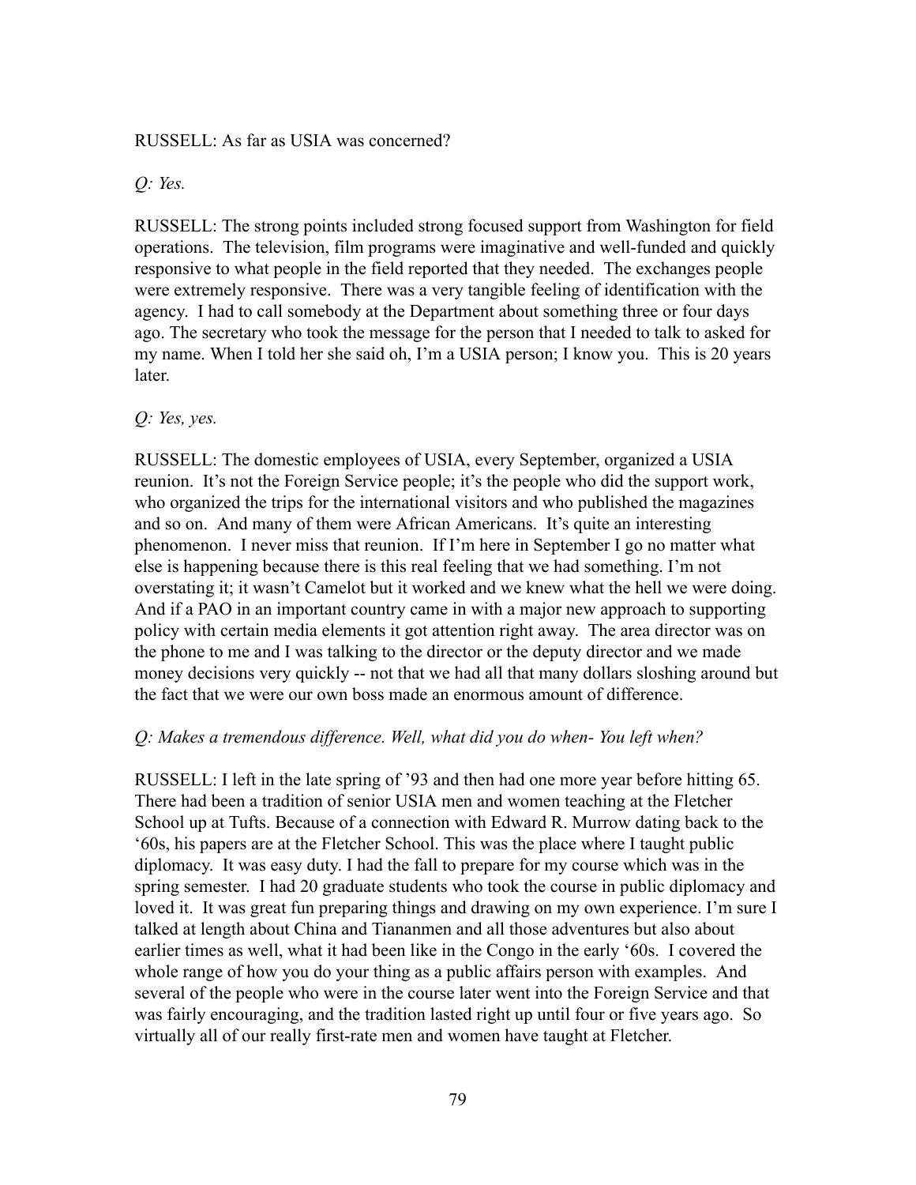RUSSELL: As far as USIA was concerned?

*Q: Yes.*

RUSSELL: The strong points included strong focused support from Washington for field operations. The television, film programs were imaginative and well-funded and quickly responsive to what people in the field reported that they needed. The exchanges people were extremely responsive. There was a very tangible feeling of identification with the agency. I had to call somebody at the Department about something three or four days ago. The secretary who took the message for the person that I needed to talk to asked for my name. When I told her she said oh, I'm a USIA person; I know you. This is 20 years later.

*Q: Yes, yes.*

RUSSELL: The domestic employees of USIA, every September, organized a USIA reunion. It's not the Foreign Service people; it's the people who did the support work, who organized the trips for the international visitors and who published the magazines and so on. And many of them were African Americans. It's quite an interesting phenomenon. I never miss that reunion. If I'm here in September I go no matter what else is happening because there is this real feeling that we had something. I'm not overstating it; it wasn't Camelot but it worked and we knew what the hell we were doing. And if a PAO in an important country came in with a major new approach to supporting policy with certain media elements it got attention right away. The area director was on the phone to me and I was talking to the director or the deputy director and we made money decisions very quickly -- not that we had all that many dollars sloshing around but the fact that we were our own boss made an enormous amount of difference.

*Q: Makes a tremendous difference. Well, what did you do when- You left when?*

RUSSELL: I left in the late spring of '93 and then had one more year before hitting 65. There had been a tradition of senior USIA men and women teaching at the Fletcher School up at Tufts. Because of a connection with Edward R. Murrow dating back to the '60s, his papers are at the Fletcher School. This was the place where I taught public diplomacy. It was easy duty. I had the fall to prepare for my course which was in the spring semester. I had 20 graduate students who took the course in public diplomacy and loved it. It was great fun preparing things and drawing on my own experience. I'm sure I talked at length about China and Tiananmen and all those adventures but also about earlier times as well, what it had been like in the Congo in the early '60s. I covered the whole range of how you do your thing as a public affairs person with examples. And several of the people who were in the course later went into the Foreign Service and that was fairly encouraging, and the tradition lasted right up until four or five years ago. So virtually all of our really first-rate men and women have taught at Fletcher.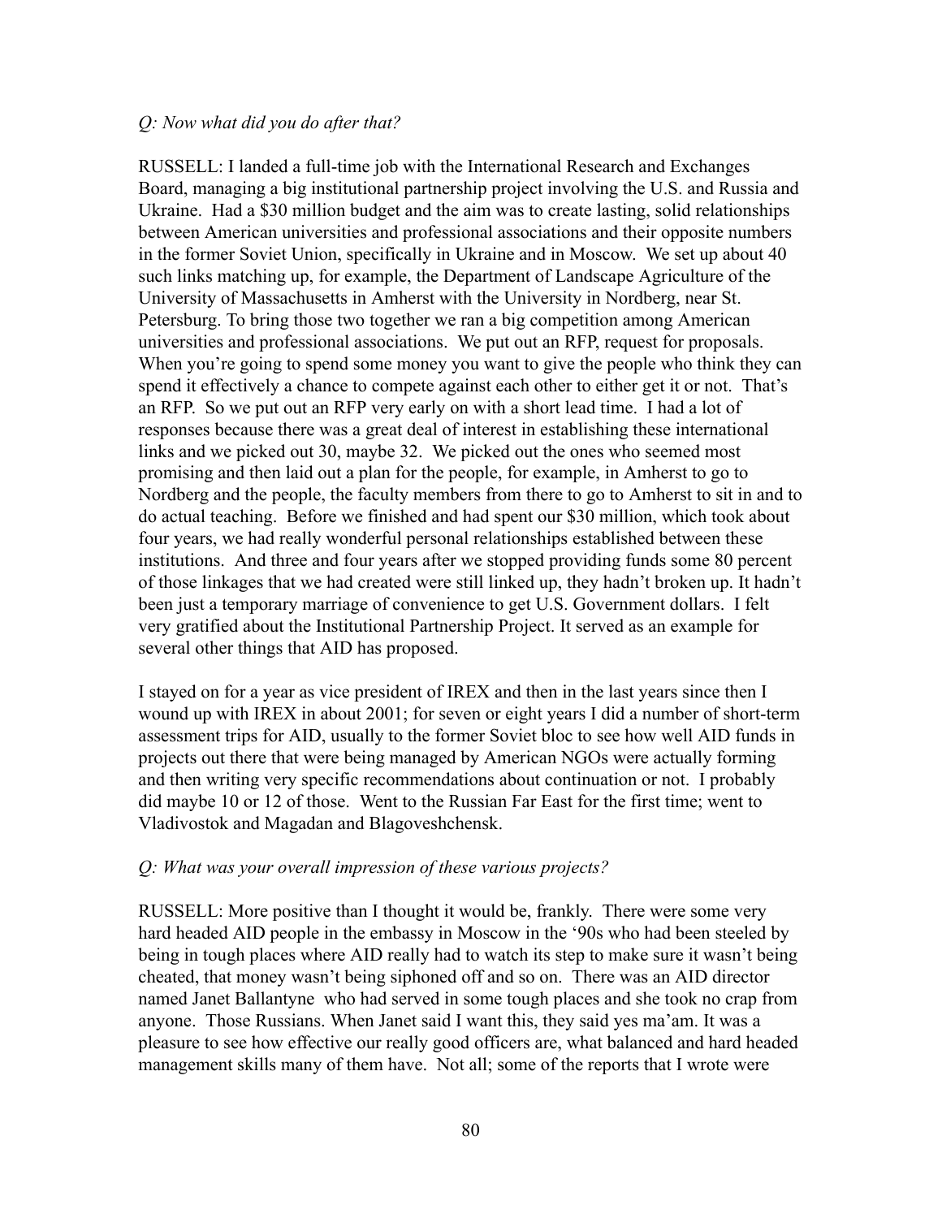*Q: Now what did you do after that?*

RUSSELL: I landed a full-time job with the International Research and Exchanges Board, managing a big institutional partnership project involving the U.S. and Russia and Ukraine. Had a $30 million budget and the aim was to create lasting, solid relationships between American universities and professional associations and their opposite numbers in the former Soviet Union, specifically in Ukraine and in Moscow. We set up about 40 such links matching up, for example, the Department of Landscape Agriculture of the University of Massachusetts in Amherst with the University in Nordberg, near St. Petersburg. To bring those two together we ran a big competition among American universities and professional associations. We put out an RFP, request for proposals. When you're going to spend some money you want to give the people who think they can spend it effectively a chance to compete against each other to either get it or not. That's an RFP. So we put out an RFP very early on with a short lead time. I had a lot of responses because there was a great deal of interest in establishing these international links and we picked out 30, maybe 32. We picked out the ones who seemed most promising and then laid out a plan for the people, for example, in Amherst to go to Nordberg and the people, the faculty members from there to go to Amherst to sit in and to do actual teaching. Before we finished and had spent our $30 million, which took about four years, we had really wonderful personal relationships established between these institutions. And three and four years after we stopped providing funds some 80 percent of those linkages that we had created were still linked up, they hadn't broken up. It hadn't been just a temporary marriage of convenience to get U.S. Government dollars. I felt very gratified about the Institutional Partnership Project. It served as an example for several other things that AID has proposed.

I stayed on for a year as vice president of IREX and then in the last years since then I wound up with IREX in about 2001; for seven or eight years I did a number of short-term assessment trips for AID, usually to the former Soviet bloc to see how well AID funds in projects out there that were being managed by American NGOs were actually forming and then writing very specific recommendations about continuation or not. I probably did maybe 10 or 12 of those. Went to the Russian Far East for the first time; went to Vladivostok and Magadan and Blagoveshchensk.

*Q: What was your overall impression of these various projects?*

RUSSELL: More positive than I thought it would be, frankly. There were some very hard headed AID people in the embassy in Moscow in the '90s who had been steeled by being in tough places where AID really had to watch its step to make sure it wasn't being cheated, that money wasn't being siphoned off and so on. There was an AID director named Janet Ballantyne who had served in some tough places and she took no crap from anyone. Those Russians. When Janet said I want this, they said yes ma'am. It was a pleasure to see how effective our really good officers are, what balanced and hard headed management skills many of them have. Not all; some of the reports that I wrote were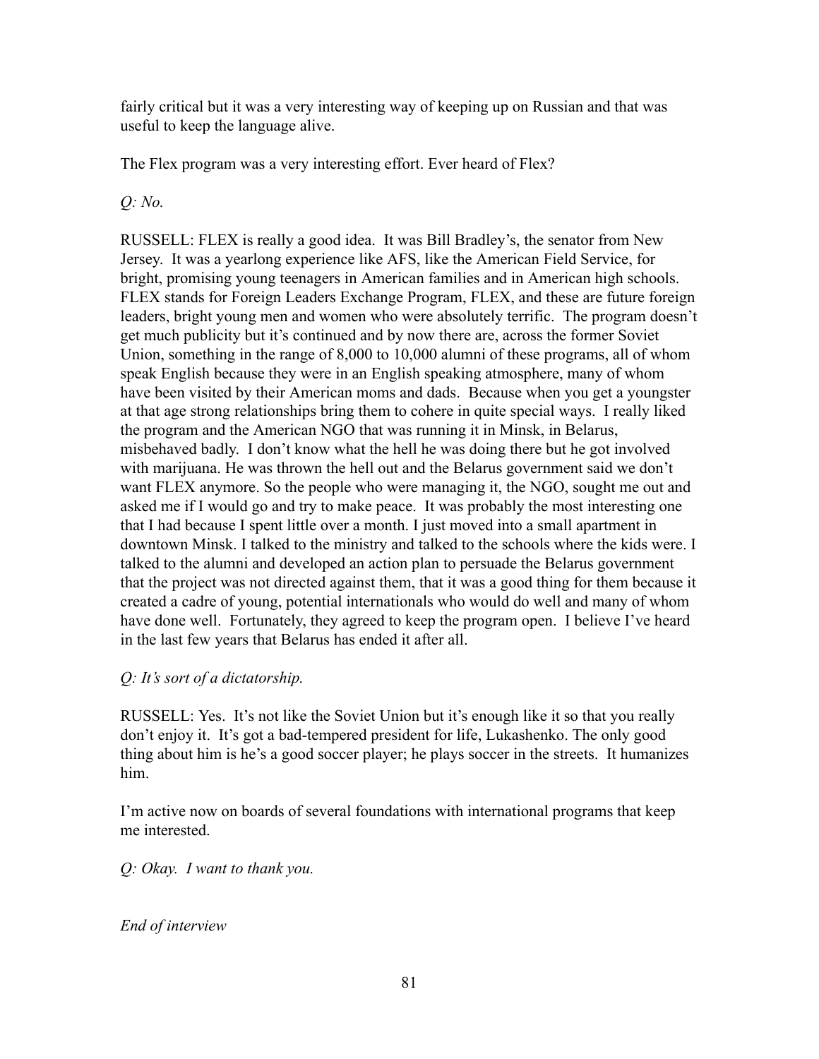fairly critical but it was a very interesting way of keeping up on Russian and that was useful to keep the language alive.

The Flex program was a very interesting effort. Ever heard of Flex?

*Q: No.*

RUSSELL: FLEX is really a good idea. It was Bill Bradley's, the senator from New Jersey. It was a yearlong experience like AFS, like the American Field Service, for bright, promising young teenagers in American families and in American high schools. FLEX stands for Foreign Leaders Exchange Program, FLEX, and these are future foreign leaders, bright young men and women who were absolutely terrific. The program doesn't get much publicity but it's continued and by now there are, across the former Soviet Union, something in the range of 8,000 to 10,000 alumni of these programs, all of whom speak English because they were in an English speaking atmosphere, many of whom have been visited by their American moms and dads. Because when you get a youngster at that age strong relationships bring them to cohere in quite special ways. I really liked the program and the American NGO that was running it in Minsk, in Belarus, misbehaved badly. I don't know what the hell he was doing there but he got involved with marijuana. He was thrown the hell out and the Belarus government said we don't want FLEX anymore. So the people who were managing it, the NGO, sought me out and asked me if I would go and try to make peace. It was probably the most interesting one that I had because I spent little over a month. I just moved into a small apartment in downtown Minsk. I talked to the ministry and talked to the schools where the kids were. I talked to the alumni and developed an action plan to persuade the Belarus government that the project was not directed against them, that it was a good thing for them because it created a cadre of young, potential internationals who would do well and many of whom have done well. Fortunately, they agreed to keep the program open. I believe I've heard in the last few years that Belarus has ended it after all.

*Q: It's sort of a dictatorship.*

RUSSELL: Yes. It's not like the Soviet Union but it's enough like it so that you really don't enjoy it. It's got a bad-tempered president for life, Lukashenko. The only good thing about him is he's a good soccer player; he plays soccer in the streets. It humanizes him.

I'm active now on boards of several foundations with international programs that keep me interested.

*Q: Okay. I want to thank you.*

*End of interview*